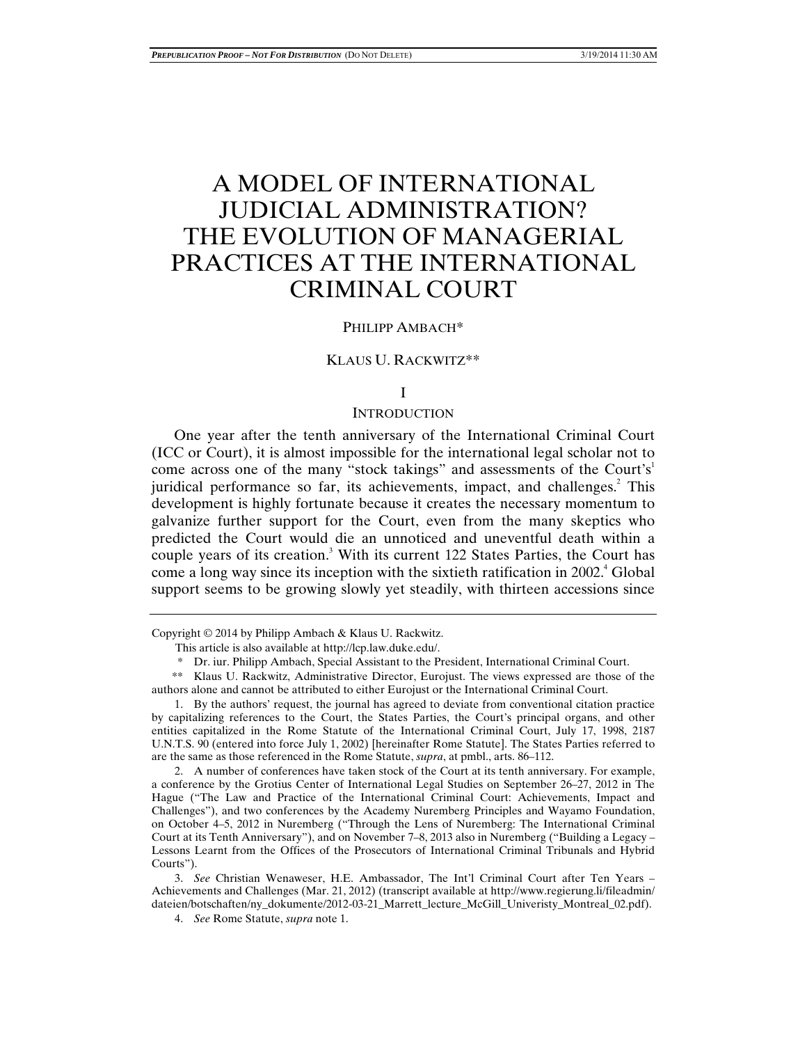# A MODEL OF INTERNATIONAL JUDICIAL ADMINISTRATION? THE EVOLUTION OF MANAGERIAL PRACTICES AT THE INTERNATIONAL CRIMINAL COURT

PHILIPP AMBACH*

KLAUS U. RACKWITZ**

## I

## INTRODUCTION

One year after the tenth anniversary of the International Criminal Court (ICC or Court), it is almost impossible for the international legal scholar not to come across one of the many "stock takings" and assessments of the Court's[1] juridical performance so far, its achievements, impact, and challenges.[2] This development is highly fortunate because it creates the necessary momentum to galvanize further support for the Court, even from the many skeptics who predicted the Court would die an unnoticed and uneventful death within a couple years of its creation.[3] With its current 122 States Parties, the Court has come a long way since its inception with the sixtieth ratification in 2002.[4] Global support seems to be growing slowly yet steadily, with thirteen accessions since

---

Copyright © 2014 by Philipp Ambach & Klaus U. Rackwitz.

This article is also available at http://lcp.law.duke.edu/.

\* Dr. iur. Philipp Ambach, Special Assistant to the President, International Criminal Court.

\*\* Klaus U. Rackwitz, Administrative Director, Eurojust. The views expressed are those of the authors alone and cannot be attributed to either Eurojust or the International Criminal Court.

1. By the authors' request, the journal has agreed to deviate from conventional citation practice by capitalizing references to the Court, the States Parties, the Court's principal organs, and other entities capitalized in the Rome Statute of the International Criminal Court, July 17, 1998, 2187 U.N.T.S. 90 (entered into force July 1, 2002) [hereinafter Rome Statute]. The States Parties referred to are the same as those referenced in the Rome Statute, *supra*, at pmbl., arts. 86–112.

2. A number of conferences have taken stock of the Court at its tenth anniversary. For example, a conference by the Grotius Center of International Legal Studies on September 26–27, 2012 in The Hague ("The Law and Practice of the International Criminal Court: Achievements, Impact and Challenges"), and two conferences by the Academy Nuremberg Principles and Wayamo Foundation, on October 4–5, 2012 in Nuremberg ("Through the Lens of Nuremberg: The International Criminal Court at its Tenth Anniversary"), and on November 7–8, 2013 also in Nuremberg ("Building a Legacy – Lessons Learnt from the Offices of the Prosecutors of International Criminal Tribunals and Hybrid Courts").

3. *See* Christian Wenaweser, H.E. Ambassador, The Int'l Criminal Court after Ten Years – Achievements and Challenges (Mar. 21, 2012) (transcript available at http://www.regierung.li/fileadmin/dateien/botschaften/ny_dokumente/2012-03-21_Marrett_lecture_McGill_Univeristy_Montreal_02.pdf).

4. *See* Rome Statute, *supra* note 1.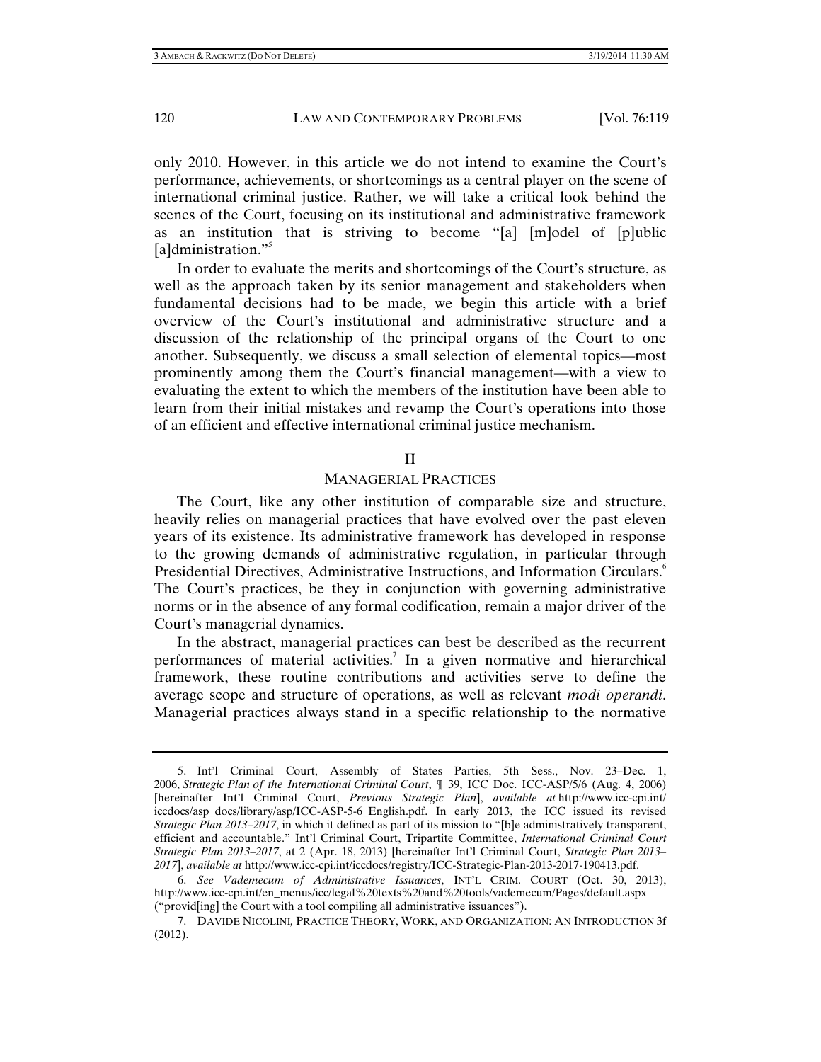only 2010. However, in this article we do not intend to examine the Court's performance, achievements, or shortcomings as a central player on the scene of international criminal justice. Rather, we will take a critical look behind the scenes of the Court, focusing on its institutional and administrative framework as an institution that is striving to become "[a] [m]odel of [p]ublic [a]dministration."[5]

In order to evaluate the merits and shortcomings of the Court's structure, as well as the approach taken by its senior management and stakeholders when fundamental decisions had to be made, we begin this article with a brief overview of the Court's institutional and administrative structure and a discussion of the relationship of the principal organs of the Court to one another. Subsequently, we discuss a small selection of elemental topics—most prominently among them the Court's financial management—with a view to evaluating the extent to which the members of the institution have been able to learn from their initial mistakes and revamp the Court's operations into those of an efficient and effective international criminal justice mechanism.

## II

## MANAGERIAL PRACTICES

The Court, like any other institution of comparable size and structure, heavily relies on managerial practices that have evolved over the past eleven years of its existence. Its administrative framework has developed in response to the growing demands of administrative regulation, in particular through Presidential Directives, Administrative Instructions, and Information Circulars.[6] The Court's practices, be they in conjunction with governing administrative norms or in the absence of any formal codification, remain a major driver of the Court's managerial dynamics.

In the abstract, managerial practices can best be described as the recurrent performances of material activities.[7] In a given normative and hierarchical framework, these routine contributions and activities serve to define the average scope and structure of operations, as well as relevant *modi operandi*. Managerial practices always stand in a specific relationship to the normative

---

5. Int'l Criminal Court, Assembly of States Parties, 5th Sess., Nov. 23–Dec. 1, 2006, *Strategic Plan of the International Criminal Court*, ¶ 39, ICC Doc. ICC-ASP/5/6 (Aug. 4, 2006) [hereinafter Int'l Criminal Court, *Previous Strategic Plan*], *available at* http://www.icc-cpi.int/iccdocs/asp_docs/library/asp/ICC-ASP-5-6_English.pdf. In early 2013, the ICC issued its revised *Strategic Plan 2013–2017*, in which it defined as part of its mission to "[b]e administratively transparent, efficient and accountable." Int'l Criminal Court, Tripartite Committee, *International Criminal Court Strategic Plan 2013–2017*, at 2 (Apr. 18, 2013) [hereinafter Int'l Criminal Court, *Strategic Plan 2013–2017*], *available at* http://www.icc-cpi.int/iccdocs/registry/ICC-Strategic-Plan-2013-2017-190413.pdf.

6. *See Vademecum of Administrative Issuances*, INT'L CRIM. COURT (Oct. 30, 2013), http://www.icc-cpi.int/en_menus/icc/legal%20texts%20and%20tools/vademecum/Pages/default.aspx ("provid[ing] the Court with a tool compiling all administrative issuances").

7. DAVIDE NICOLINI, PRACTICE THEORY, WORK, AND ORGANIZATION: AN INTRODUCTION 3f (2012).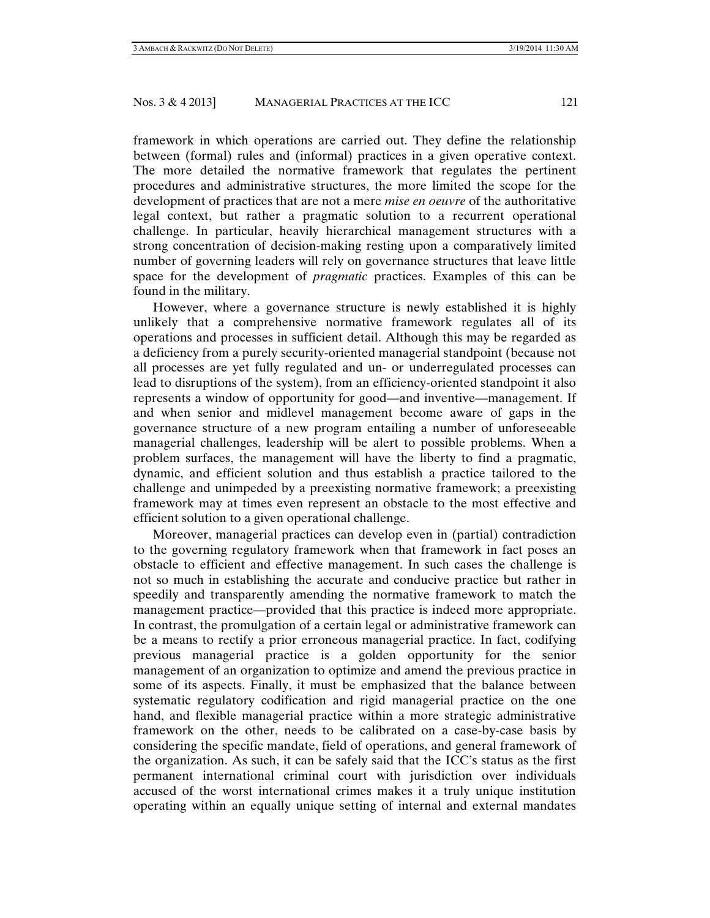framework in which operations are carried out. They define the relationship between (formal) rules and (informal) practices in a given operative context. The more detailed the normative framework that regulates the pertinent procedures and administrative structures, the more limited the scope for the development of practices that are not a mere *mise en oeuvre* of the authoritative legal context, but rather a pragmatic solution to a recurrent operational challenge. In particular, heavily hierarchical management structures with a strong concentration of decision-making resting upon a comparatively limited number of governing leaders will rely on governance structures that leave little space for the development of *pragmatic* practices. Examples of this can be found in the military.

However, where a governance structure is newly established it is highly unlikely that a comprehensive normative framework regulates all of its operations and processes in sufficient detail. Although this may be regarded as a deficiency from a purely security-oriented managerial standpoint (because not all processes are yet fully regulated and un- or underregulated processes can lead to disruptions of the system), from an efficiency-oriented standpoint it also represents a window of opportunity for good—and inventive—management. If and when senior and midlevel management become aware of gaps in the governance structure of a new program entailing a number of unforeseeable managerial challenges, leadership will be alert to possible problems. When a problem surfaces, the management will have the liberty to find a pragmatic, dynamic, and efficient solution and thus establish a practice tailored to the challenge and unimpeded by a preexisting normative framework; a preexisting framework may at times even represent an obstacle to the most effective and efficient solution to a given operational challenge.

Moreover, managerial practices can develop even in (partial) contradiction to the governing regulatory framework when that framework in fact poses an obstacle to efficient and effective management. In such cases the challenge is not so much in establishing the accurate and conducive practice but rather in speedily and transparently amending the normative framework to match the management practice—provided that this practice is indeed more appropriate. In contrast, the promulgation of a certain legal or administrative framework can be a means to rectify a prior erroneous managerial practice. In fact, codifying previous managerial practice is a golden opportunity for the senior management of an organization to optimize and amend the previous practice in some of its aspects. Finally, it must be emphasized that the balance between systematic regulatory codification and rigid managerial practice on the one hand, and flexible managerial practice within a more strategic administrative framework on the other, needs to be calibrated on a case-by-case basis by considering the specific mandate, field of operations, and general framework of the organization. As such, it can be safely said that the ICC's status as the first permanent international criminal court with jurisdiction over individuals accused of the worst international crimes makes it a truly unique institution operating within an equally unique setting of internal and external mandates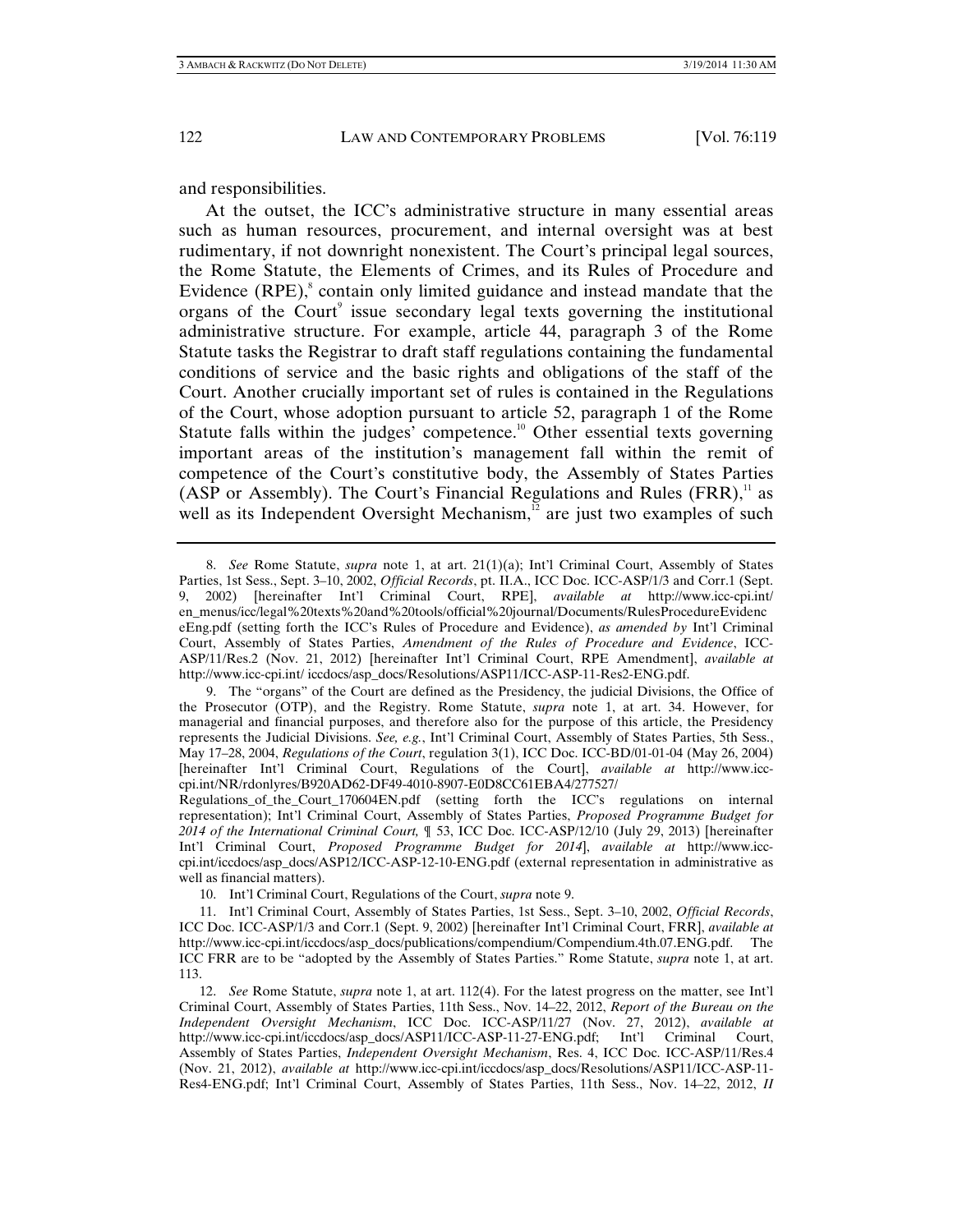and responsibilities.

At the outset, the ICC's administrative structure in many essential areas such as human resources, procurement, and internal oversight was at best rudimentary, if not downright nonexistent. The Court's principal legal sources, the Rome Statute, the Elements of Crimes, and its Rules of Procedure and Evidence (RPE),[8] contain only limited guidance and instead mandate that the organs of the Court[9] issue secondary legal texts governing the institutional administrative structure. For example, article 44, paragraph 3 of the Rome Statute tasks the Registrar to draft staff regulations containing the fundamental conditions of service and the basic rights and obligations of the staff of the Court. Another crucially important set of rules is contained in the Regulations of the Court, whose adoption pursuant to article 52, paragraph 1 of the Rome Statute falls within the judges' competence.[10] Other essential texts governing important areas of the institution's management fall within the remit of competence of the Court's constitutive body, the Assembly of States Parties (ASP or Assembly). The Court's Financial Regulations and Rules (FRR),[11] as well as its Independent Oversight Mechanism,[12] are just two examples of such

---

8. *See* Rome Statute, *supra* note 1, at art. 21(1)(a); Int'l Criminal Court, Assembly of States Parties, 1st Sess., Sept. 3–10, 2002, *Official Records*, pt. II.A., ICC Doc. ICC-ASP/1/3 and Corr.1 (Sept. 9, 2002) [hereinafter Int'l Criminal Court, RPE], *available at* http://www.icc-cpi.int/en_menus/icc/legal%20texts%20and%20tools/official%20journal/Documents/RulesProcedureEvidenceEng.pdf (setting forth the ICC's Rules of Procedure and Evidence), *as amended by* Int'l Criminal Court, Assembly of States Parties, *Amendment of the Rules of Procedure and Evidence*, ICC-ASP/11/Res.2 (Nov. 21, 2012) [hereinafter Int'l Criminal Court, RPE Amendment], *available at* http://www.icc-cpi.int/ iccdocs/asp_docs/Resolutions/ASP11/ICC-ASP-11-Res2-ENG.pdf.

9. The "organs" of the Court are defined as the Presidency, the judicial Divisions, the Office of the Prosecutor (OTP), and the Registry. Rome Statute, *supra* note 1, at art. 34. However, for managerial and financial purposes, and therefore also for the purpose of this article, the Presidency represents the Judicial Divisions. *See, e.g.*, Int'l Criminal Court, Assembly of States Parties, 5th Sess., May 17–28, 2004, *Regulations of the Court*, regulation 3(1), ICC Doc. ICC-BD/01-01-04 (May 26, 2004) [hereinafter Int'l Criminal Court, Regulations of the Court], *available at* http://www.icc-cpi.int/NR/rdonlyres/B920AD62-DF49-4010-8907-E0D8CC61EBA4/277527/Regulations_of_the_Court_170604EN.pdf (setting forth the ICC's regulations on internal representation); Int'l Criminal Court, Assembly of States Parties, *Proposed Programme Budget for 2014 of the International Criminal Court,* ¶ 53, ICC Doc. ICC-ASP/12/10 (July 29, 2013) [hereinafter Int'l Criminal Court, *Proposed Programme Budget for 2014*], *available at* http://www.icc-cpi.int/iccdocs/asp_docs/ASP12/ICC-ASP-12-10-ENG.pdf (external representation in administrative as well as financial matters).

10. Int'l Criminal Court, Regulations of the Court, *supra* note 9.

11. Int'l Criminal Court, Assembly of States Parties, 1st Sess., Sept. 3–10, 2002, *Official Records*, ICC Doc. ICC-ASP/1/3 and Corr.1 (Sept. 9, 2002) [hereinafter Int'l Criminal Court, FRR], *available at* http://www.icc-cpi.int/iccdocs/asp_docs/publications/compendium/Compendium.4th.07.ENG.pdf. The ICC FRR are to be "adopted by the Assembly of States Parties." Rome Statute, *supra* note 1, at art. 113.

12. *See* Rome Statute, *supra* note 1, at art. 112(4). For the latest progress on the matter, see Int'l Criminal Court, Assembly of States Parties, 11th Sess., Nov. 14–22, 2012, *Report of the Bureau on the Independent Oversight Mechanism*, ICC Doc. ICC-ASP/11/27 (Nov. 27, 2012), *available at* http://www.icc-cpi.int/iccdocs/asp_docs/ASP11/ICC-ASP-11-27-ENG.pdf; Int'l Criminal Court, Assembly of States Parties, *Independent Oversight Mechanism*, Res. 4, ICC Doc. ICC-ASP/11/Res.4 (Nov. 21, 2012), *available at* http://www.icc-cpi.int/iccdocs/asp_docs/Resolutions/ASP11/ICC-ASP-11-Res4-ENG.pdf; Int'l Criminal Court, Assembly of States Parties, 11th Sess., Nov. 14–22, 2012, *II*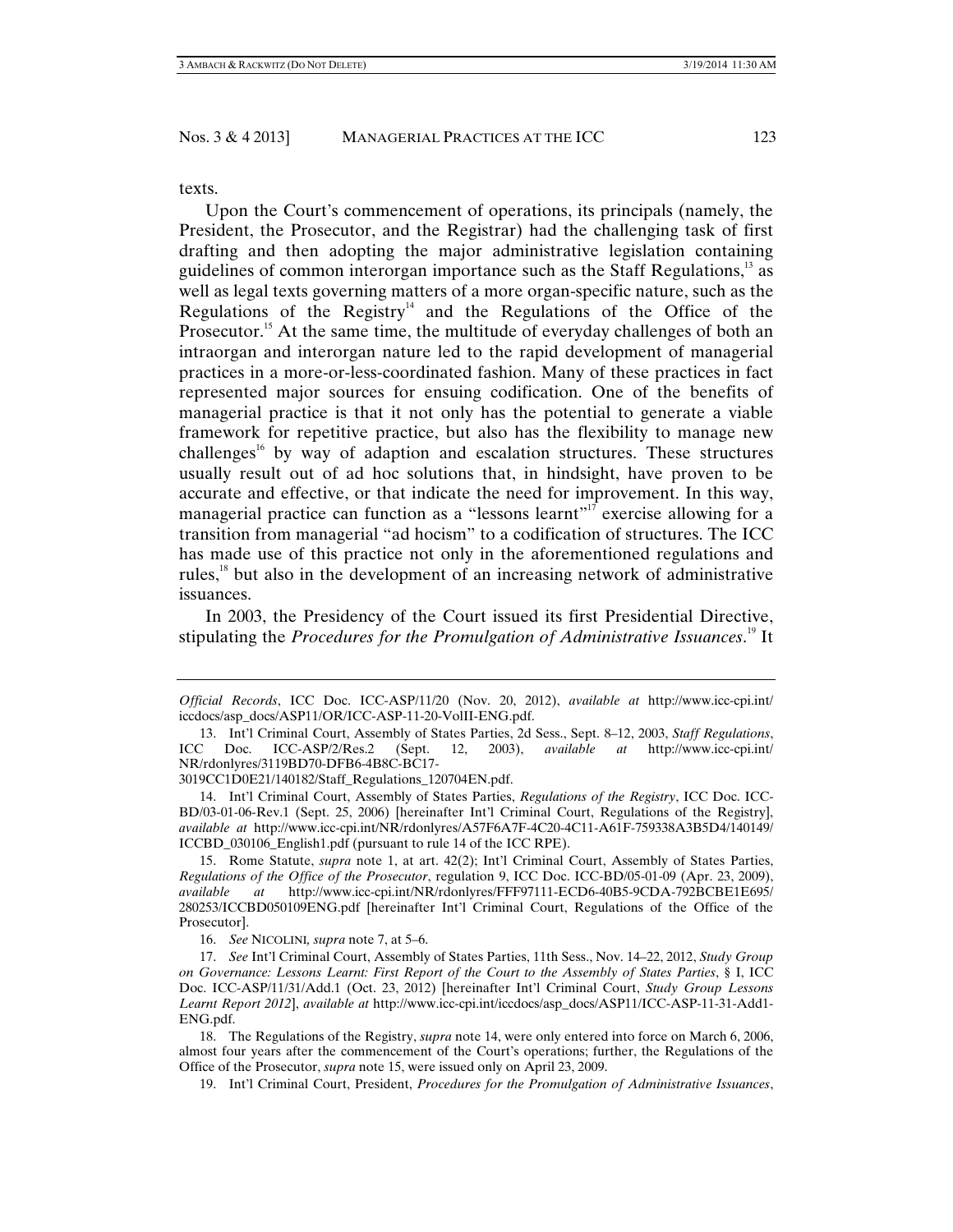texts.

Upon the Court's commencement of operations, its principals (namely, the President, the Prosecutor, and the Registrar) had the challenging task of first drafting and then adopting the major administrative legislation containing guidelines of common interorgan importance such as the Staff Regulations,[13] as well as legal texts governing matters of a more organ-specific nature, such as the Regulations of the Registry[14] and the Regulations of the Office of the Prosecutor.[15] At the same time, the multitude of everyday challenges of both an intraorgan and interorgan nature led to the rapid development of managerial practices in a more-or-less-coordinated fashion. Many of these practices in fact represented major sources for ensuing codification. One of the benefits of managerial practice is that it not only has the potential to generate a viable framework for repetitive practice, but also has the flexibility to manage new challenges[16] by way of adaption and escalation structures. These structures usually result out of ad hoc solutions that, in hindsight, have proven to be accurate and effective, or that indicate the need for improvement. In this way, managerial practice can function as a "lessons learnt"[17] exercise allowing for a transition from managerial "ad hocism" to a codification of structures. The ICC has made use of this practice not only in the aforementioned regulations and rules,[18] but also in the development of an increasing network of administrative issuances.

In 2003, the Presidency of the Court issued its first Presidential Directive, stipulating the *Procedures for the Promulgation of Administrative Issuances*.[19] It

---

*Official Records*, ICC Doc. ICC-ASP/11/20 (Nov. 20, 2012), *available at* http://www.icc-cpi.int/iccdocs/asp_docs/ASP11/OR/ICC-ASP-11-20-VolII-ENG.pdf.

13. Int'l Criminal Court, Assembly of States Parties, 2d Sess., Sept. 8–12, 2003, *Staff Regulations*, ICC Doc. ICC-ASP/2/Res.2 (Sept. 12, 2003), *available at* http://www.icc-cpi.int/NR/rdonlyres/3119BD70-DFB6-4B8C-BC17-3019CC1D0E21/140182/Staff_Regulations_120704EN.pdf.

14. Int'l Criminal Court, Assembly of States Parties, *Regulations of the Registry*, ICC Doc. ICC-BD/03-01-06-Rev.1 (Sept. 25, 2006) [hereinafter Int'l Criminal Court, Regulations of the Registry], *available at* http://www.icc-cpi.int/NR/rdonlyres/A57F6A7F-4C20-4C11-A61F-759338A3B5D4/140149/ICCBD_030106_English1.pdf (pursuant to rule 14 of the ICC RPE).

15. Rome Statute, *supra* note 1, at art. 42(2); Int'l Criminal Court, Assembly of States Parties, *Regulations of the Office of the Prosecutor*, regulation 9, ICC Doc. ICC-BD/05-01-09 (Apr. 23, 2009), *available at* http://www.icc-cpi.int/NR/rdonlyres/FFF97111-ECD6-40B5-9CDA-792BCBE1E695/280253/ICCBD050109ENG.pdf [hereinafter Int'l Criminal Court, Regulations of the Office of the Prosecutor].

16. *See* NICOLINI, *supra* note 7, at 5–6.

17. *See* Int'l Criminal Court, Assembly of States Parties, 11th Sess., Nov. 14–22, 2012, *Study Group on Governance: Lessons Learnt: First Report of the Court to the Assembly of States Parties*, § I, ICC Doc. ICC-ASP/11/31/Add.1 (Oct. 23, 2012) [hereinafter Int'l Criminal Court, *Study Group Lessons Learnt Report 2012*], *available at* http://www.icc-cpi.int/iccdocs/asp_docs/ASP11/ICC-ASP-11-31-Add1-ENG.pdf.

18. The Regulations of the Registry, *supra* note 14, were only entered into force on March 6, 2006, almost four years after the commencement of the Court's operations; further, the Regulations of the Office of the Prosecutor, *supra* note 15, were issued only on April 23, 2009.

19. Int'l Criminal Court, President, *Procedures for the Promulgation of Administrative Issuances*,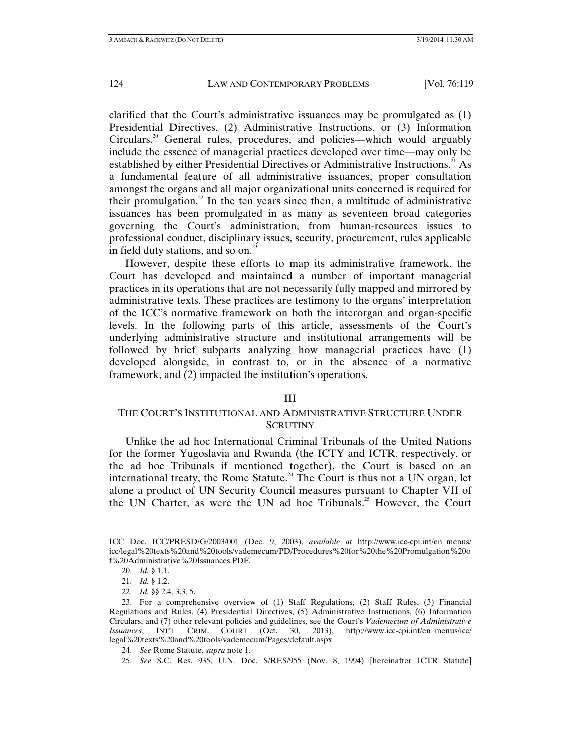clarified that the Court's administrative issuances may be promulgated as (1) Presidential Directives, (2) Administrative Instructions, or (3) Information Circulars.[20] General rules, procedures, and policies—which would arguably include the essence of managerial practices developed over time—may only be established by either Presidential Directives or Administrative Instructions.[21] As a fundamental feature of all administrative issuances, proper consultation amongst the organs and all major organizational units concerned is required for their promulgation.[22] In the ten years since then, a multitude of administrative issuances has been promulgated in as many as seventeen broad categories governing the Court's administration, from human-resources issues to professional conduct, disciplinary issues, security, procurement, rules applicable in field duty stations, and so on.[23]

However, despite these efforts to map its administrative framework, the Court has developed and maintained a number of important managerial practices in its operations that are not necessarily fully mapped and mirrored by administrative texts. These practices are testimony to the organs' interpretation of the ICC's normative framework on both the interorgan and organ-specific levels. In the following parts of this article, assessments of the Court's underlying administrative structure and institutional arrangements will be followed by brief subparts analyzing how managerial practices have (1) developed alongside, in contrast to, or in the absence of a normative framework, and (2) impacted the institution's operations.

## III

## THE COURT'S INSTITUTIONAL AND ADMINISTRATIVE STRUCTURE UNDER SCRUTINY

Unlike the ad hoc International Criminal Tribunals of the United Nations for the former Yugoslavia and Rwanda (the ICTY and ICTR, respectively, or the ad hoc Tribunals if mentioned together), the Court is based on an international treaty, the Rome Statute.[24] The Court is thus not a UN organ, let alone a product of UN Security Council measures pursuant to Chapter VII of the UN Charter, as were the UN ad hoc Tribunals.[25] However, the Court

---

ICC Doc. ICC/PRESD/G/2003/001 (Dec. 9, 2003), *available at* http://www.icc-cpi.int/en_menus/icc/legal%20texts%20and%20tools/vademecum/PD/Procedures%20for%20the%20Promulgation%20of%20Administrative%20Issuances.PDF.

20. *Id.* § 1.1.

21. *Id.* § 1.2.

22. *Id.* §§ 2.4, 3.3, 5.

23. For a comprehensive overview of (1) Staff Regulations, (2) Staff Rules, (3) Financial Regulations and Rules, (4) Presidential Directives, (5) Administrative Instructions, (6) Information Circulars, and (7) other relevant policies and guidelines, see the Court's *Vademecum of Administrative Issuances*, INT'L CRIM. COURT (Oct. 30, 2013), http://www.icc-cpi.int/en_menus/icc/legal%20texts%20and%20tools/vademecum/Pages/default.aspx

24. *See* Rome Statute, *supra* note 1.

25. *See* S.C. Res. 935, U.N. Doc. S/RES/955 (Nov. 8, 1994) [hereinafter ICTR Statute]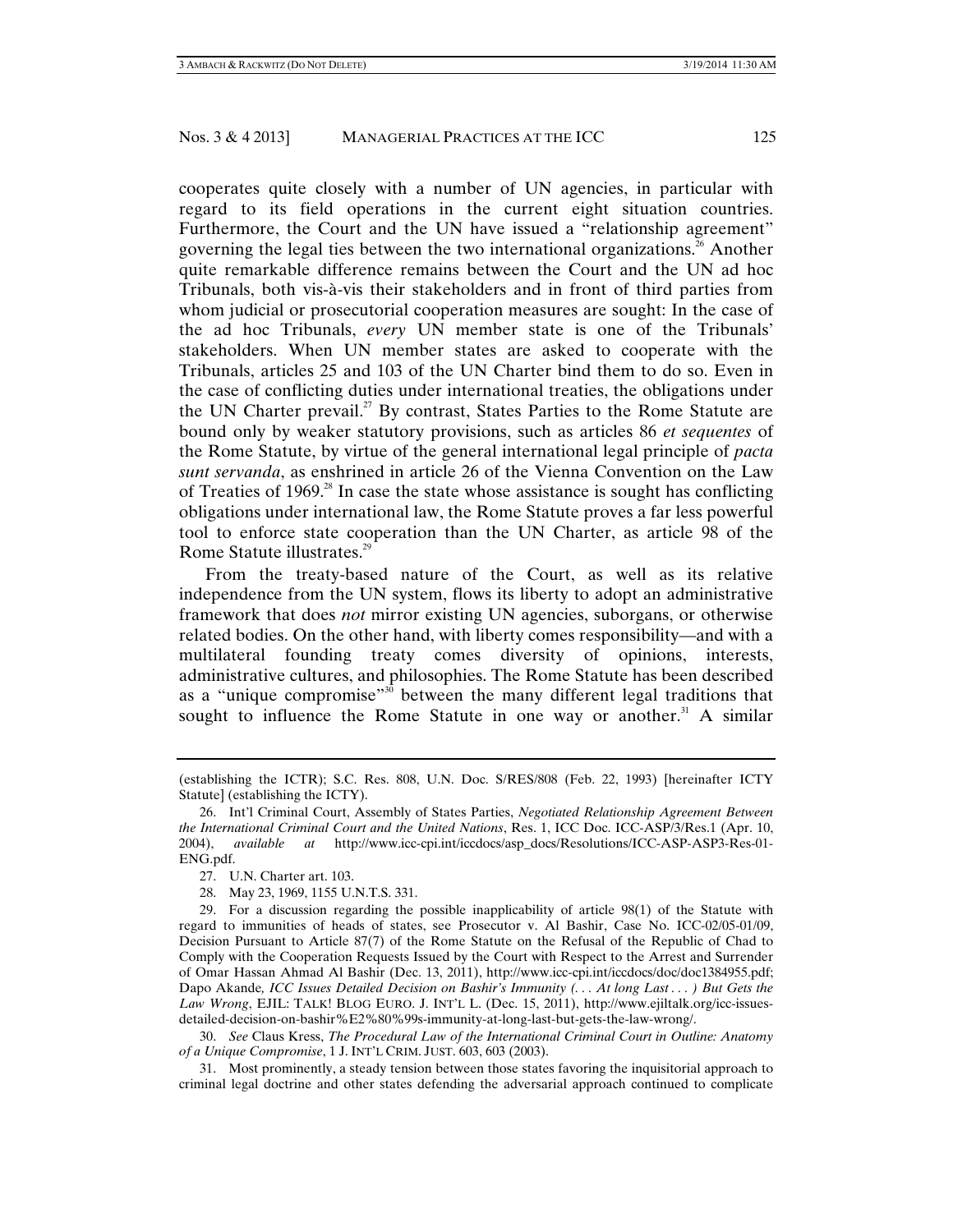cooperates quite closely with a number of UN agencies, in particular with regard to its field operations in the current eight situation countries. Furthermore, the Court and the UN have issued a "relationship agreement" governing the legal ties between the two international organizations.[26] Another quite remarkable difference remains between the Court and the UN ad hoc Tribunals, both vis-à-vis their stakeholders and in front of third parties from whom judicial or prosecutorial cooperation measures are sought: In the case of the ad hoc Tribunals, *every* UN member state is one of the Tribunals' stakeholders. When UN member states are asked to cooperate with the Tribunals, articles 25 and 103 of the UN Charter bind them to do so. Even in the case of conflicting duties under international treaties, the obligations under the UN Charter prevail.[27] By contrast, States Parties to the Rome Statute are bound only by weaker statutory provisions, such as articles 86 *et sequentes* of the Rome Statute, by virtue of the general international legal principle of *pacta sunt servanda*, as enshrined in article 26 of the Vienna Convention on the Law of Treaties of 1969.[28] In case the state whose assistance is sought has conflicting obligations under international law, the Rome Statute proves a far less powerful tool to enforce state cooperation than the UN Charter, as article 98 of the Rome Statute illustrates.[29]

From the treaty-based nature of the Court, as well as its relative independence from the UN system, flows its liberty to adopt an administrative framework that does *not* mirror existing UN agencies, suborgans, or otherwise related bodies. On the other hand, with liberty comes responsibility—and with a multilateral founding treaty comes diversity of opinions, interests, administrative cultures, and philosophies. The Rome Statute has been described as a "unique compromise"[30] between the many different legal traditions that sought to influence the Rome Statute in one way or another.[31] A similar

---

(establishing the ICTR); S.C. Res. 808, U.N. Doc. S/RES/808 (Feb. 22, 1993) [hereinafter ICTY Statute] (establishing the ICTY).

26. Int'l Criminal Court, Assembly of States Parties, *Negotiated Relationship Agreement Between the International Criminal Court and the United Nations*, Res. 1, ICC Doc. ICC-ASP/3/Res.1 (Apr. 10, 2004), *available at* http://www.icc-cpi.int/iccdocs/asp_docs/Resolutions/ICC-ASP-ASP3-Res-01-ENG.pdf.

27. U.N. Charter art. 103.

28. May 23, 1969, 1155 U.N.T.S. 331.

29. For a discussion regarding the possible inapplicability of article 98(1) of the Statute with regard to immunities of heads of states, see Prosecutor v. Al Bashir, Case No. ICC-02/05-01/09, Decision Pursuant to Article 87(7) of the Rome Statute on the Refusal of the Republic of Chad to Comply with the Cooperation Requests Issued by the Court with Respect to the Arrest and Surrender of Omar Hassan Ahmad Al Bashir (Dec. 13, 2011), http://www.icc-cpi.int/iccdocs/doc/doc1384955.pdf; Dapo Akande*, ICC Issues Detailed Decision on Bashir's Immunity (. . . At long Last . . . ) But Gets the Law Wrong*, EJIL: TALK! BLOG EURO. J. INT'L L. (Dec. 15, 2011), http://www.ejiltalk.org/icc-issues-detailed-decision-on-bashir%E2%80%99s-immunity-at-long-last-but-gets-the-law-wrong/.

30. *See* Claus Kress, *The Procedural Law of the International Criminal Court in Outline: Anatomy of a Unique Compromise*, 1 J. INT'L CRIM. JUST. 603, 603 (2003).

31. Most prominently, a steady tension between those states favoring the inquisitorial approach to criminal legal doctrine and other states defending the adversarial approach continued to complicate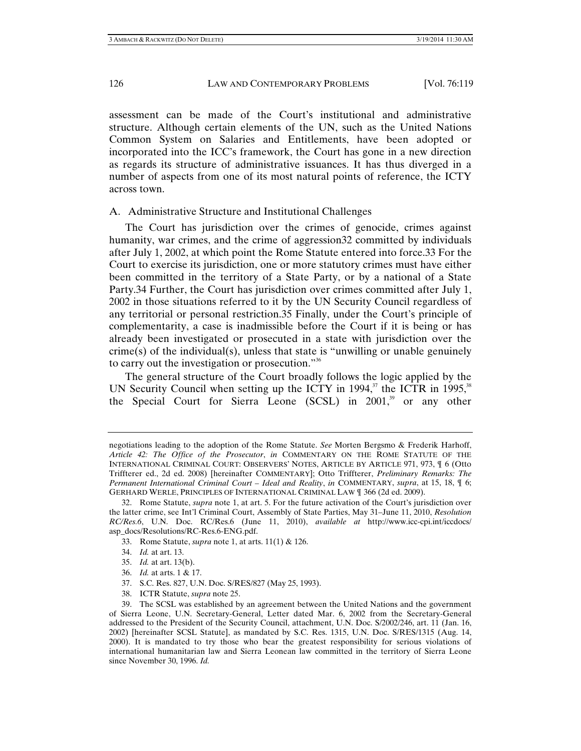assessment can be made of the Court's institutional and administrative structure. Although certain elements of the UN, such as the United Nations Common System on Salaries and Entitlements, have been adopted or incorporated into the ICC's framework, the Court has gone in a new direction as regards its structure of administrative issuances. It has thus diverged in a number of aspects from one of its most natural points of reference, the ICTY across town.

### A. Administrative Structure and Institutional Challenges

The Court has jurisdiction over the crimes of genocide, crimes against humanity, war crimes, and the crime of aggression32 committed by individuals after July 1, 2002, at which point the Rome Statute entered into force.33 For the Court to exercise its jurisdiction, one or more statutory crimes must have either been committed in the territory of a State Party, or by a national of a State Party.34 Further, the Court has jurisdiction over crimes committed after July 1, 2002 in those situations referred to it by the UN Security Council regardless of any territorial or personal restriction.35 Finally, under the Court's principle of complementarity, a case is inadmissible before the Court if it is being or has already been investigated or prosecuted in a state with jurisdiction over the crime(s) of the individual(s), unless that state is "unwilling or unable genuinely to carry out the investigation or prosecution."[36]

The general structure of the Court broadly follows the logic applied by the UN Security Council when setting up the ICTY in 1994,[37] the ICTR in 1995,[38] the Special Court for Sierra Leone (SCSL) in 2001,[39] or any other

---

negotiations leading to the adoption of the Rome Statute. *See* Morten Bergsmo & Frederik Harhoff, *Article 42: The Office of the Prosecutor*, *in* COMMENTARY ON THE ROME STATUTE OF THE INTERNATIONAL CRIMINAL COURT: OBSERVERS' NOTES, ARTICLE BY ARTICLE 971, 973, ¶ 6 (Otto Triffterer ed., 2d ed. 2008) [hereinafter COMMENTARY]; Otto Triffterer, *Preliminary Remarks: The Permanent International Criminal Court – Ideal and Reality*, *in* COMMENTARY, *supra*, at 15, 18, ¶ 6; GERHARD WERLE, PRINCIPLES OF INTERNATIONAL CRIMINAL LAW ¶ 366 (2d ed. 2009).

32. Rome Statute, *supra* note 1, at art. 5. For the future activation of the Court's jurisdiction over the latter crime, see Int'l Criminal Court, Assembly of State Parties, May 31–June 11, 2010, *Resolution RC/Res.6*, U.N. Doc. RC/Res.6 (June 11, 2010), *available at* http://www.icc-cpi.int/iccdocs/asp_docs/Resolutions/RC-Res.6-ENG.pdf.

33. Rome Statute, *supra* note 1, at arts. 11(1) & 126.

34. *Id.* at art. 13.

35. *Id.* at art. 13(b).

36. *Id.* at arts. 1 & 17.

37. S.C. Res. 827, U.N. Doc. S/RES/827 (May 25, 1993).

38. ICTR Statute, *supra* note 25.

39. The SCSL was established by an agreement between the United Nations and the government of Sierra Leone, U.N. Secretary-General, Letter dated Mar. 6, 2002 from the Secretary-General addressed to the President of the Security Council, attachment, U.N. Doc. S/2002/246, art. 11 (Jan. 16, 2002) [hereinafter SCSL Statute], as mandated by S.C. Res. 1315, U.N. Doc. S/RES/1315 (Aug. 14, 2000). It is mandated to try those who bear the greatest responsibility for serious violations of international humanitarian law and Sierra Leonean law committed in the territory of Sierra Leone since November 30, 1996. *Id.*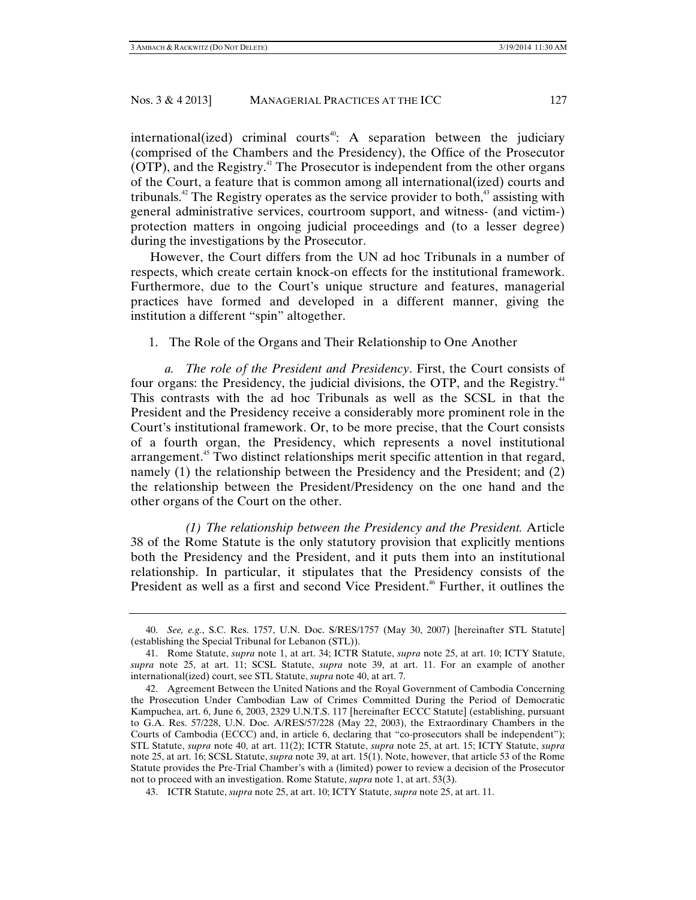international(ized) criminal courts[40]: A separation between the judiciary (comprised of the Chambers and the Presidency), the Office of the Prosecutor (OTP), and the Registry.[41] The Prosecutor is independent from the other organs of the Court, a feature that is common among all international(ized) courts and tribunals.[42] The Registry operates as the service provider to both,[43] assisting with general administrative services, courtroom support, and witness- (and victim-) protection matters in ongoing judicial proceedings and (to a lesser degree) during the investigations by the Prosecutor.

However, the Court differs from the UN ad hoc Tribunals in a number of respects, which create certain knock-on effects for the institutional framework. Furthermore, due to the Court's unique structure and features, managerial practices have formed and developed in a different manner, giving the institution a different "spin" altogether.

1. The Role of the Organs and Their Relationship to One Another

*a. The role of the President and Presidency*. First, the Court consists of four organs: the Presidency, the judicial divisions, the OTP, and the Registry.[44] This contrasts with the ad hoc Tribunals as well as the SCSL in that the President and the Presidency receive a considerably more prominent role in the Court's institutional framework. Or, to be more precise, that the Court consists of a fourth organ, the Presidency, which represents a novel institutional arrangement.[45] Two distinct relationships merit specific attention in that regard, namely (1) the relationship between the Presidency and the President; and (2) the relationship between the President/Presidency on the one hand and the other organs of the Court on the other.

*(1) The relationship between the Presidency and the President.* Article 38 of the Rome Statute is the only statutory provision that explicitly mentions both the Presidency and the President, and it puts them into an institutional relationship. In particular, it stipulates that the Presidency consists of the President as well as a first and second Vice President.[46] Further, it outlines the

---

40. *See, e.g.*, S.C. Res. 1757, U.N. Doc. S/RES/1757 (May 30, 2007) [hereinafter STL Statute] (establishing the Special Tribunal for Lebanon (STL)).

41. Rome Statute, *supra* note 1, at art. 34; ICTR Statute, *supra* note 25, at art. 10; ICTY Statute, *supra* note 25, at art. 11; SCSL Statute, *supra* note 39, at art. 11. For an example of another international(ized) court, see STL Statute, *supra* note 40, at art. 7.

42. Agreement Between the United Nations and the Royal Government of Cambodia Concerning the Prosecution Under Cambodian Law of Crimes Committed During the Period of Democratic Kampuchea, art. 6, June 6, 2003, 2329 U.N.T.S. 117 [hereinafter ECCC Statute] (establishing, pursuant to G.A. Res. 57/228, U.N. Doc. A/RES/57/228 (May 22, 2003), the Extraordinary Chambers in the Courts of Cambodia (ECCC) and, in article 6, declaring that "co-prosecutors shall be independent"); STL Statute, *supra* note 40, at art. 11(2); ICTR Statute, *supra* note 25, at art. 15; ICTY Statute, *supra* note 25, at art. 16; SCSL Statute, *supra* note 39, at art. 15(1). Note, however, that article 53 of the Rome Statute provides the Pre-Trial Chamber's with a (limited) power to review a decision of the Prosecutor not to proceed with an investigation. Rome Statute, *supra* note 1, at art. 53(3).

43. ICTR Statute, *supra* note 25, at art. 10; ICTY Statute, *supra* note 25, at art. 11.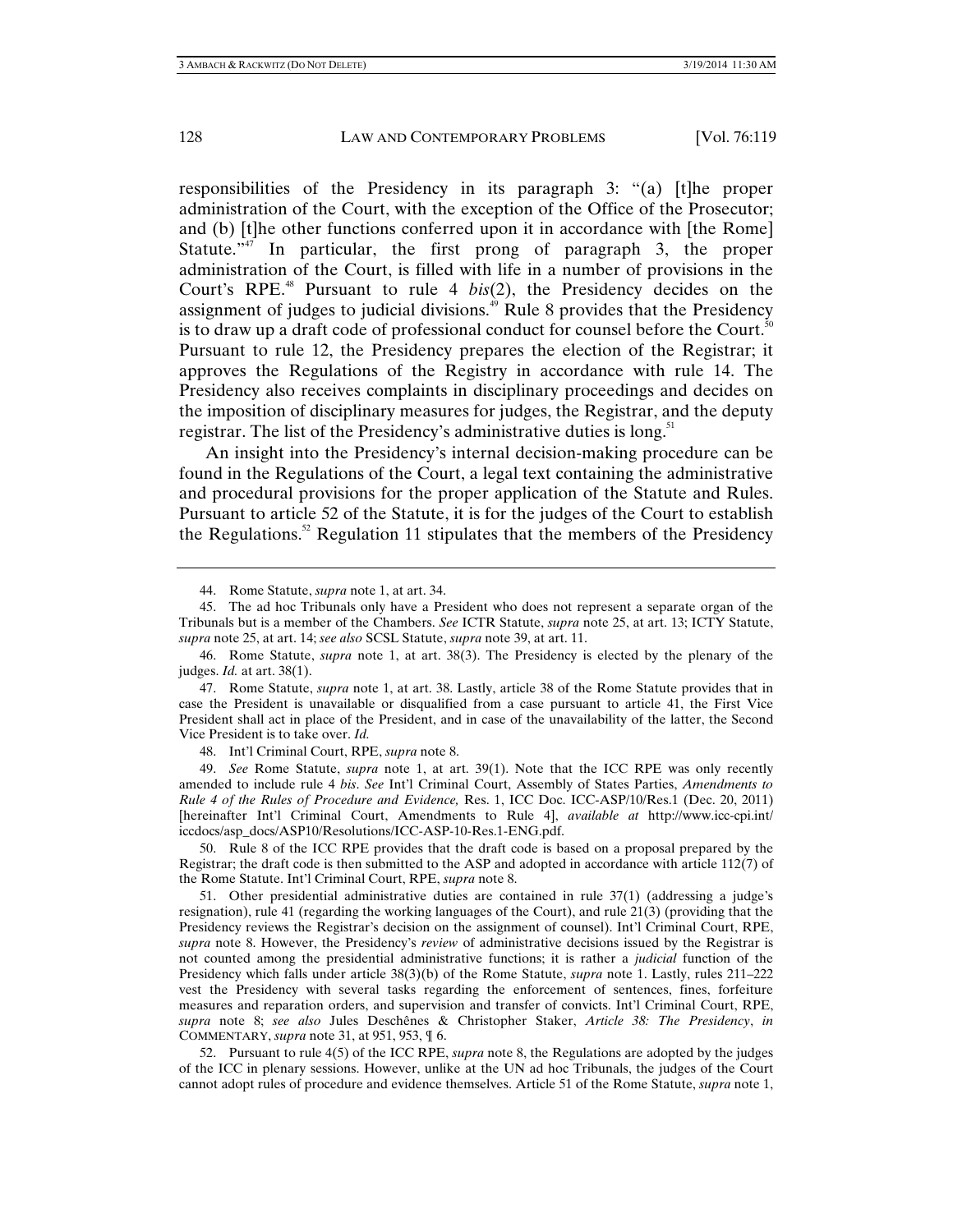responsibilities of the Presidency in its paragraph 3: "(a) [t]he proper administration of the Court, with the exception of the Office of the Prosecutor; and (b) [t]he other functions conferred upon it in accordance with [the Rome] Statute."[47] In particular, the first prong of paragraph 3, the proper administration of the Court, is filled with life in a number of provisions in the Court's RPE.[48] Pursuant to rule 4 *bis*(2), the Presidency decides on the assignment of judges to judicial divisions.[49] Rule 8 provides that the Presidency is to draw up a draft code of professional conduct for counsel before the Court.[50] Pursuant to rule 12, the Presidency prepares the election of the Registrar; it approves the Regulations of the Registry in accordance with rule 14. The Presidency also receives complaints in disciplinary proceedings and decides on the imposition of disciplinary measures for judges, the Registrar, and the deputy registrar. The list of the Presidency's administrative duties is long.[51]

An insight into the Presidency's internal decision-making procedure can be found in the Regulations of the Court, a legal text containing the administrative and procedural provisions for the proper application of the Statute and Rules. Pursuant to article 52 of the Statute, it is for the judges of the Court to establish the Regulations.[52] Regulation 11 stipulates that the members of the Presidency

---

44. Rome Statute, *supra* note 1, at art. 34.

45. The ad hoc Tribunals only have a President who does not represent a separate organ of the Tribunals but is a member of the Chambers. *See* ICTR Statute, *supra* note 25, at art. 13; ICTY Statute, *supra* note 25, at art. 14; *see also* SCSL Statute, *supra* note 39, at art. 11.

46. Rome Statute, *supra* note 1, at art. 38(3). The Presidency is elected by the plenary of the judges. *Id.* at art. 38(1).

47. Rome Statute, *supra* note 1, at art. 38. Lastly, article 38 of the Rome Statute provides that in case the President is unavailable or disqualified from a case pursuant to article 41, the First Vice President shall act in place of the President, and in case of the unavailability of the latter, the Second Vice President is to take over. *Id.*

48. Int'l Criminal Court, RPE, *supra* note 8.

49. *See* Rome Statute, *supra* note 1, at art. 39(1). Note that the ICC RPE was only recently amended to include rule 4 *bis*. *See* Int'l Criminal Court, Assembly of States Parties, *Amendments to Rule 4 of the Rules of Procedure and Evidence,* Res. 1, ICC Doc. ICC-ASP/10/Res.1 (Dec. 20, 2011) [hereinafter Int'l Criminal Court, Amendments to Rule 4], *available at* http://www.icc-cpi.int/iccdocs/asp_docs/ASP10/Resolutions/ICC-ASP-10-Res.1-ENG.pdf.

50. Rule 8 of the ICC RPE provides that the draft code is based on a proposal prepared by the Registrar; the draft code is then submitted to the ASP and adopted in accordance with article 112(7) of the Rome Statute. Int'l Criminal Court, RPE, *supra* note 8.

51. Other presidential administrative duties are contained in rule 37(1) (addressing a judge's resignation), rule 41 (regarding the working languages of the Court), and rule 21(3) (providing that the Presidency reviews the Registrar's decision on the assignment of counsel). Int'l Criminal Court, RPE, *supra* note 8. However, the Presidency's *review* of administrative decisions issued by the Registrar is not counted among the presidential administrative functions; it is rather a *judicial* function of the Presidency which falls under article 38(3)(b) of the Rome Statute, *supra* note 1. Lastly, rules 211–222 vest the Presidency with several tasks regarding the enforcement of sentences, fines, forfeiture measures and reparation orders, and supervision and transfer of convicts. Int'l Criminal Court, RPE, *supra* note 8; *see also* Jules Deschênes & Christopher Staker, *Article 38: The Presidency*, *in* COMMENTARY, *supra* note 31, at 951, 953, ¶ 6.

52. Pursuant to rule 4(5) of the ICC RPE, *supra* note 8, the Regulations are adopted by the judges of the ICC in plenary sessions. However, unlike at the UN ad hoc Tribunals, the judges of the Court cannot adopt rules of procedure and evidence themselves. Article 51 of the Rome Statute, *supra* note 1,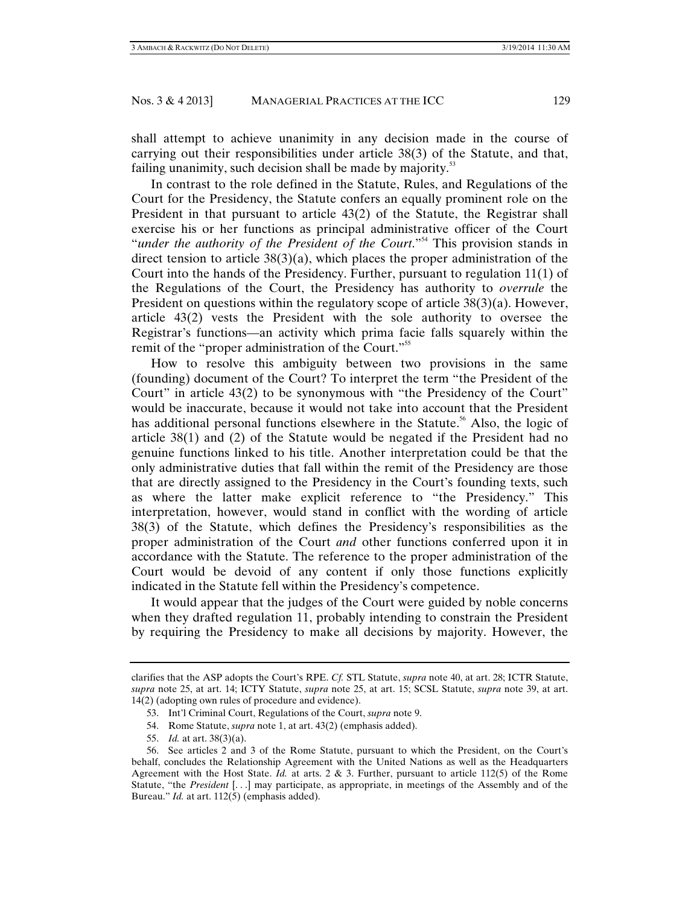shall attempt to achieve unanimity in any decision made in the course of carrying out their responsibilities under article 38(3) of the Statute, and that, failing unanimity, such decision shall be made by majority.[53]

In contrast to the role defined in the Statute, Rules, and Regulations of the Court for the Presidency, the Statute confers an equally prominent role on the President in that pursuant to article 43(2) of the Statute, the Registrar shall exercise his or her functions as principal administrative officer of the Court "*under the authority of the President of the Court*."[54] This provision stands in direct tension to article 38(3)(a), which places the proper administration of the Court into the hands of the Presidency. Further, pursuant to regulation 11(1) of the Regulations of the Court, the Presidency has authority to *overrule* the President on questions within the regulatory scope of article 38(3)(a). However, article 43(2) vests the President with the sole authority to oversee the Registrar's functions—an activity which prima facie falls squarely within the remit of the "proper administration of the Court."[55]

How to resolve this ambiguity between two provisions in the same (founding) document of the Court? To interpret the term "the President of the Court" in article 43(2) to be synonymous with "the Presidency of the Court" would be inaccurate, because it would not take into account that the President has additional personal functions elsewhere in the Statute.[56] Also, the logic of article 38(1) and (2) of the Statute would be negated if the President had no genuine functions linked to his title. Another interpretation could be that the only administrative duties that fall within the remit of the Presidency are those that are directly assigned to the Presidency in the Court's founding texts, such as where the latter make explicit reference to "the Presidency." This interpretation, however, would stand in conflict with the wording of article 38(3) of the Statute, which defines the Presidency's responsibilities as the proper administration of the Court *and* other functions conferred upon it in accordance with the Statute. The reference to the proper administration of the Court would be devoid of any content if only those functions explicitly indicated in the Statute fell within the Presidency's competence.

It would appear that the judges of the Court were guided by noble concerns when they drafted regulation 11, probably intending to constrain the President by requiring the Presidency to make all decisions by majority. However, the

---

clarifies that the ASP adopts the Court's RPE. *Cf.* STL Statute, *supra* note 40, at art. 28; ICTR Statute, *supra* note 25, at art. 14; ICTY Statute, *supra* note 25, at art. 15; SCSL Statute, *supra* note 39, at art. 14(2) (adopting own rules of procedure and evidence).

53. Int'l Criminal Court, Regulations of the Court, *supra* note 9.

54. Rome Statute, *supra* note 1, at art. 43(2) (emphasis added).

55. *Id.* at art. 38(3)(a).

56. See articles 2 and 3 of the Rome Statute, pursuant to which the President, on the Court's behalf, concludes the Relationship Agreement with the United Nations as well as the Headquarters Agreement with the Host State. *Id.* at arts. 2 & 3. Further, pursuant to article 112(5) of the Rome Statute, "the *President* [. . .] may participate, as appropriate, in meetings of the Assembly and of the Bureau." *Id.* at art. 112(5) (emphasis added).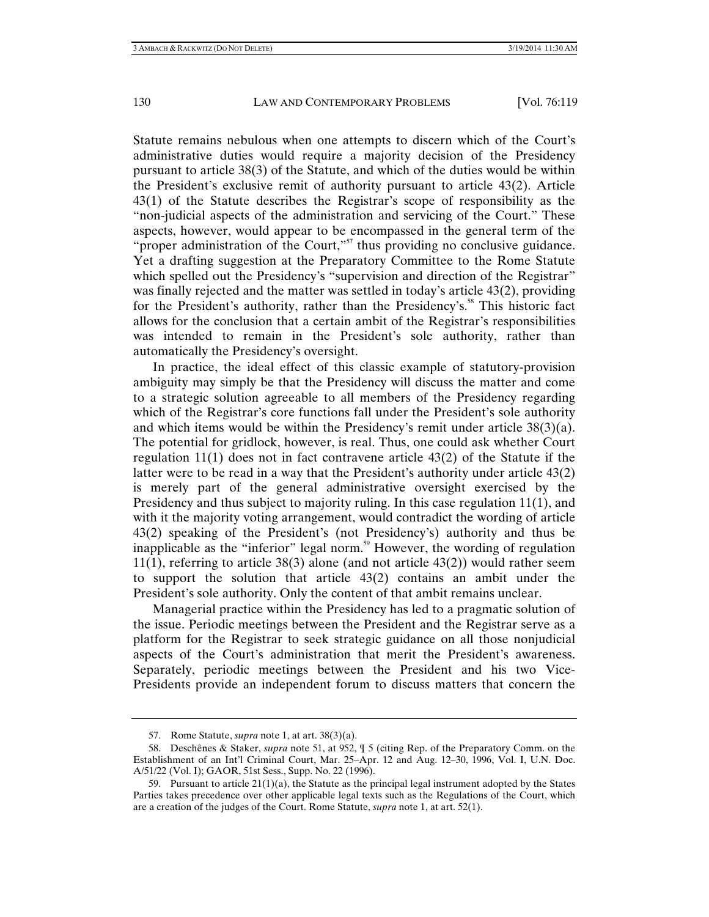Statute remains nebulous when one attempts to discern which of the Court's administrative duties would require a majority decision of the Presidency pursuant to article 38(3) of the Statute, and which of the duties would be within the President's exclusive remit of authority pursuant to article 43(2). Article 43(1) of the Statute describes the Registrar's scope of responsibility as the "non-judicial aspects of the administration and servicing of the Court." These aspects, however, would appear to be encompassed in the general term of the "proper administration of the Court,"[57] thus providing no conclusive guidance. Yet a drafting suggestion at the Preparatory Committee to the Rome Statute which spelled out the Presidency's "supervision and direction of the Registrar" was finally rejected and the matter was settled in today's article 43(2), providing for the President's authority, rather than the Presidency's.[58] This historic fact allows for the conclusion that a certain ambit of the Registrar's responsibilities was intended to remain in the President's sole authority, rather than automatically the Presidency's oversight.

In practice, the ideal effect of this classic example of statutory-provision ambiguity may simply be that the Presidency will discuss the matter and come to a strategic solution agreeable to all members of the Presidency regarding which of the Registrar's core functions fall under the President's sole authority and which items would be within the Presidency's remit under article 38(3)(a). The potential for gridlock, however, is real. Thus, one could ask whether Court regulation 11(1) does not in fact contravene article 43(2) of the Statute if the latter were to be read in a way that the President's authority under article 43(2) is merely part of the general administrative oversight exercised by the Presidency and thus subject to majority ruling. In this case regulation 11(1), and with it the majority voting arrangement, would contradict the wording of article 43(2) speaking of the President's (not Presidency's) authority and thus be inapplicable as the "inferior" legal norm.[59] However, the wording of regulation 11(1), referring to article 38(3) alone (and not article 43(2)) would rather seem to support the solution that article 43(2) contains an ambit under the President's sole authority. Only the content of that ambit remains unclear.

Managerial practice within the Presidency has led to a pragmatic solution of the issue. Periodic meetings between the President and the Registrar serve as a platform for the Registrar to seek strategic guidance on all those nonjudicial aspects of the Court's administration that merit the President's awareness. Separately, periodic meetings between the President and his two Vice-Presidents provide an independent forum to discuss matters that concern the

---

57. Rome Statute, *supra* note 1, at art. 38(3)(a).

58. Deschênes & Staker, *supra* note 51, at 952, ¶ 5 (citing Rep. of the Preparatory Comm. on the Establishment of an Int'l Criminal Court, Mar. 25–Apr. 12 and Aug. 12–30, 1996, Vol. I, U.N. Doc. A/51/22 (Vol. I); GAOR, 51st Sess., Supp. No. 22 (1996).

59. Pursuant to article 21(1)(a), the Statute as the principal legal instrument adopted by the States Parties takes precedence over other applicable legal texts such as the Regulations of the Court, which are a creation of the judges of the Court. Rome Statute, *supra* note 1, at art. 52(1).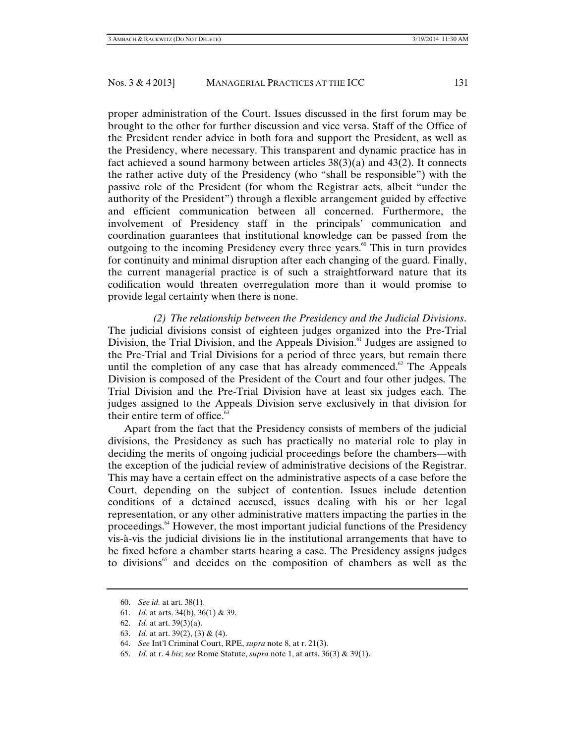proper administration of the Court. Issues discussed in the first forum may be brought to the other for further discussion and vice versa. Staff of the Office of the President render advice in both fora and support the President, as well as the Presidency, where necessary. This transparent and dynamic practice has in fact achieved a sound harmony between articles 38(3)(a) and 43(2). It connects the rather active duty of the Presidency (who "shall be responsible") with the passive role of the President (for whom the Registrar acts, albeit "under the authority of the President") through a flexible arrangement guided by effective and efficient communication between all concerned. Furthermore, the involvement of Presidency staff in the principals' communication and coordination guarantees that institutional knowledge can be passed from the outgoing to the incoming Presidency every three years.[60] This in turn provides for continuity and minimal disruption after each changing of the guard. Finally, the current managerial practice is of such a straightforward nature that its codification would threaten overregulation more than it would promise to provide legal certainty when there is none.

*(2) The relationship between the Presidency and the Judicial Divisions*. The judicial divisions consist of eighteen judges organized into the Pre-Trial Division, the Trial Division, and the Appeals Division.[61] Judges are assigned to the Pre-Trial and Trial Divisions for a period of three years, but remain there until the completion of any case that has already commenced.[62] The Appeals Division is composed of the President of the Court and four other judges. The Trial Division and the Pre-Trial Division have at least six judges each. The judges assigned to the Appeals Division serve exclusively in that division for their entire term of office.[63]

Apart from the fact that the Presidency consists of members of the judicial divisions, the Presidency as such has practically no material role to play in deciding the merits of ongoing judicial proceedings before the chambers—with the exception of the judicial review of administrative decisions of the Registrar. This may have a certain effect on the administrative aspects of a case before the Court, depending on the subject of contention. Issues include detention conditions of a detained accused, issues dealing with his or her legal representation, or any other administrative matters impacting the parties in the proceedings.[64] However, the most important judicial functions of the Presidency vis-à-vis the judicial divisions lie in the institutional arrangements that have to be fixed before a chamber starts hearing a case. The Presidency assigns judges to divisions[65] and decides on the composition of chambers as well as the

60. *See id.* at art. 38(1).

61. *Id.* at arts. 34(b), 36(1) & 39.

62. *Id.* at art. 39(3)(a).

63. *Id.* at art. 39(2), (3) & (4).

64. *See* Int'l Criminal Court, RPE, *supra* note 8, at r. 21(3).

65. *Id.* at r. 4 *bis*; *see* Rome Statute, *supra* note 1, at arts. 36(3) & 39(1).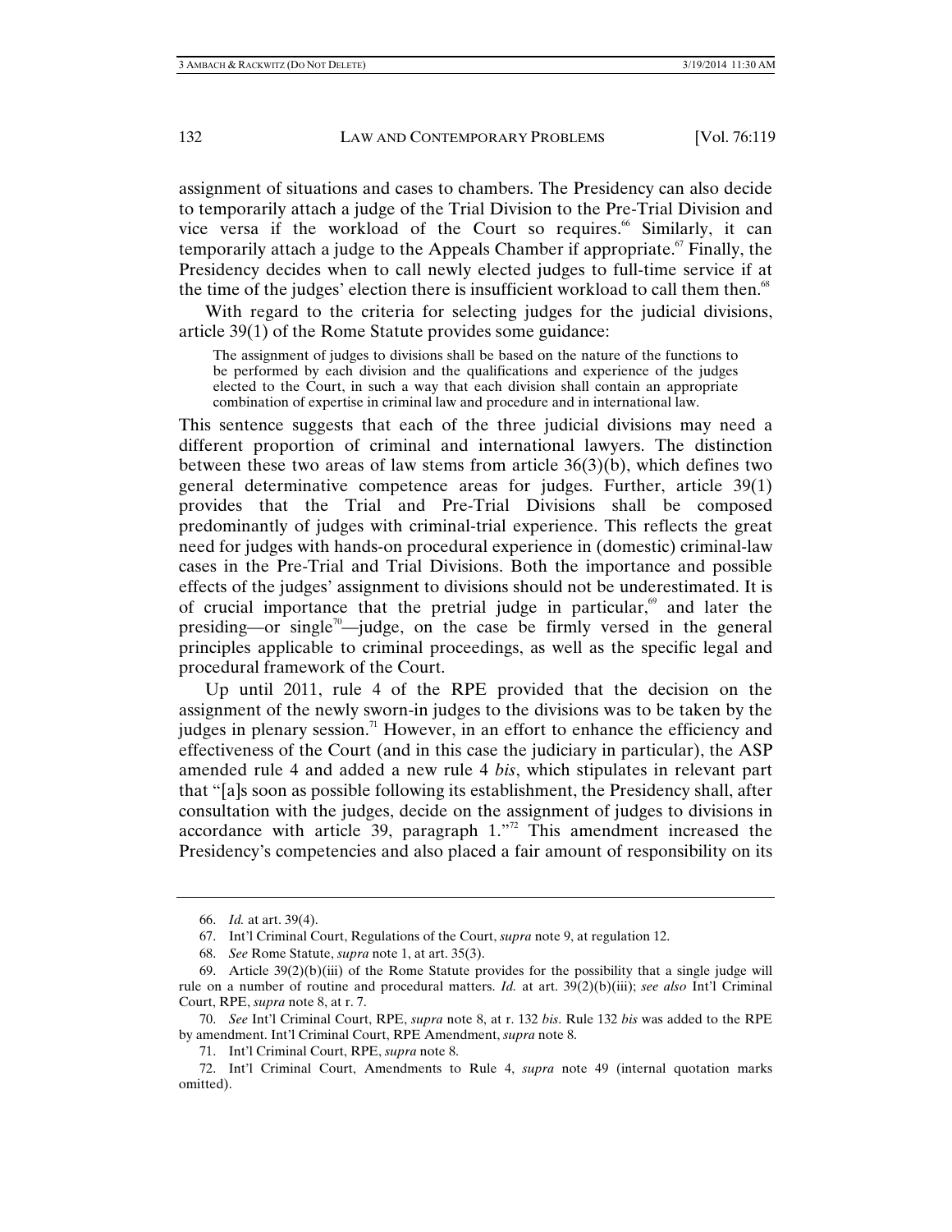assignment of situations and cases to chambers. The Presidency can also decide to temporarily attach a judge of the Trial Division to the Pre-Trial Division and vice versa if the workload of the Court so requires.[66] Similarly, it can temporarily attach a judge to the Appeals Chamber if appropriate.[67] Finally, the Presidency decides when to call newly elected judges to full-time service if at the time of the judges' election there is insufficient workload to call them then.[68]

With regard to the criteria for selecting judges for the judicial divisions, article 39(1) of the Rome Statute provides some guidance:

> The assignment of judges to divisions shall be based on the nature of the functions to be performed by each division and the qualifications and experience of the judges elected to the Court, in such a way that each division shall contain an appropriate combination of expertise in criminal law and procedure and in international law.

This sentence suggests that each of the three judicial divisions may need a different proportion of criminal and international lawyers. The distinction between these two areas of law stems from article 36(3)(b), which defines two general determinative competence areas for judges. Further, article 39(1) provides that the Trial and Pre-Trial Divisions shall be composed predominantly of judges with criminal-trial experience. This reflects the great need for judges with hands-on procedural experience in (domestic) criminal-law cases in the Pre-Trial and Trial Divisions. Both the importance and possible effects of the judges' assignment to divisions should not be underestimated. It is of crucial importance that the pretrial judge in particular,[69] and later the presiding—or single[70]—judge, on the case be firmly versed in the general principles applicable to criminal proceedings, as well as the specific legal and procedural framework of the Court.

Up until 2011, rule 4 of the RPE provided that the decision on the assignment of the newly sworn-in judges to the divisions was to be taken by the judges in plenary session.[71] However, in an effort to enhance the efficiency and effectiveness of the Court (and in this case the judiciary in particular), the ASP amended rule 4 and added a new rule 4 *bis*, which stipulates in relevant part that "[a]s soon as possible following its establishment, the Presidency shall, after consultation with the judges, decide on the assignment of judges to divisions in accordance with article 39, paragraph 1."[72] This amendment increased the Presidency's competencies and also placed a fair amount of responsibility on its

---

66. *Id.* at art. 39(4).

67. Int'l Criminal Court, Regulations of the Court, *supra* note 9, at regulation 12.

68. *See* Rome Statute, *supra* note 1, at art. 35(3).

69. Article 39(2)(b)(iii) of the Rome Statute provides for the possibility that a single judge will rule on a number of routine and procedural matters. *Id.* at art. 39(2)(b)(iii); *see also* Int'l Criminal Court, RPE, *supra* note 8, at r. 7.

70. *See* Int'l Criminal Court, RPE, *supra* note 8, at r. 132 *bis*. Rule 132 *bis* was added to the RPE by amendment. Int'l Criminal Court, RPE Amendment, *supra* note 8.

71. Int'l Criminal Court, RPE, *supra* note 8.

72. Int'l Criminal Court, Amendments to Rule 4, *supra* note 49 (internal quotation marks omitted).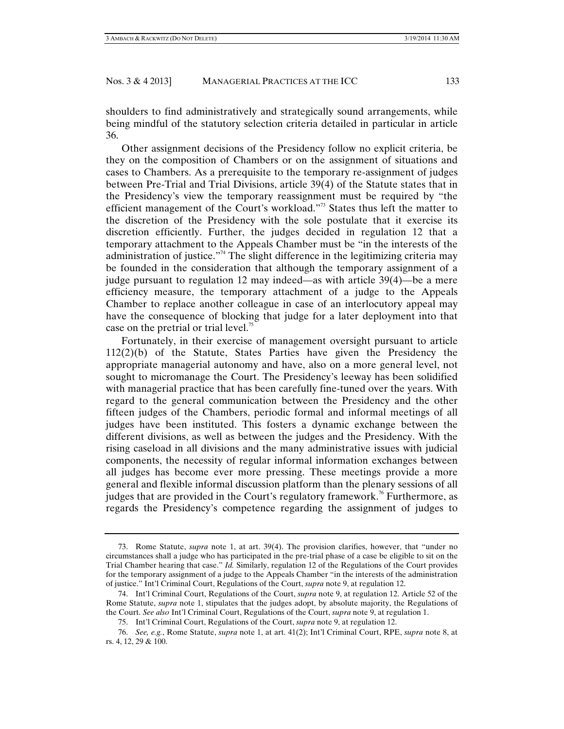shoulders to find administratively and strategically sound arrangements, while being mindful of the statutory selection criteria detailed in particular in article 36.

Other assignment decisions of the Presidency follow no explicit criteria, be they on the composition of Chambers or on the assignment of situations and cases to Chambers. As a prerequisite to the temporary re-assignment of judges between Pre-Trial and Trial Divisions, article 39(4) of the Statute states that in the Presidency's view the temporary reassignment must be required by "the efficient management of the Court's workload."[73] States thus left the matter to the discretion of the Presidency with the sole postulate that it exercise its discretion efficiently. Further, the judges decided in regulation 12 that a temporary attachment to the Appeals Chamber must be "in the interests of the administration of justice."[74] The slight difference in the legitimizing criteria may be founded in the consideration that although the temporary assignment of a judge pursuant to regulation 12 may indeed—as with article 39(4)—be a mere efficiency measure, the temporary attachment of a judge to the Appeals Chamber to replace another colleague in case of an interlocutory appeal may have the consequence of blocking that judge for a later deployment into that case on the pretrial or trial level.[75]

Fortunately, in their exercise of management oversight pursuant to article 112(2)(b) of the Statute, States Parties have given the Presidency the appropriate managerial autonomy and have, also on a more general level, not sought to micromanage the Court. The Presidency's leeway has been solidified with managerial practice that has been carefully fine-tuned over the years. With regard to the general communication between the Presidency and the other fifteen judges of the Chambers, periodic formal and informal meetings of all judges have been instituted. This fosters a dynamic exchange between the different divisions, as well as between the judges and the Presidency. With the rising caseload in all divisions and the many administrative issues with judicial components, the necessity of regular informal information exchanges between all judges has become ever more pressing. These meetings provide a more general and flexible informal discussion platform than the plenary sessions of all judges that are provided in the Court's regulatory framework.[76] Furthermore, as regards the Presidency's competence regarding the assignment of judges to

---

73. Rome Statute, *supra* note 1, at art. 39(4). The provision clarifies, however, that "under no circumstances shall a judge who has participated in the pre-trial phase of a case be eligible to sit on the Trial Chamber hearing that case." *Id.* Similarly, regulation 12 of the Regulations of the Court provides for the temporary assignment of a judge to the Appeals Chamber "in the interests of the administration of justice." Int'l Criminal Court, Regulations of the Court, *supra* note 9, at regulation 12.

74. Int'l Criminal Court, Regulations of the Court, *supra* note 9, at regulation 12. Article 52 of the Rome Statute, *supra* note 1, stipulates that the judges adopt, by absolute majority, the Regulations of the Court. *See also* Int'l Criminal Court, Regulations of the Court, *supra* note 9, at regulation 1.

75. Int'l Criminal Court, Regulations of the Court, *supra* note 9, at regulation 12.

76. *See, e.g.*, Rome Statute, *supra* note 1, at art. 41(2); Int'l Criminal Court, RPE, *supra* note 8, at rs. 4, 12, 29 & 100.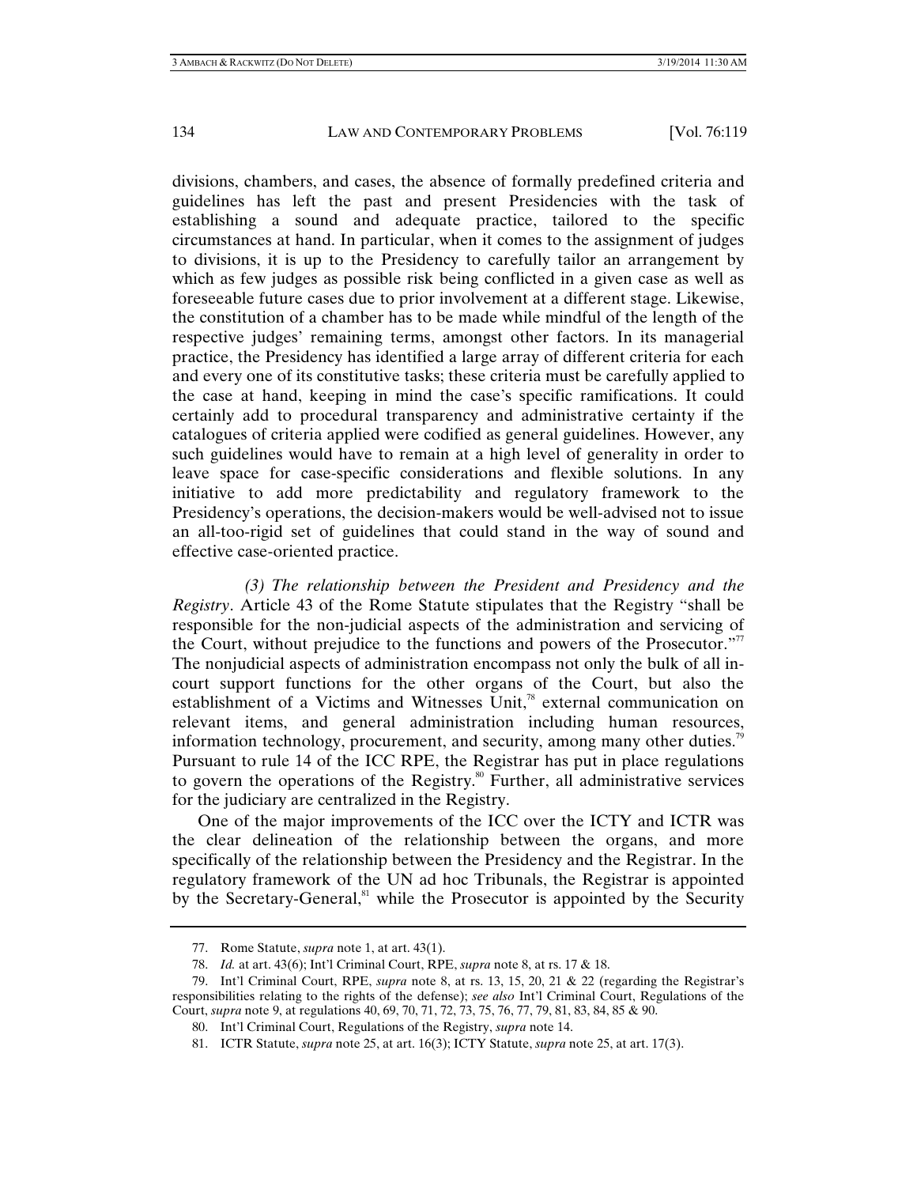divisions, chambers, and cases, the absence of formally predefined criteria and guidelines has left the past and present Presidencies with the task of establishing a sound and adequate practice, tailored to the specific circumstances at hand. In particular, when it comes to the assignment of judges to divisions, it is up to the Presidency to carefully tailor an arrangement by which as few judges as possible risk being conflicted in a given case as well as foreseeable future cases due to prior involvement at a different stage. Likewise, the constitution of a chamber has to be made while mindful of the length of the respective judges' remaining terms, amongst other factors. In its managerial practice, the Presidency has identified a large array of different criteria for each and every one of its constitutive tasks; these criteria must be carefully applied to the case at hand, keeping in mind the case's specific ramifications. It could certainly add to procedural transparency and administrative certainty if the catalogues of criteria applied were codified as general guidelines. However, any such guidelines would have to remain at a high level of generality in order to leave space for case-specific considerations and flexible solutions. In any initiative to add more predictability and regulatory framework to the Presidency's operations, the decision-makers would be well-advised not to issue an all-too-rigid set of guidelines that could stand in the way of sound and effective case-oriented practice.

*(3) The relationship between the President and Presidency and the Registry*. Article 43 of the Rome Statute stipulates that the Registry "shall be responsible for the non-judicial aspects of the administration and servicing of the Court, without prejudice to the functions and powers of the Prosecutor."[77] The nonjudicial aspects of administration encompass not only the bulk of all in-court support functions for the other organs of the Court, but also the establishment of a Victims and Witnesses Unit,[78] external communication on relevant items, and general administration including human resources, information technology, procurement, and security, among many other duties.[79] Pursuant to rule 14 of the ICC RPE, the Registrar has put in place regulations to govern the operations of the Registry.[80] Further, all administrative services for the judiciary are centralized in the Registry.

One of the major improvements of the ICC over the ICTY and ICTR was the clear delineation of the relationship between the organs, and more specifically of the relationship between the Presidency and the Registrar. In the regulatory framework of the UN ad hoc Tribunals, the Registrar is appointed by the Secretary-General,[81] while the Prosecutor is appointed by the Security

---

77. Rome Statute, *supra* note 1, at art. 43(1).

78. *Id.* at art. 43(6); Int'l Criminal Court, RPE, *supra* note 8, at rs. 17 & 18.

79. Int'l Criminal Court, RPE, *supra* note 8, at rs. 13, 15, 20, 21 & 22 (regarding the Registrar's responsibilities relating to the rights of the defense); *see also* Int'l Criminal Court, Regulations of the Court, *supra* note 9, at regulations 40, 69, 70, 71, 72, 73, 75, 76, 77, 79, 81, 83, 84, 85 & 90.

80. Int'l Criminal Court, Regulations of the Registry, *supra* note 14.

81. ICTR Statute, *supra* note 25, at art. 16(3); ICTY Statute, *supra* note 25, at art. 17(3).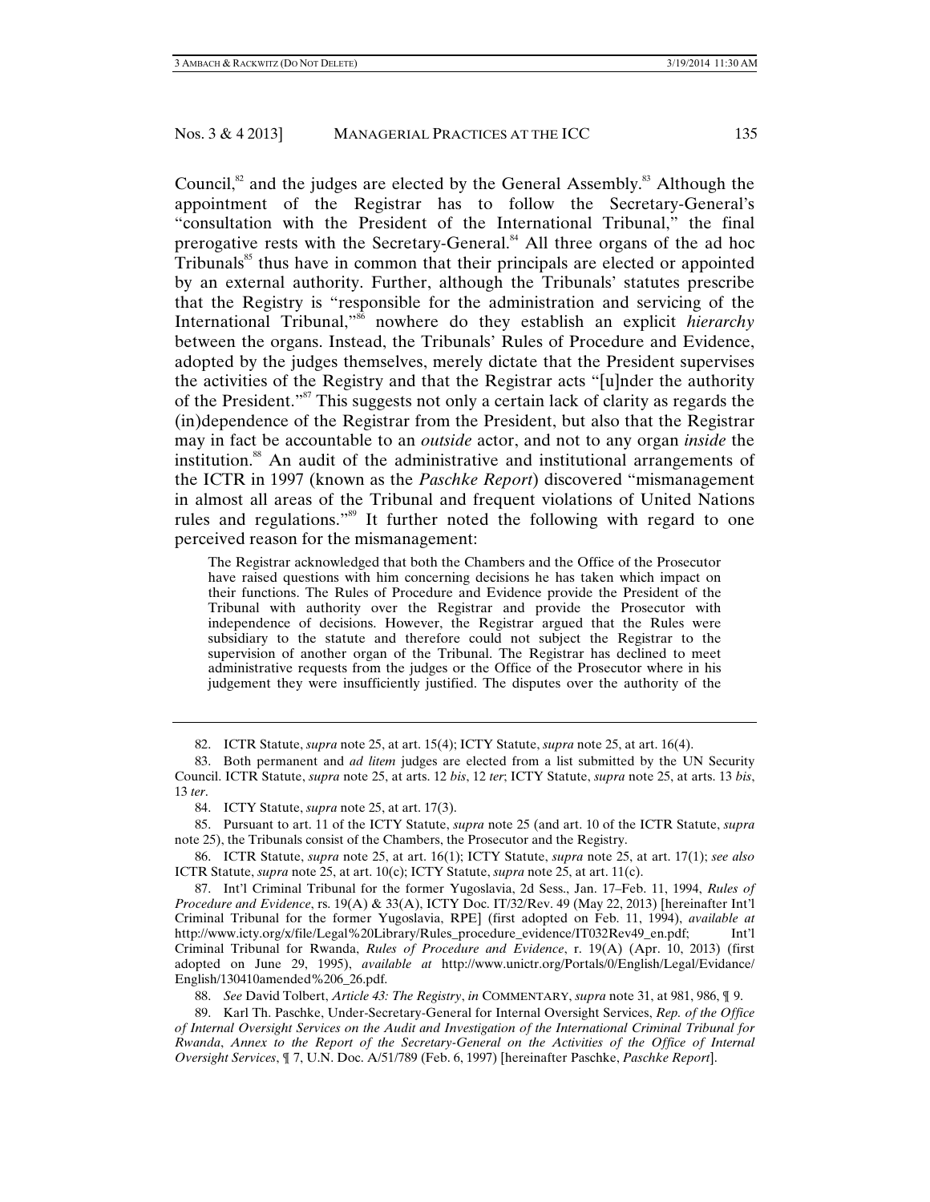Council,[82] and the judges are elected by the General Assembly.[83] Although the appointment of the Registrar has to follow the Secretary-General's "consultation with the President of the International Tribunal," the final prerogative rests with the Secretary-General.[84] All three organs of the ad hoc Tribunals[85] thus have in common that their principals are elected or appointed by an external authority. Further, although the Tribunals' statutes prescribe that the Registry is "responsible for the administration and servicing of the International Tribunal,"[86] nowhere do they establish an explicit *hierarchy* between the organs. Instead, the Tribunals' Rules of Procedure and Evidence, adopted by the judges themselves, merely dictate that the President supervises the activities of the Registry and that the Registrar acts "[u]nder the authority of the President."[87] This suggests not only a certain lack of clarity as regards the (in)dependence of the Registrar from the President, but also that the Registrar may in fact be accountable to an *outside* actor, and not to any organ *inside* the institution.[88] An audit of the administrative and institutional arrangements of the ICTR in 1997 (known as the *Paschke Report*) discovered "mismanagement in almost all areas of the Tribunal and frequent violations of United Nations rules and regulations."[89] It further noted the following with regard to one perceived reason for the mismanagement:

> The Registrar acknowledged that both the Chambers and the Office of the Prosecutor have raised questions with him concerning decisions he has taken which impact on their functions. The Rules of Procedure and Evidence provide the President of the Tribunal with authority over the Registrar and provide the Prosecutor with independence of decisions. However, the Registrar argued that the Rules were subsidiary to the statute and therefore could not subject the Registrar to the supervision of another organ of the Tribunal. The Registrar has declined to meet administrative requests from the judges or the Office of the Prosecutor where in his judgement they were insufficiently justified. The disputes over the authority of the

---

82. ICTR Statute, *supra* note 25, at art. 15(4); ICTY Statute, *supra* note 25, at art. 16(4).

83. Both permanent and *ad litem* judges are elected from a list submitted by the UN Security Council. ICTR Statute, *supra* note 25, at arts. 12 *bis*, 12 *ter*; ICTY Statute, *supra* note 25, at arts. 13 *bis*, 13 *ter*.

84. ICTY Statute, *supra* note 25, at art. 17(3).

85. Pursuant to art. 11 of the ICTY Statute, *supra* note 25 (and art. 10 of the ICTR Statute, *supra* note 25), the Tribunals consist of the Chambers, the Prosecutor and the Registry.

86. ICTR Statute, *supra* note 25, at art. 16(1); ICTY Statute, *supra* note 25, at art. 17(1); *see also* ICTR Statute, *supra* note 25, at art. 10(c); ICTY Statute, *supra* note 25, at art. 11(c).

87. Int'l Criminal Tribunal for the former Yugoslavia, 2d Sess., Jan. 17–Feb. 11, 1994, *Rules of Procedure and Evidence*, rs. 19(A) & 33(A), ICTY Doc. IT/32/Rev. 49 (May 22, 2013) [hereinafter Int'l Criminal Tribunal for the former Yugoslavia, RPE] (first adopted on Feb. 11, 1994), *available at* http://www.icty.org/x/file/Legal%20Library/Rules_procedure_evidence/IT032Rev49_en.pdf; Int'l Criminal Tribunal for Rwanda, *Rules of Procedure and Evidence*, r. 19(A) (Apr. 10, 2013) (first adopted on June 29, 1995), *available at* http://www.unictr.org/Portals/0/English/Legal/Evidance/English/130410amended%206_26.pdf.

88. *See* David Tolbert, *Article 43: The Registry*, *in* COMMENTARY, *supra* note 31, at 981, 986, ¶ 9.

89. Karl Th. Paschke, Under-Secretary-General for Internal Oversight Services, *Rep. of the Office of Internal Oversight Services on the Audit and Investigation of the International Criminal Tribunal for Rwanda*, *Annex to the Report of the Secretary-General on the Activities of the Office of Internal Oversight Services*, ¶ 7, U.N. Doc. A/51/789 (Feb. 6, 1997) [hereinafter Paschke, *Paschke Report*].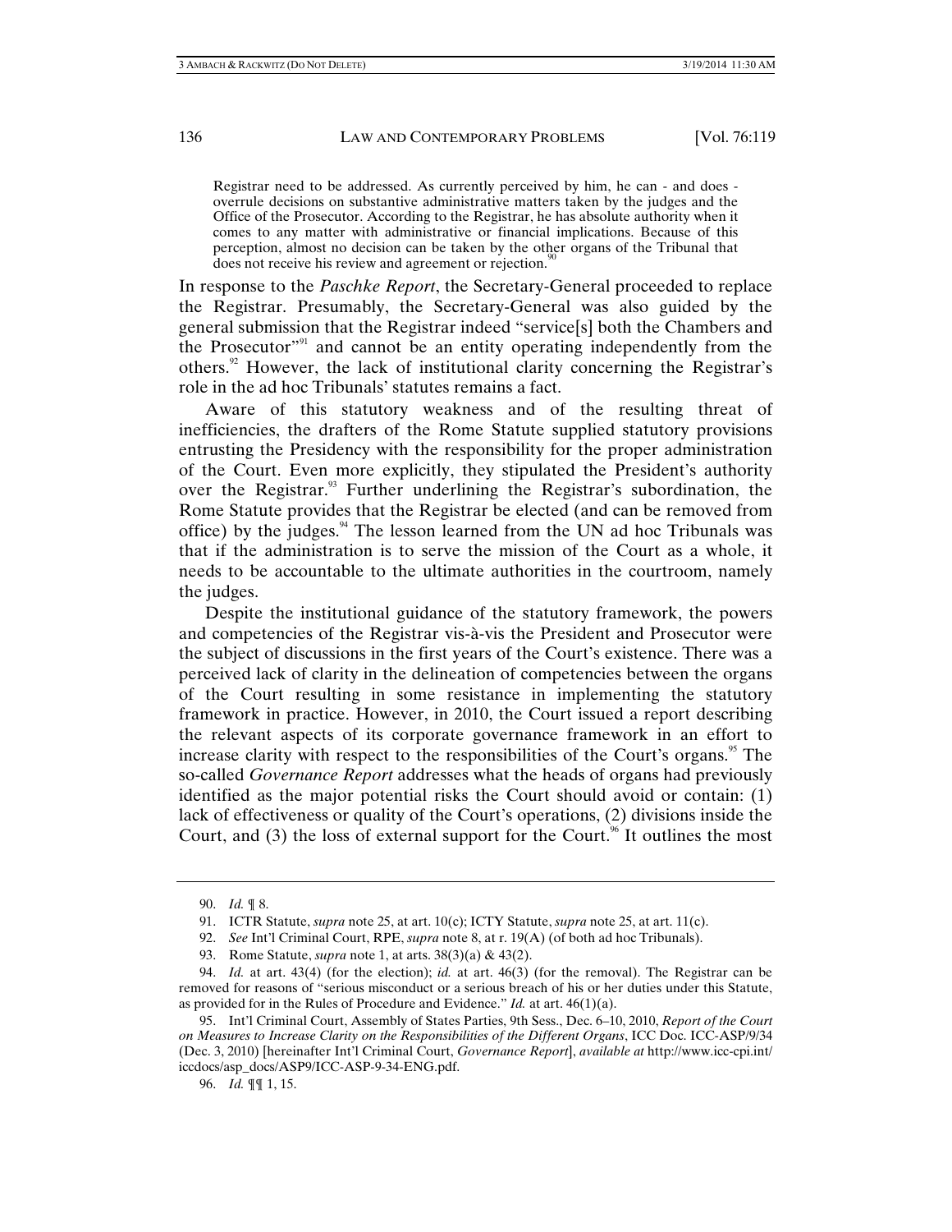> Registrar need to be addressed. As currently perceived by him, he can - and does - overrule decisions on substantive administrative matters taken by the judges and the Office of the Prosecutor. According to the Registrar, he has absolute authority when it comes to any matter with administrative or financial implications. Because of this perception, almost no decision can be taken by the other organs of the Tribunal that does not receive his review and agreement or rejection.[90]

In response to the *Paschke Report*, the Secretary-General proceeded to replace the Registrar. Presumably, the Secretary-General was also guided by the general submission that the Registrar indeed "service[s] both the Chambers and the Prosecutor"[91] and cannot be an entity operating independently from the others.[92] However, the lack of institutional clarity concerning the Registrar's role in the ad hoc Tribunals' statutes remains a fact.

Aware of this statutory weakness and of the resulting threat of inefficiencies, the drafters of the Rome Statute supplied statutory provisions entrusting the Presidency with the responsibility for the proper administration of the Court. Even more explicitly, they stipulated the President's authority over the Registrar.[93] Further underlining the Registrar's subordination, the Rome Statute provides that the Registrar be elected (and can be removed from office) by the judges.[94] The lesson learned from the UN ad hoc Tribunals was that if the administration is to serve the mission of the Court as a whole, it needs to be accountable to the ultimate authorities in the courtroom, namely the judges.

Despite the institutional guidance of the statutory framework, the powers and competencies of the Registrar vis-à-vis the President and Prosecutor were the subject of discussions in the first years of the Court's existence. There was a perceived lack of clarity in the delineation of competencies between the organs of the Court resulting in some resistance in implementing the statutory framework in practice. However, in 2010, the Court issued a report describing the relevant aspects of its corporate governance framework in an effort to increase clarity with respect to the responsibilities of the Court's organs.[95] The so-called *Governance Report* addresses what the heads of organs had previously identified as the major potential risks the Court should avoid or contain: (1) lack of effectiveness or quality of the Court's operations, (2) divisions inside the Court, and (3) the loss of external support for the Court.[96] It outlines the most

---

90. *Id.* ¶ 8.

91. ICTR Statute, *supra* note 25, at art. 10(c); ICTY Statute, *supra* note 25, at art. 11(c).

92. *See* Int'l Criminal Court, RPE, *supra* note 8, at r. 19(A) (of both ad hoc Tribunals).

93. Rome Statute, *supra* note 1, at arts. 38(3)(a) & 43(2).

94. *Id.* at art. 43(4) (for the election); *id.* at art. 46(3) (for the removal). The Registrar can be removed for reasons of "serious misconduct or a serious breach of his or her duties under this Statute, as provided for in the Rules of Procedure and Evidence." *Id.* at art. 46(1)(a).

95. Int'l Criminal Court, Assembly of States Parties, 9th Sess., Dec. 6–10, 2010, *Report of the Court on Measures to Increase Clarity on the Responsibilities of the Different Organs*, ICC Doc. ICC-ASP/9/34 (Dec. 3, 2010) [hereinafter Int'l Criminal Court, *Governance Report*], *available at* http://www.icc-cpi.int/iccdocs/asp_docs/ASP9/ICC-ASP-9-34-ENG.pdf.

96. *Id.* ¶¶ 1, 15.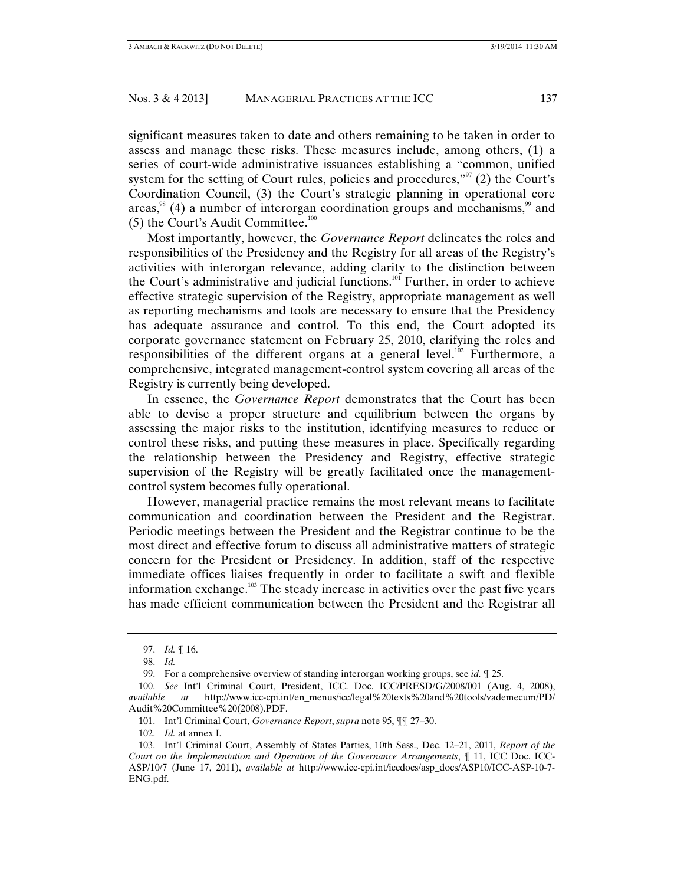significant measures taken to date and others remaining to be taken in order to assess and manage these risks. These measures include, among others, (1) a series of court-wide administrative issuances establishing a "common, unified system for the setting of Court rules, policies and procedures,"[97] (2) the Court's Coordination Council, (3) the Court's strategic planning in operational core areas,[98] (4) a number of interorgan coordination groups and mechanisms,[99] and (5) the Court's Audit Committee.[100]

Most importantly, however, the *Governance Report* delineates the roles and responsibilities of the Presidency and the Registry for all areas of the Registry's activities with interorgan relevance, adding clarity to the distinction between the Court's administrative and judicial functions.[101] Further, in order to achieve effective strategic supervision of the Registry, appropriate management as well as reporting mechanisms and tools are necessary to ensure that the Presidency has adequate assurance and control. To this end, the Court adopted its corporate governance statement on February 25, 2010, clarifying the roles and responsibilities of the different organs at a general level.[102] Furthermore, a comprehensive, integrated management-control system covering all areas of the Registry is currently being developed.

In essence, the *Governance Report* demonstrates that the Court has been able to devise a proper structure and equilibrium between the organs by assessing the major risks to the institution, identifying measures to reduce or control these risks, and putting these measures in place. Specifically regarding the relationship between the Presidency and Registry, effective strategic supervision of the Registry will be greatly facilitated once the management-control system becomes fully operational.

However, managerial practice remains the most relevant means to facilitate communication and coordination between the President and the Registrar. Periodic meetings between the President and the Registrar continue to be the most direct and effective forum to discuss all administrative matters of strategic concern for the President or Presidency. In addition, staff of the respective immediate offices liaises frequently in order to facilitate a swift and flexible information exchange.[103] The steady increase in activities over the past five years has made efficient communication between the President and the Registrar all

---

97. *Id.* ¶ 16.

98. *Id.*

99. For a comprehensive overview of standing interorgan working groups, see *id.* ¶ 25.

100. *See* Int'l Criminal Court, President, ICC. Doc. ICC/PRESD/G/2008/001 (Aug. 4, 2008), *available at* http://www.icc-cpi.int/en_menus/icc/legal%20texts%20and%20tools/vademecum/PD/Audit%20Committee%20(2008).PDF.

101. Int'l Criminal Court, *Governance Report*, *supra* note 95, ¶¶ 27–30.

102. *Id.* at annex I.

103. Int'l Criminal Court, Assembly of States Parties, 10th Sess., Dec. 12–21, 2011, *Report of the Court on the Implementation and Operation of the Governance Arrangements*, ¶ 11, ICC Doc. ICC-ASP/10/7 (June 17, 2011), *available at* http://www.icc-cpi.int/iccdocs/asp_docs/ASP10/ICC-ASP-10-7-ENG.pdf.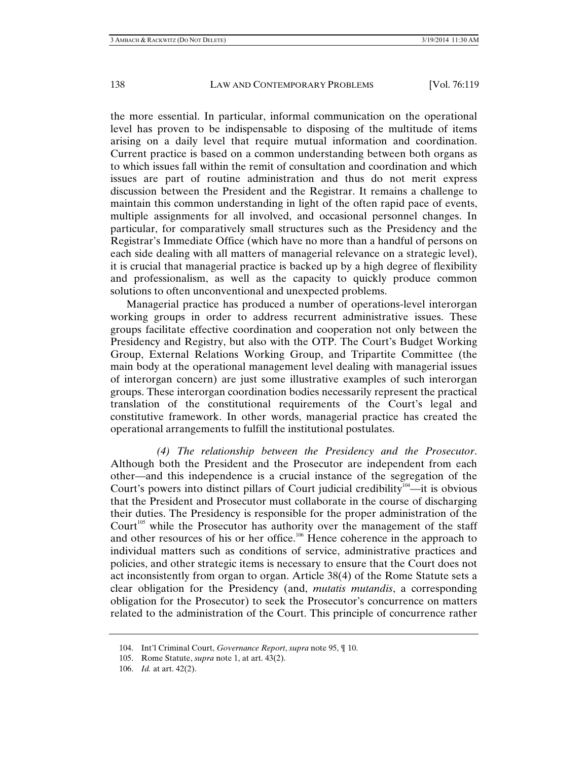the more essential. In particular, informal communication on the operational level has proven to be indispensable to disposing of the multitude of items arising on a daily level that require mutual information and coordination. Current practice is based on a common understanding between both organs as to which issues fall within the remit of consultation and coordination and which issues are part of routine administration and thus do not merit express discussion between the President and the Registrar. It remains a challenge to maintain this common understanding in light of the often rapid pace of events, multiple assignments for all involved, and occasional personnel changes. In particular, for comparatively small structures such as the Presidency and the Registrar's Immediate Office (which have no more than a handful of persons on each side dealing with all matters of managerial relevance on a strategic level), it is crucial that managerial practice is backed up by a high degree of flexibility and professionalism, as well as the capacity to quickly produce common solutions to often unconventional and unexpected problems.

Managerial practice has produced a number of operations-level interorgan working groups in order to address recurrent administrative issues. These groups facilitate effective coordination and cooperation not only between the Presidency and Registry, but also with the OTP. The Court's Budget Working Group, External Relations Working Group, and Tripartite Committee (the main body at the operational management level dealing with managerial issues of interorgan concern) are just some illustrative examples of such interorgan groups. These interorgan coordination bodies necessarily represent the practical translation of the constitutional requirements of the Court's legal and constitutive framework. In other words, managerial practice has created the operational arrangements to fulfill the institutional postulates.

*(4) The relationship between the Presidency and the Prosecutor*. Although both the President and the Prosecutor are independent from each other—and this independence is a crucial instance of the segregation of the Court's powers into distinct pillars of Court judicial credibility[104]—it is obvious that the President and Prosecutor must collaborate in the course of discharging their duties. The Presidency is responsible for the proper administration of the Court[105] while the Prosecutor has authority over the management of the staff and other resources of his or her office.[106] Hence coherence in the approach to individual matters such as conditions of service, administrative practices and policies, and other strategic items is necessary to ensure that the Court does not act inconsistently from organ to organ. Article 38(4) of the Rome Statute sets a clear obligation for the Presidency (and, *mutatis mutandis*, a corresponding obligation for the Prosecutor) to seek the Prosecutor's concurrence on matters related to the administration of the Court. This principle of concurrence rather

---

104. Int'l Criminal Court, *Governance Report*, *supra* note 95, ¶ 10.

105. Rome Statute, *supra* note 1, at art. 43(2).

106. *Id.* at art. 42(2).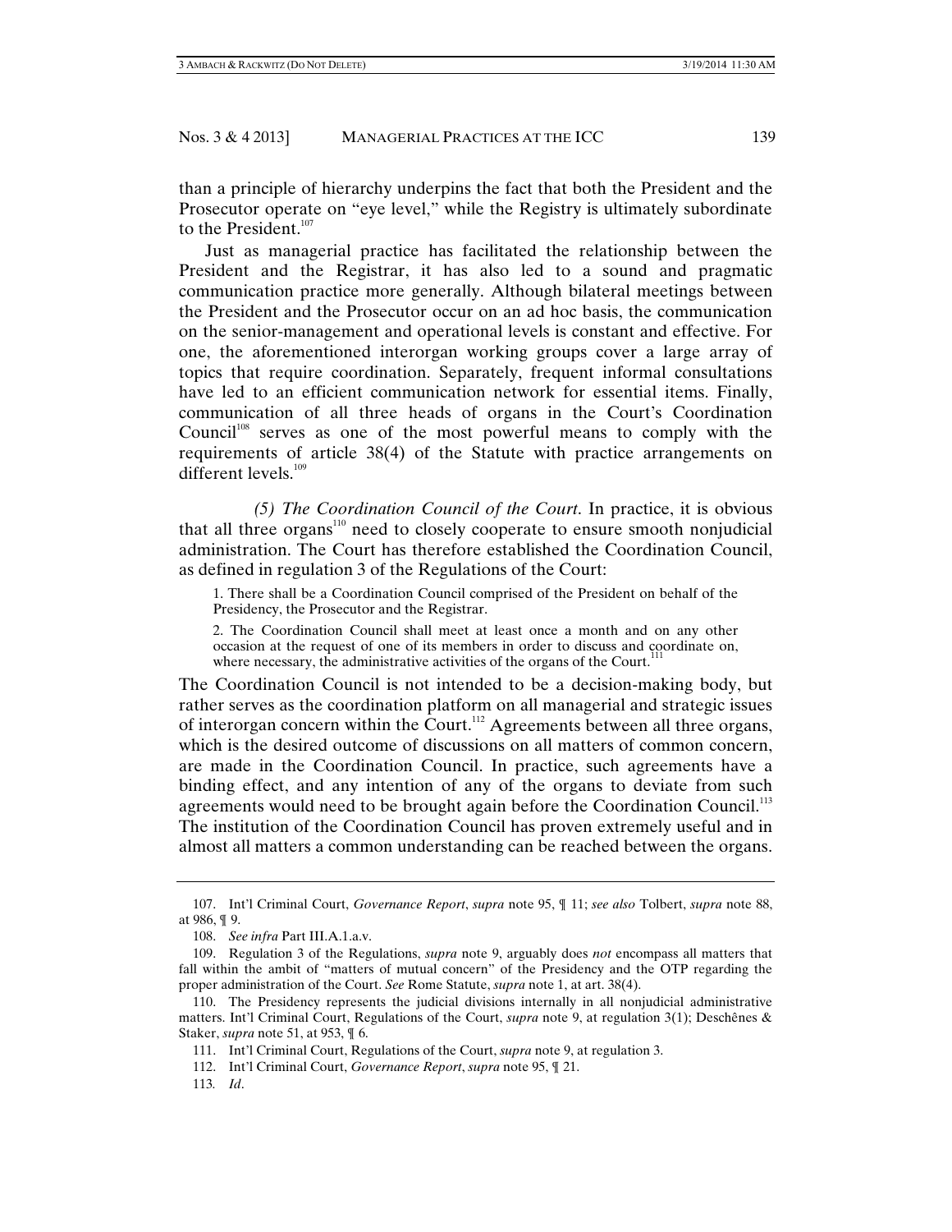than a principle of hierarchy underpins the fact that both the President and the Prosecutor operate on "eye level," while the Registry is ultimately subordinate to the President.[107]

Just as managerial practice has facilitated the relationship between the President and the Registrar, it has also led to a sound and pragmatic communication practice more generally. Although bilateral meetings between the President and the Prosecutor occur on an ad hoc basis, the communication on the senior-management and operational levels is constant and effective. For one, the aforementioned interorgan working groups cover a large array of topics that require coordination. Separately, frequent informal consultations have led to an efficient communication network for essential items. Finally, communication of all three heads of organs in the Court's Coordination Council[108] serves as one of the most powerful means to comply with the requirements of article 38(4) of the Statute with practice arrangements on different levels.[109]

*(5) The Coordination Council of the Court*. In practice, it is obvious that all three organs[110] need to closely cooperate to ensure smooth nonjudicial administration. The Court has therefore established the Coordination Council, as defined in regulation 3 of the Regulations of the Court:

> 1. There shall be a Coordination Council comprised of the President on behalf of the Presidency, the Prosecutor and the Registrar.
>
> 2. The Coordination Council shall meet at least once a month and on any other occasion at the request of one of its members in order to discuss and coordinate on, where necessary, the administrative activities of the organs of the Court.[111]

The Coordination Council is not intended to be a decision-making body, but rather serves as the coordination platform on all managerial and strategic issues of interorgan concern within the Court.[112] Agreements between all three organs, which is the desired outcome of discussions on all matters of common concern, are made in the Coordination Council. In practice, such agreements have a binding effect, and any intention of any of the organs to deviate from such agreements would need to be brought again before the Coordination Council.[113] The institution of the Coordination Council has proven extremely useful and in almost all matters a common understanding can be reached between the organs.

---

107. Int'l Criminal Court, *Governance Report*, *supra* note 95, ¶ 11; *see also* Tolbert, *supra* note 88, at 986, ¶ 9.

108. *See infra* Part III.A.1.a.v.

109. Regulation 3 of the Regulations, *supra* note 9, arguably does *not* encompass all matters that fall within the ambit of "matters of mutual concern" of the Presidency and the OTP regarding the proper administration of the Court. *See* Rome Statute, *supra* note 1, at art. 38(4).

110. The Presidency represents the judicial divisions internally in all nonjudicial administrative matters. Int'l Criminal Court, Regulations of the Court, *supra* note 9, at regulation 3(1); Deschênes & Staker, *supra* note 51, at 953, ¶ 6.

111. Int'l Criminal Court, Regulations of the Court, *supra* note 9, at regulation 3.

112. Int'l Criminal Court, *Governance Report*, *supra* note 95, ¶ 21.

113. *Id*.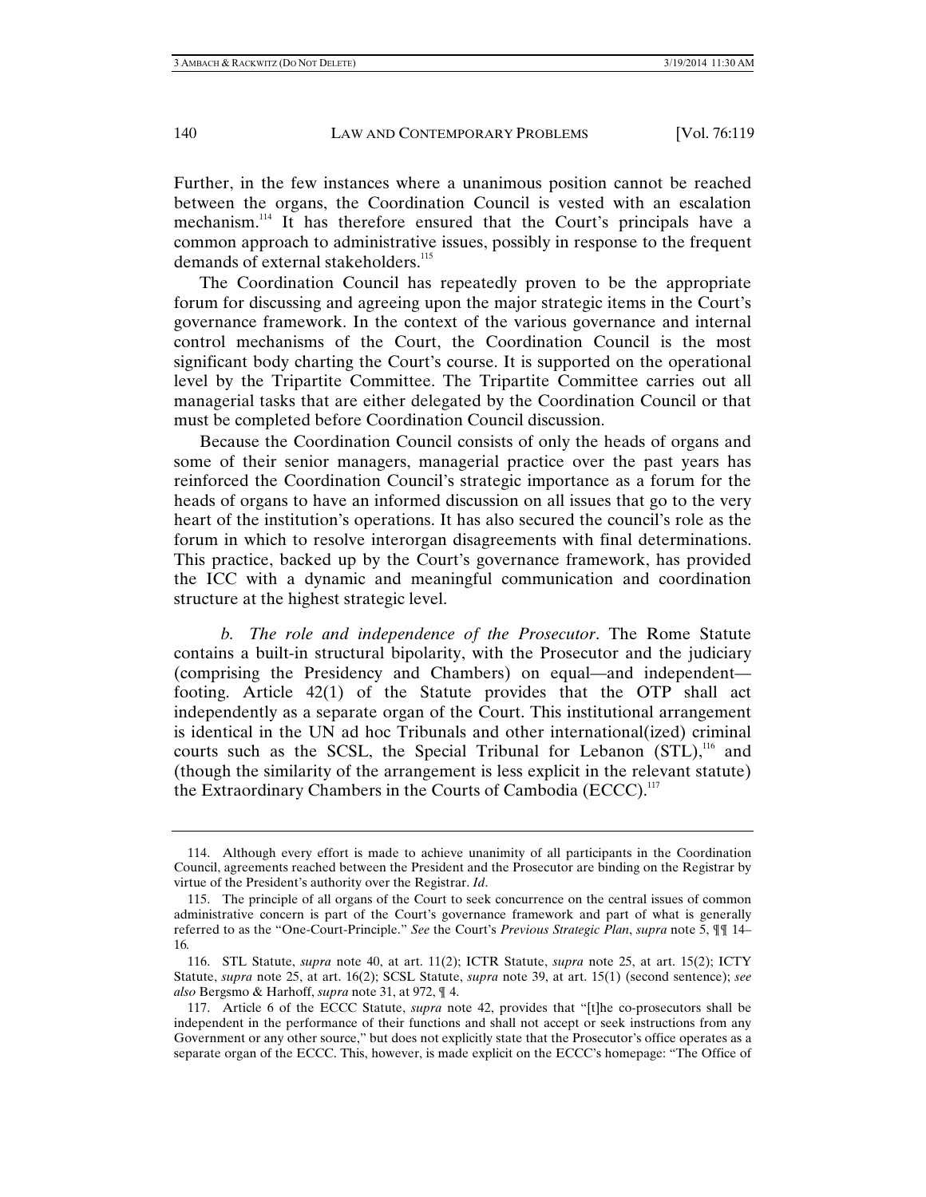Further, in the few instances where a unanimous position cannot be reached between the organs, the Coordination Council is vested with an escalation mechanism.[114] It has therefore ensured that the Court's principals have a common approach to administrative issues, possibly in response to the frequent demands of external stakeholders.[115]

The Coordination Council has repeatedly proven to be the appropriate forum for discussing and agreeing upon the major strategic items in the Court's governance framework. In the context of the various governance and internal control mechanisms of the Court, the Coordination Council is the most significant body charting the Court's course. It is supported on the operational level by the Tripartite Committee. The Tripartite Committee carries out all managerial tasks that are either delegated by the Coordination Council or that must be completed before Coordination Council discussion.

Because the Coordination Council consists of only the heads of organs and some of their senior managers, managerial practice over the past years has reinforced the Coordination Council's strategic importance as a forum for the heads of organs to have an informed discussion on all issues that go to the very heart of the institution's operations. It has also secured the council's role as the forum in which to resolve interorgan disagreements with final determinations. This practice, backed up by the Court's governance framework, has provided the ICC with a dynamic and meaningful communication and coordination structure at the highest strategic level.

*b. The role and independence of the Prosecutor*. The Rome Statute contains a built-in structural bipolarity, with the Prosecutor and the judiciary (comprising the Presidency and Chambers) on equal—and independent—footing. Article 42(1) of the Statute provides that the OTP shall act independently as a separate organ of the Court. This institutional arrangement is identical in the UN ad hoc Tribunals and other international(ized) criminal courts such as the SCSL, the Special Tribunal for Lebanon (STL),[116] and (though the similarity of the arrangement is less explicit in the relevant statute) the Extraordinary Chambers in the Courts of Cambodia (ECCC).[117]

---

114. Although every effort is made to achieve unanimity of all participants in the Coordination Council, agreements reached between the President and the Prosecutor are binding on the Registrar by virtue of the President's authority over the Registrar. *Id*.

115. The principle of all organs of the Court to seek concurrence on the central issues of common administrative concern is part of the Court's governance framework and part of what is generally referred to as the "One-Court-Principle." *See* the Court's *Previous Strategic Plan*, *supra* note 5, ¶¶ 14–16.

116. STL Statute, *supra* note 40, at art. 11(2); ICTR Statute, *supra* note 25, at art. 15(2); ICTY Statute, *supra* note 25, at art. 16(2); SCSL Statute, *supra* note 39, at art. 15(1) (second sentence); *see also* Bergsmo & Harhoff, *supra* note 31, at 972, ¶ 4.

117. Article 6 of the ECCC Statute, *supra* note 42, provides that "[t]he co-prosecutors shall be independent in the performance of their functions and shall not accept or seek instructions from any Government or any other source," but does not explicitly state that the Prosecutor's office operates as a separate organ of the ECCC. This, however, is made explicit on the ECCC's homepage: "The Office of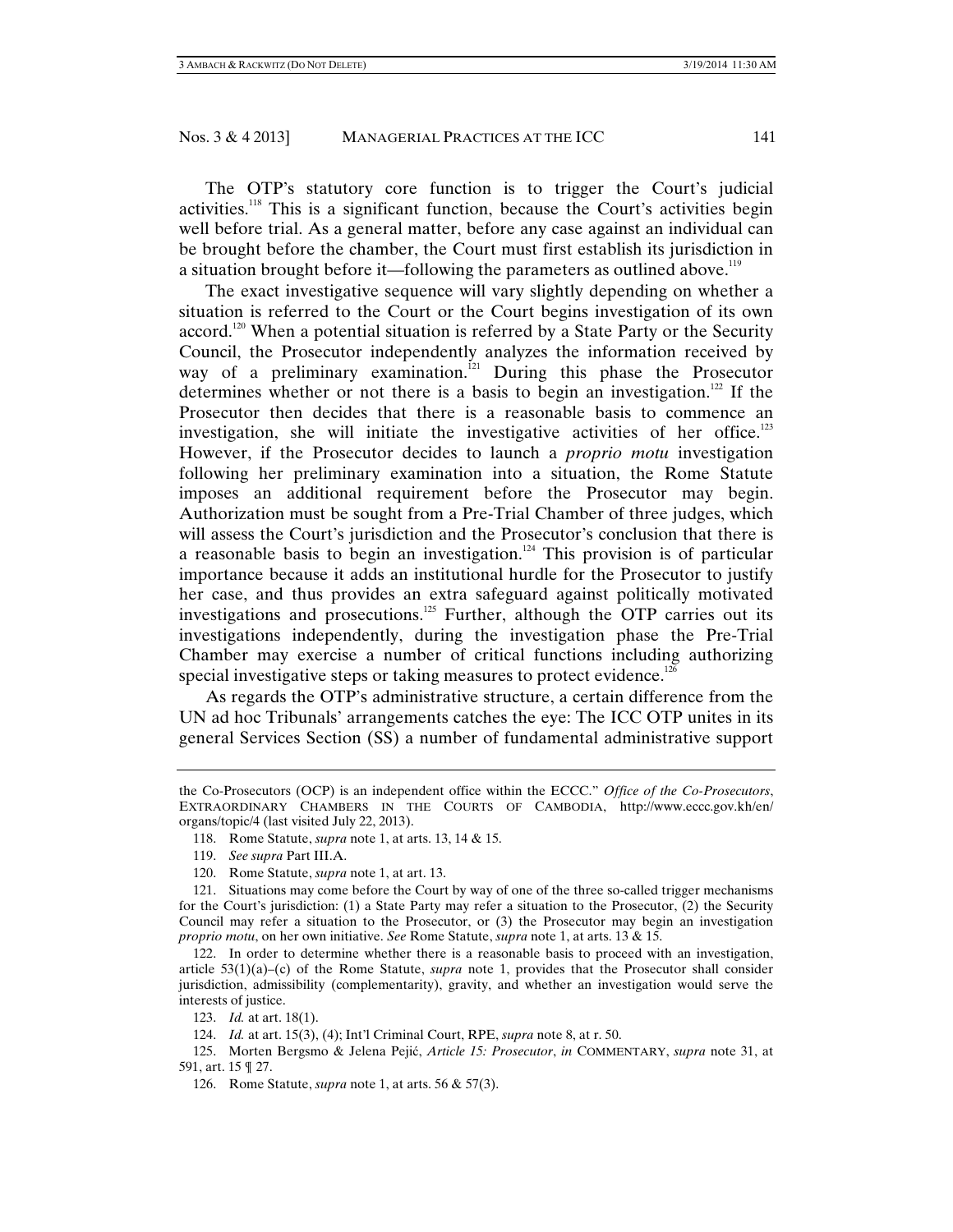The OTP's statutory core function is to trigger the Court's judicial activities.[118] This is a significant function, because the Court's activities begin well before trial. As a general matter, before any case against an individual can be brought before the chamber, the Court must first establish its jurisdiction in a situation brought before it—following the parameters as outlined above.[119]

The exact investigative sequence will vary slightly depending on whether a situation is referred to the Court or the Court begins investigation of its own accord.[120] When a potential situation is referred by a State Party or the Security Council, the Prosecutor independently analyzes the information received by way of a preliminary examination.[121] During this phase the Prosecutor determines whether or not there is a basis to begin an investigation.[122] If the Prosecutor then decides that there is a reasonable basis to commence an investigation, she will initiate the investigative activities of her office.[123] However, if the Prosecutor decides to launch a *proprio motu* investigation following her preliminary examination into a situation, the Rome Statute imposes an additional requirement before the Prosecutor may begin. Authorization must be sought from a Pre-Trial Chamber of three judges, which will assess the Court's jurisdiction and the Prosecutor's conclusion that there is a reasonable basis to begin an investigation.[124] This provision is of particular importance because it adds an institutional hurdle for the Prosecutor to justify her case, and thus provides an extra safeguard against politically motivated investigations and prosecutions.[125] Further, although the OTP carries out its investigations independently, during the investigation phase the Pre-Trial Chamber may exercise a number of critical functions including authorizing special investigative steps or taking measures to protect evidence.[126]

As regards the OTP's administrative structure, a certain difference from the UN ad hoc Tribunals' arrangements catches the eye: The ICC OTP unites in its general Services Section (SS) a number of fundamental administrative support

---

the Co-Prosecutors (OCP) is an independent office within the ECCC." *Office of the Co-Prosecutors*, EXTRAORDINARY CHAMBERS IN THE COURTS OF CAMBODIA, http://www.eccc.gov.kh/en/organs/topic/4 (last visited July 22, 2013).

118. Rome Statute, *supra* note 1, at arts. 13, 14 & 15.

119. *See supra* Part III.A.

120. Rome Statute, *supra* note 1, at art. 13.

121. Situations may come before the Court by way of one of the three so-called trigger mechanisms for the Court's jurisdiction: (1) a State Party may refer a situation to the Prosecutor, (2) the Security Council may refer a situation to the Prosecutor, or (3) the Prosecutor may begin an investigation *proprio motu*, on her own initiative. *See* Rome Statute, *supra* note 1, at arts. 13 & 15.

122. In order to determine whether there is a reasonable basis to proceed with an investigation, article 53(1)(a)–(c) of the Rome Statute, *supra* note 1, provides that the Prosecutor shall consider jurisdiction, admissibility (complementarity), gravity, and whether an investigation would serve the interests of justice.

123. *Id.* at art. 18(1).

124. *Id.* at art. 15(3), (4); Int'l Criminal Court, RPE, *supra* note 8, at r. 50.

125. Morten Bergsmo & Jelena Pejić, *Article 15: Prosecutor*, *in* COMMENTARY, *supra* note 31, at 591, art. 15 ¶ 27.

126. Rome Statute, *supra* note 1, at arts. 56 & 57(3).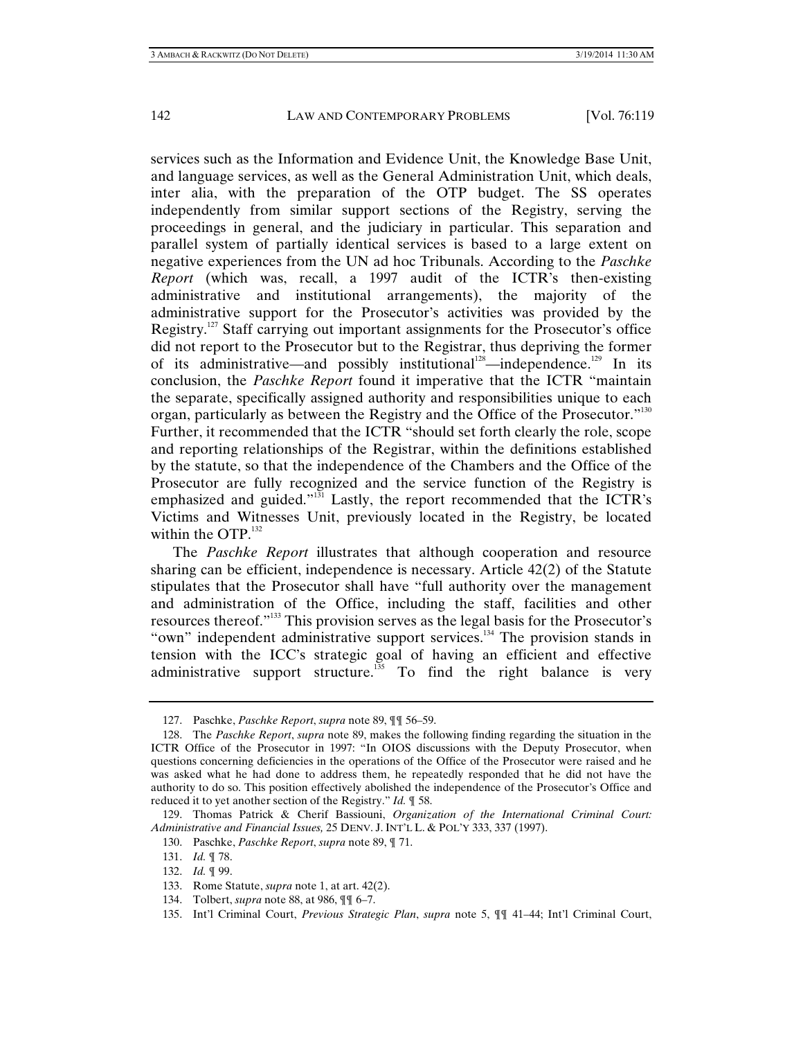services such as the Information and Evidence Unit, the Knowledge Base Unit, and language services, as well as the General Administration Unit, which deals, inter alia, with the preparation of the OTP budget. The SS operates independently from similar support sections of the Registry, serving the proceedings in general, and the judiciary in particular. This separation and parallel system of partially identical services is based to a large extent on negative experiences from the UN ad hoc Tribunals. According to the *Paschke Report* (which was, recall, a 1997 audit of the ICTR's then-existing administrative and institutional arrangements), the majority of the administrative support for the Prosecutor's activities was provided by the Registry.[127] Staff carrying out important assignments for the Prosecutor's office did not report to the Prosecutor but to the Registrar, thus depriving the former of its administrative—and possibly institutional[128]—independence.[129] In its conclusion, the *Paschke Report* found it imperative that the ICTR "maintain the separate, specifically assigned authority and responsibilities unique to each organ, particularly as between the Registry and the Office of the Prosecutor."[130] Further, it recommended that the ICTR "should set forth clearly the role, scope and reporting relationships of the Registrar, within the definitions established by the statute, so that the independence of the Chambers and the Office of the Prosecutor are fully recognized and the service function of the Registry is emphasized and guided."[131] Lastly, the report recommended that the ICTR's Victims and Witnesses Unit, previously located in the Registry, be located within the OTP.[132]

The *Paschke Report* illustrates that although cooperation and resource sharing can be efficient, independence is necessary. Article 42(2) of the Statute stipulates that the Prosecutor shall have "full authority over the management and administration of the Office, including the staff, facilities and other resources thereof."[133] This provision serves as the legal basis for the Prosecutor's "own" independent administrative support services.[134] The provision stands in tension with the ICC's strategic goal of having an efficient and effective administrative support structure.[135] To find the right balance is very

---

127. Paschke, *Paschke Report*, *supra* note 89, ¶¶ 56–59.

128. The *Paschke Report*, *supra* note 89, makes the following finding regarding the situation in the ICTR Office of the Prosecutor in 1997: "In OIOS discussions with the Deputy Prosecutor, when questions concerning deficiencies in the operations of the Office of the Prosecutor were raised and he was asked what he had done to address them, he repeatedly responded that he did not have the authority to do so. This position effectively abolished the independence of the Prosecutor's Office and reduced it to yet another section of the Registry." *Id.* ¶ 58.

129. Thomas Patrick & Cherif Bassiouni, *Organization of the International Criminal Court: Administrative and Financial Issues,* 25 DENV. J. INT'L L. & POL'Y 333, 337 (1997).

130. Paschke, *Paschke Report*, *supra* note 89, ¶ 71.

131. *Id.* ¶ 78.

132. *Id.* ¶ 99.

133. Rome Statute, *supra* note 1, at art. 42(2).

134. Tolbert, *supra* note 88, at 986, ¶¶ 6–7.

135. Int'l Criminal Court, *Previous Strategic Plan*, *supra* note 5, ¶¶ 41–44; Int'l Criminal Court,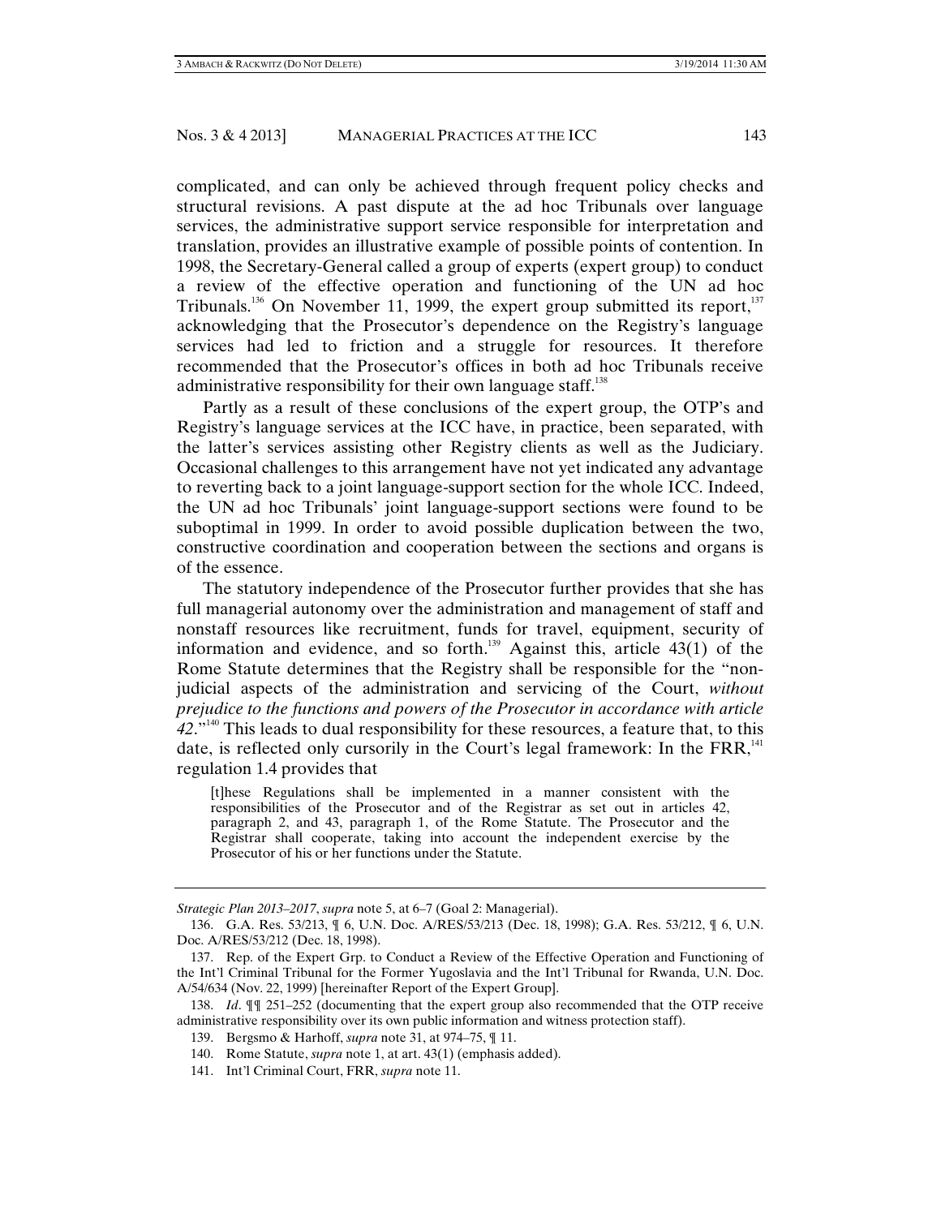complicated, and can only be achieved through frequent policy checks and structural revisions. A past dispute at the ad hoc Tribunals over language services, the administrative support service responsible for interpretation and translation, provides an illustrative example of possible points of contention. In 1998, the Secretary-General called a group of experts (expert group) to conduct a review of the effective operation and functioning of the UN ad hoc Tribunals.[136] On November 11, 1999, the expert group submitted its report,[137] acknowledging that the Prosecutor's dependence on the Registry's language services had led to friction and a struggle for resources. It therefore recommended that the Prosecutor's offices in both ad hoc Tribunals receive administrative responsibility for their own language staff.[138]

Partly as a result of these conclusions of the expert group, the OTP's and Registry's language services at the ICC have, in practice, been separated, with the latter's services assisting other Registry clients as well as the Judiciary. Occasional challenges to this arrangement have not yet indicated any advantage to reverting back to a joint language-support section for the whole ICC. Indeed, the UN ad hoc Tribunals' joint language-support sections were found to be suboptimal in 1999. In order to avoid possible duplication between the two, constructive coordination and cooperation between the sections and organs is of the essence.

The statutory independence of the Prosecutor further provides that she has full managerial autonomy over the administration and management of staff and nonstaff resources like recruitment, funds for travel, equipment, security of information and evidence, and so forth.[139] Against this, article 43(1) of the Rome Statute determines that the Registry shall be responsible for the "non-judicial aspects of the administration and servicing of the Court, *without prejudice to the functions and powers of the Prosecutor in accordance with article 42*."[140] This leads to dual responsibility for these resources, a feature that, to this date, is reflected only cursorily in the Court's legal framework: In the FRR,[141] regulation 1.4 provides that

> [t]hese Regulations shall be implemented in a manner consistent with the responsibilities of the Prosecutor and of the Registrar as set out in articles 42, paragraph 2, and 43, paragraph 1, of the Rome Statute. The Prosecutor and the Registrar shall cooperate, taking into account the independent exercise by the Prosecutor of his or her functions under the Statute.

---

*Strategic Plan 2013–2017*, *supra* note 5, at 6–7 (Goal 2: Managerial).

136. G.A. Res. 53/213, ¶ 6, U.N. Doc. A/RES/53/213 (Dec. 18, 1998); G.A. Res. 53/212, ¶ 6, U.N. Doc. A/RES/53/212 (Dec. 18, 1998).

137. Rep. of the Expert Grp. to Conduct a Review of the Effective Operation and Functioning of the Int'l Criminal Tribunal for the Former Yugoslavia and the Int'l Tribunal for Rwanda, U.N. Doc. A/54/634 (Nov. 22, 1999) [hereinafter Report of the Expert Group].

138. *Id*. ¶¶ 251–252 (documenting that the expert group also recommended that the OTP receive administrative responsibility over its own public information and witness protection staff).

139. Bergsmo & Harhoff, *supra* note 31, at 974–75, ¶ 11.

140. Rome Statute, *supra* note 1, at art. 43(1) (emphasis added).

141. Int'l Criminal Court, FRR, *supra* note 11.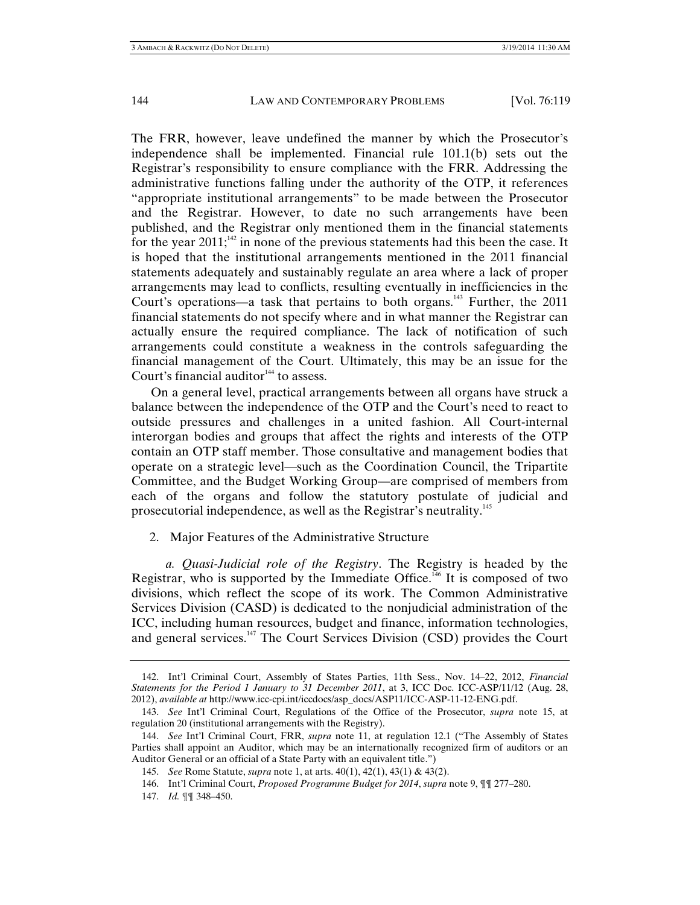The FRR, however, leave undefined the manner by which the Prosecutor's independence shall be implemented. Financial rule 101.1(b) sets out the Registrar's responsibility to ensure compliance with the FRR. Addressing the administrative functions falling under the authority of the OTP, it references "appropriate institutional arrangements" to be made between the Prosecutor and the Registrar. However, to date no such arrangements have been published, and the Registrar only mentioned them in the financial statements for the year 2011;[142] in none of the previous statements had this been the case. It is hoped that the institutional arrangements mentioned in the 2011 financial statements adequately and sustainably regulate an area where a lack of proper arrangements may lead to conflicts, resulting eventually in inefficiencies in the Court's operations—a task that pertains to both organs.[143] Further, the 2011 financial statements do not specify where and in what manner the Registrar can actually ensure the required compliance. The lack of notification of such arrangements could constitute a weakness in the controls safeguarding the financial management of the Court. Ultimately, this may be an issue for the Court's financial auditor[144] to assess.

On a general level, practical arrangements between all organs have struck a balance between the independence of the OTP and the Court's need to react to outside pressures and challenges in a united fashion. All Court-internal interorgan bodies and groups that affect the rights and interests of the OTP contain an OTP staff member. Those consultative and management bodies that operate on a strategic level—such as the Coordination Council, the Tripartite Committee, and the Budget Working Group—are comprised of members from each of the organs and follow the statutory postulate of judicial and prosecutorial independence, as well as the Registrar's neutrality.[145]

2. Major Features of the Administrative Structure

*a. Quasi-Judicial role of the Registry*. The Registry is headed by the Registrar, who is supported by the Immediate Office.[146] It is composed of two divisions, which reflect the scope of its work. The Common Administrative Services Division (CASD) is dedicated to the nonjudicial administration of the ICC, including human resources, budget and finance, information technologies, and general services.[147] The Court Services Division (CSD) provides the Court

---

142. Int'l Criminal Court, Assembly of States Parties, 11th Sess., Nov. 14–22, 2012, *Financial Statements for the Period 1 January to 31 December 2011*, at 3, ICC Doc. ICC-ASP/11/12 (Aug. 28, 2012), *available at* http://www.icc-cpi.int/iccdocs/asp_docs/ASP11/ICC-ASP-11-12-ENG.pdf.

143. *See* Int'l Criminal Court, Regulations of the Office of the Prosecutor, *supra* note 15, at regulation 20 (institutional arrangements with the Registry).

144. *See* Int'l Criminal Court, FRR, *supra* note 11, at regulation 12.1 ("The Assembly of States Parties shall appoint an Auditor, which may be an internationally recognized firm of auditors or an Auditor General or an official of a State Party with an equivalent title.")

145. *See* Rome Statute, *supra* note 1, at arts. 40(1), 42(1), 43(1) & 43(2).

146. Int'l Criminal Court, *Proposed Programme Budget for 2014*, *supra* note 9, ¶¶ 277–280.

147. *Id.* ¶¶ 348–450.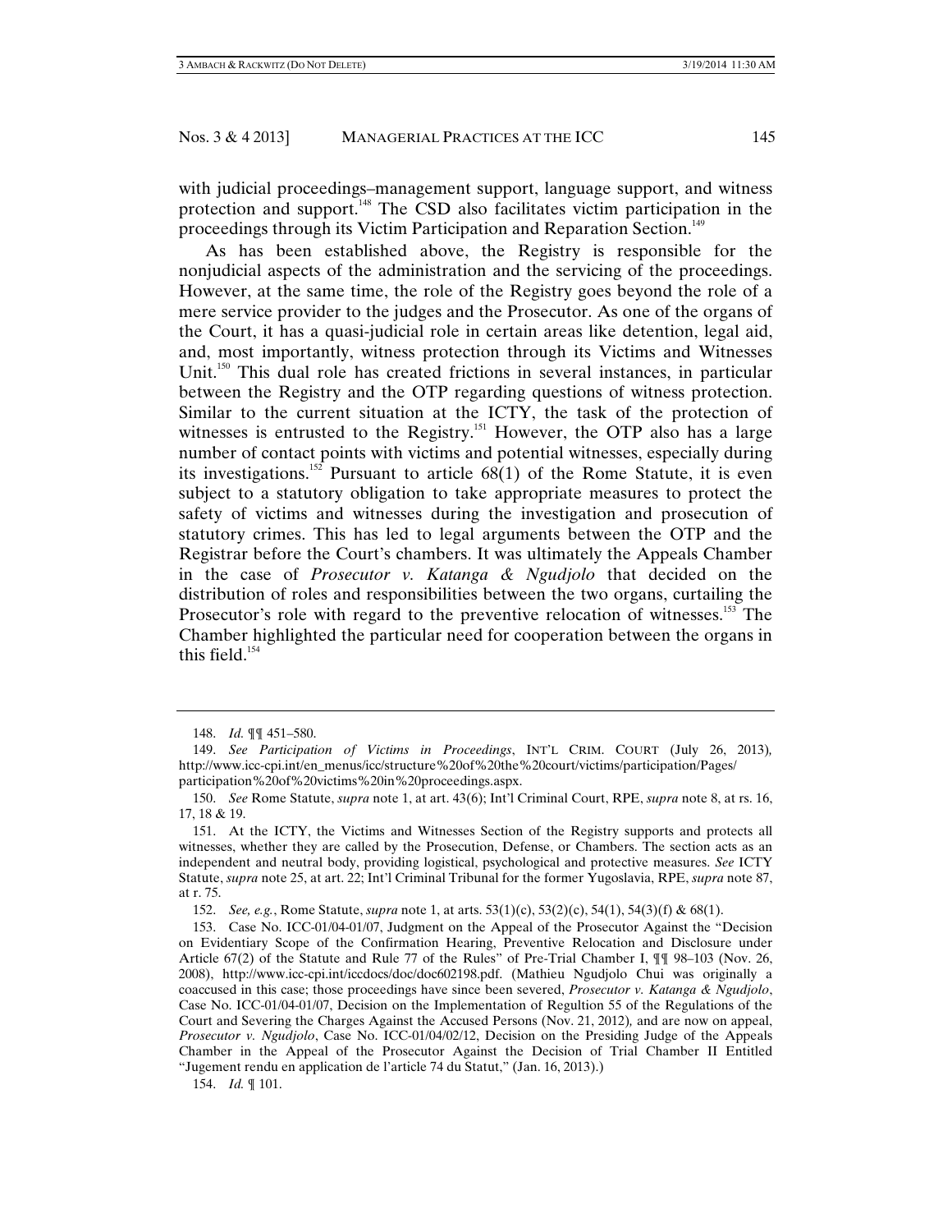with judicial proceedings–management support, language support, and witness protection and support.[148] The CSD also facilitates victim participation in the proceedings through its Victim Participation and Reparation Section.[149]

As has been established above, the Registry is responsible for the nonjudicial aspects of the administration and the servicing of the proceedings. However, at the same time, the role of the Registry goes beyond the role of a mere service provider to the judges and the Prosecutor. As one of the organs of the Court, it has a quasi-judicial role in certain areas like detention, legal aid, and, most importantly, witness protection through its Victims and Witnesses Unit.[150] This dual role has created frictions in several instances, in particular between the Registry and the OTP regarding questions of witness protection. Similar to the current situation at the ICTY, the task of the protection of witnesses is entrusted to the Registry.[151] However, the OTP also has a large number of contact points with victims and potential witnesses, especially during its investigations.[152] Pursuant to article 68(1) of the Rome Statute, it is even subject to a statutory obligation to take appropriate measures to protect the safety of victims and witnesses during the investigation and prosecution of statutory crimes. This has led to legal arguments between the OTP and the Registrar before the Court's chambers. It was ultimately the Appeals Chamber in the case of *Prosecutor v. Katanga & Ngudjolo* that decided on the distribution of roles and responsibilities between the two organs, curtailing the Prosecutor's role with regard to the preventive relocation of witnesses.[153] The Chamber highlighted the particular need for cooperation between the organs in this field.[154]

---

148. *Id.* ¶¶ 451–580.

149. *See Participation of Victims in Proceedings*, INT'L CRIM. COURT (July 26, 2013), http://www.icc-cpi.int/en_menus/icc/structure%20of%20the%20court/victims/participation/Pages/participation%20of%20victims%20in%20proceedings.aspx.

150. *See* Rome Statute, *supra* note 1, at art. 43(6); Int'l Criminal Court, RPE, *supra* note 8, at rs. 16, 17, 18 & 19.

151. At the ICTY, the Victims and Witnesses Section of the Registry supports and protects all witnesses, whether they are called by the Prosecution, Defense, or Chambers. The section acts as an independent and neutral body, providing logistical, psychological and protective measures. *See* ICTY Statute, *supra* note 25, at art. 22; Int'l Criminal Tribunal for the former Yugoslavia, RPE, *supra* note 87, at r. 75.

152. *See, e.g.*, Rome Statute, *supra* note 1, at arts. 53(1)(c), 53(2)(c), 54(1), 54(3)(f) & 68(1).

153. Case No. ICC-01/04-01/07, Judgment on the Appeal of the Prosecutor Against the "Decision on Evidentiary Scope of the Confirmation Hearing, Preventive Relocation and Disclosure under Article 67(2) of the Statute and Rule 77 of the Rules" of Pre-Trial Chamber I, ¶¶ 98–103 (Nov. 26, 2008), http://www.icc-cpi.int/iccdocs/doc/doc602198.pdf. (Mathieu Ngudjolo Chui was originally a coaccused in this case; those proceedings have since been severed, *Prosecutor v. Katanga & Ngudjolo*, Case No. ICC-01/04-01/07, Decision on the Implementation of Regultion 55 of the Regulations of the Court and Severing the Charges Against the Accused Persons (Nov. 21, 2012), and are now on appeal, *Prosecutor v. Ngudjolo*, Case No. ICC-01/04/02/12, Decision on the Presiding Judge of the Appeals Chamber in the Appeal of the Prosecutor Against the Decision of Trial Chamber II Entitled "Jugement rendu en application de l'article 74 du Statut," (Jan. 16, 2013).)

154. *Id.* ¶ 101.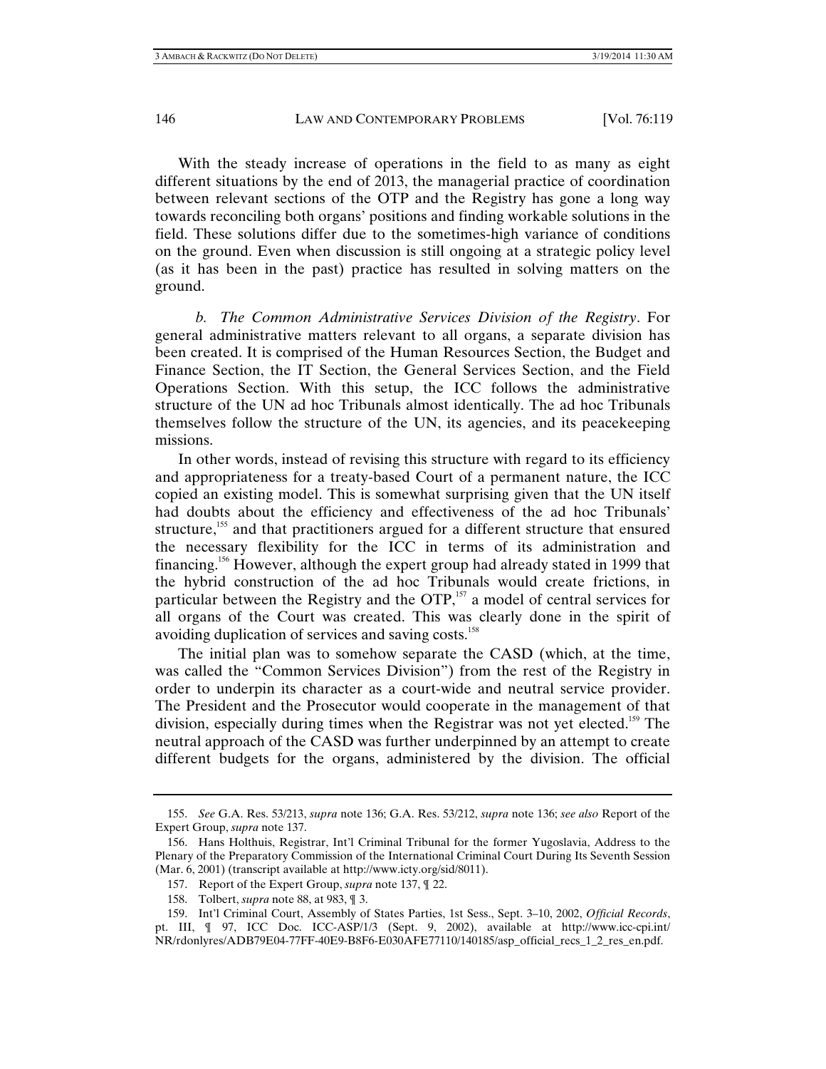With the steady increase of operations in the field to as many as eight different situations by the end of 2013, the managerial practice of coordination between relevant sections of the OTP and the Registry has gone a long way towards reconciling both organs' positions and finding workable solutions in the field. These solutions differ due to the sometimes-high variance of conditions on the ground. Even when discussion is still ongoing at a strategic policy level (as it has been in the past) practice has resulted in solving matters on the ground.

*b. The Common Administrative Services Division of the Registry*. For general administrative matters relevant to all organs, a separate division has been created. It is comprised of the Human Resources Section, the Budget and Finance Section, the IT Section, the General Services Section, and the Field Operations Section. With this setup, the ICC follows the administrative structure of the UN ad hoc Tribunals almost identically. The ad hoc Tribunals themselves follow the structure of the UN, its agencies, and its peacekeeping missions.

In other words, instead of revising this structure with regard to its efficiency and appropriateness for a treaty-based Court of a permanent nature, the ICC copied an existing model. This is somewhat surprising given that the UN itself had doubts about the efficiency and effectiveness of the ad hoc Tribunals' structure,[155] and that practitioners argued for a different structure that ensured the necessary flexibility for the ICC in terms of its administration and financing.[156] However, although the expert group had already stated in 1999 that the hybrid construction of the ad hoc Tribunals would create frictions, in particular between the Registry and the OTP,[157] a model of central services for all organs of the Court was created. This was clearly done in the spirit of avoiding duplication of services and saving costs.[158]

The initial plan was to somehow separate the CASD (which, at the time, was called the "Common Services Division") from the rest of the Registry in order to underpin its character as a court-wide and neutral service provider. The President and the Prosecutor would cooperate in the management of that division, especially during times when the Registrar was not yet elected.[159] The neutral approach of the CASD was further underpinned by an attempt to create different budgets for the organs, administered by the division. The official

---

155. *See* G.A. Res. 53/213, *supra* note 136; G.A. Res. 53/212, *supra* note 136; *see also* Report of the Expert Group, *supra* note 137.

156. Hans Holthuis, Registrar, Int'l Criminal Tribunal for the former Yugoslavia, Address to the Plenary of the Preparatory Commission of the International Criminal Court During Its Seventh Session (Mar. 6, 2001) (transcript available at http://www.icty.org/sid/8011).

157. Report of the Expert Group, *supra* note 137, ¶ 22.

158. Tolbert, *supra* note 88, at 983, ¶ 3.

159. Int'l Criminal Court, Assembly of States Parties, 1st Sess., Sept. 3–10, 2002, *Official Records*, pt. III, ¶ 97, ICC Doc. ICC-ASP/1/3 (Sept. 9, 2002), available at http://www.icc-cpi.int/NR/rdonlyres/ADB79E04-77FF-40E9-B8F6-E030AFE77110/140185/asp_official_recs_1_2_res_en.pdf.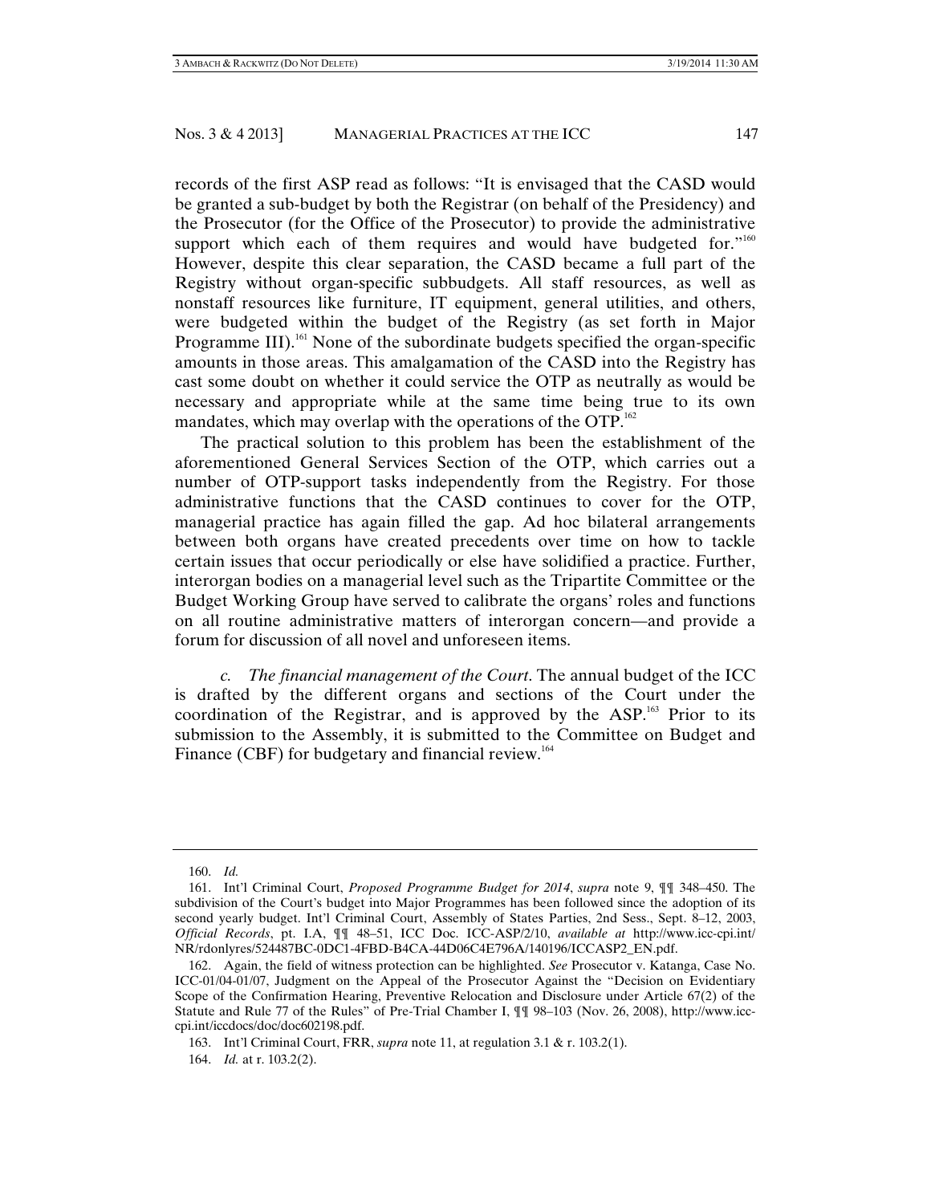records of the first ASP read as follows: "It is envisaged that the CASD would be granted a sub-budget by both the Registrar (on behalf of the Presidency) and the Prosecutor (for the Office of the Prosecutor) to provide the administrative support which each of them requires and would have budgeted for."[160] However, despite this clear separation, the CASD became a full part of the Registry without organ-specific subbudgets. All staff resources, as well as nonstaff resources like furniture, IT equipment, general utilities, and others, were budgeted within the budget of the Registry (as set forth in Major Programme III).[161] None of the subordinate budgets specified the organ-specific amounts in those areas. This amalgamation of the CASD into the Registry has cast some doubt on whether it could service the OTP as neutrally as would be necessary and appropriate while at the same time being true to its own mandates, which may overlap with the operations of the OTP.[162]

The practical solution to this problem has been the establishment of the aforementioned General Services Section of the OTP, which carries out a number of OTP-support tasks independently from the Registry. For those administrative functions that the CASD continues to cover for the OTP, managerial practice has again filled the gap. Ad hoc bilateral arrangements between both organs have created precedents over time on how to tackle certain issues that occur periodically or else have solidified a practice. Further, interorgan bodies on a managerial level such as the Tripartite Committee or the Budget Working Group have served to calibrate the organs' roles and functions on all routine administrative matters of interorgan concern—and provide a forum for discussion of all novel and unforeseen items.

*c. The financial management of the Court*. The annual budget of the ICC is drafted by the different organs and sections of the Court under the coordination of the Registrar, and is approved by the ASP.[163] Prior to its submission to the Assembly, it is submitted to the Committee on Budget and Finance (CBF) for budgetary and financial review.[164]

---

160. *Id.*

161. Int'l Criminal Court, *Proposed Programme Budget for 2014*, *supra* note 9, ¶¶ 348–450. The subdivision of the Court's budget into Major Programmes has been followed since the adoption of its second yearly budget. Int'l Criminal Court, Assembly of States Parties, 2nd Sess., Sept. 8–12, 2003, *Official Records*, pt. I.A, ¶¶ 48–51, ICC Doc. ICC-ASP/2/10, *available at* http://www.icc-cpi.int/NR/rdonlyres/524487BC-0DC1-4FBD-B4CA-44D06C4E796A/140196/ICCASP2_EN.pdf.

162. Again, the field of witness protection can be highlighted. *See* Prosecutor v. Katanga, Case No. ICC-01/04-01/07, Judgment on the Appeal of the Prosecutor Against the "Decision on Evidentiary Scope of the Confirmation Hearing, Preventive Relocation and Disclosure under Article 67(2) of the Statute and Rule 77 of the Rules" of Pre-Trial Chamber I, ¶¶ 98–103 (Nov. 26, 2008), http://www.icc-cpi.int/iccdocs/doc/doc602198.pdf.

163. Int'l Criminal Court, FRR, *supra* note 11, at regulation 3.1 & r. 103.2(1).

164. *Id.* at r. 103.2(2).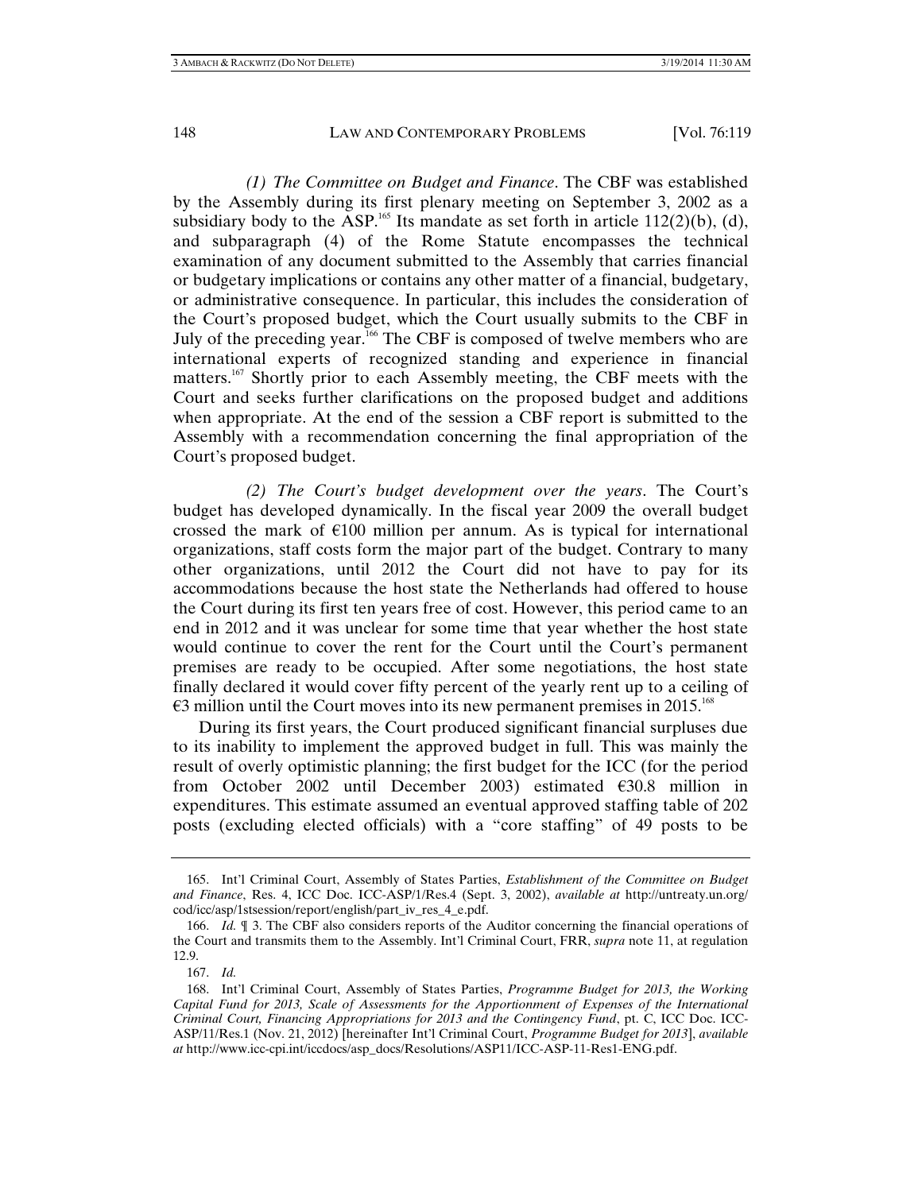*(1) The Committee on Budget and Finance*. The CBF was established by the Assembly during its first plenary meeting on September 3, 2002 as a subsidiary body to the ASP.[165] Its mandate as set forth in article 112(2)(b), (d), and subparagraph (4) of the Rome Statute encompasses the technical examination of any document submitted to the Assembly that carries financial or budgetary implications or contains any other matter of a financial, budgetary, or administrative consequence. In particular, this includes the consideration of the Court's proposed budget, which the Court usually submits to the CBF in July of the preceding year.[166] The CBF is composed of twelve members who are international experts of recognized standing and experience in financial matters.[167] Shortly prior to each Assembly meeting, the CBF meets with the Court and seeks further clarifications on the proposed budget and additions when appropriate. At the end of the session a CBF report is submitted to the Assembly with a recommendation concerning the final appropriation of the Court's proposed budget.

*(2) The Court's budget development over the years*. The Court's budget has developed dynamically. In the fiscal year 2009 the overall budget crossed the mark of €100 million per annum. As is typical for international organizations, staff costs form the major part of the budget. Contrary to many other organizations, until 2012 the Court did not have to pay for its accommodations because the host state the Netherlands had offered to house the Court during its first ten years free of cost. However, this period came to an end in 2012 and it was unclear for some time that year whether the host state would continue to cover the rent for the Court until the Court's permanent premises are ready to be occupied. After some negotiations, the host state finally declared it would cover fifty percent of the yearly rent up to a ceiling of €3 million until the Court moves into its new permanent premises in 2015.[168]

During its first years, the Court produced significant financial surpluses due to its inability to implement the approved budget in full. This was mainly the result of overly optimistic planning; the first budget for the ICC (for the period from October 2002 until December 2003) estimated €30.8 million in expenditures. This estimate assumed an eventual approved staffing table of 202 posts (excluding elected officials) with a "core staffing" of 49 posts to be

---

165. Int'l Criminal Court, Assembly of States Parties, *Establishment of the Committee on Budget and Finance*, Res. 4, ICC Doc. ICC-ASP/1/Res.4 (Sept. 3, 2002), *available at* http://untreaty.un.org/cod/icc/asp/1stsession/report/english/part_iv_res_4_e.pdf.

166. *Id.* ¶ 3. The CBF also considers reports of the Auditor concerning the financial operations of the Court and transmits them to the Assembly. Int'l Criminal Court, FRR, *supra* note 11, at regulation 12.9.

167. *Id.*

168. Int'l Criminal Court, Assembly of States Parties, *Programme Budget for 2013, the Working Capital Fund for 2013, Scale of Assessments for the Apportionment of Expenses of the International Criminal Court, Financing Appropriations for 2013 and the Contingency Fund*, pt. C, ICC Doc. ICC-ASP/11/Res.1 (Nov. 21, 2012) [hereinafter Int'l Criminal Court, *Programme Budget for 2013*], *available at* http://www.icc-cpi.int/iccdocs/asp_docs/Resolutions/ASP11/ICC-ASP-11-Res1-ENG.pdf.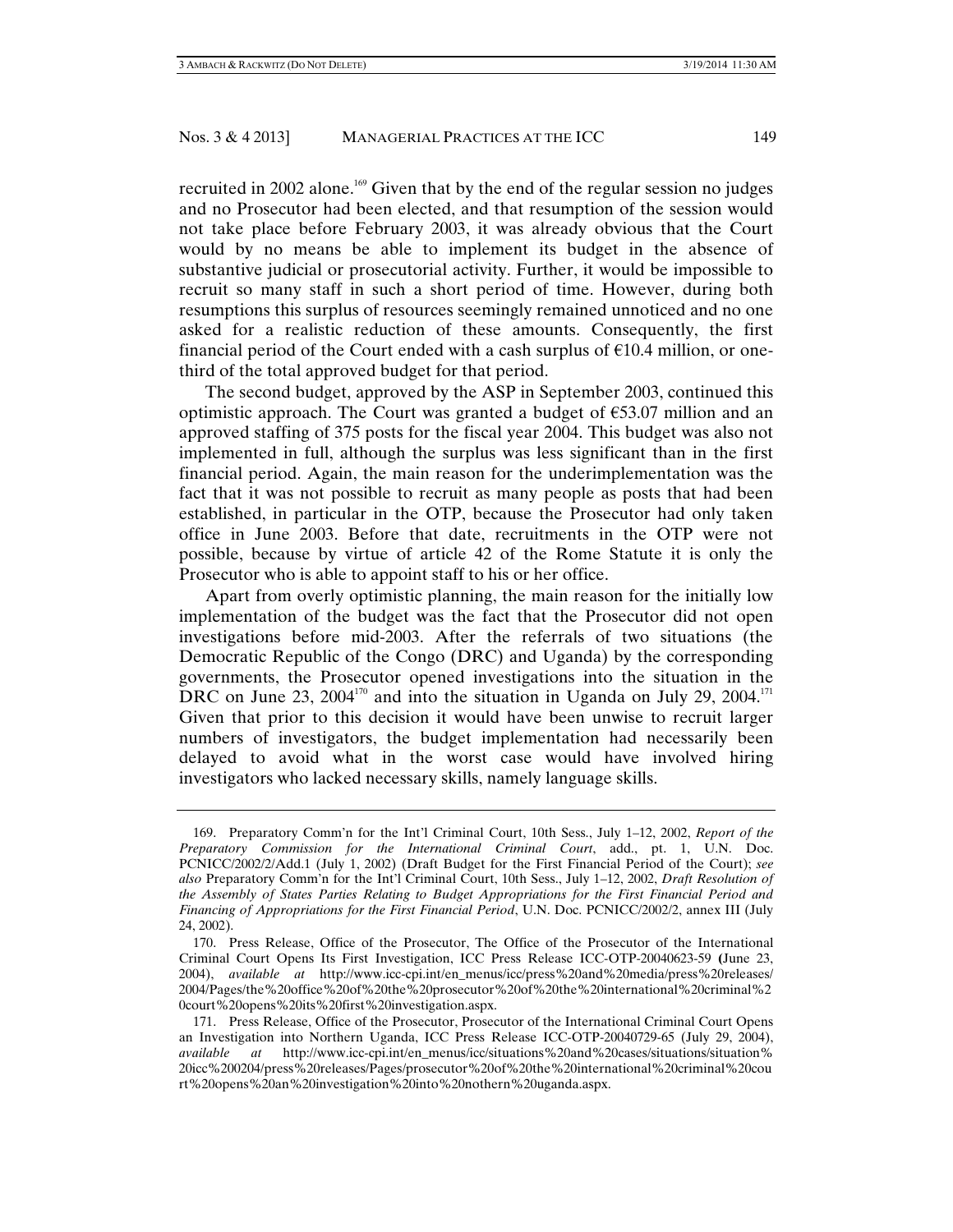recruited in 2002 alone.[169] Given that by the end of the regular session no judges and no Prosecutor had been elected, and that resumption of the session would not take place before February 2003, it was already obvious that the Court would by no means be able to implement its budget in the absence of substantive judicial or prosecutorial activity. Further, it would be impossible to recruit so many staff in such a short period of time. However, during both resumptions this surplus of resources seemingly remained unnoticed and no one asked for a realistic reduction of these amounts. Consequently, the first financial period of the Court ended with a cash surplus of €10.4 million, or one-third of the total approved budget for that period.

The second budget, approved by the ASP in September 2003, continued this optimistic approach. The Court was granted a budget of €53.07 million and an approved staffing of 375 posts for the fiscal year 2004. This budget was also not implemented in full, although the surplus was less significant than in the first financial period. Again, the main reason for the underimplementation was the fact that it was not possible to recruit as many people as posts that had been established, in particular in the OTP, because the Prosecutor had only taken office in June 2003. Before that date, recruitments in the OTP were not possible, because by virtue of article 42 of the Rome Statute it is only the Prosecutor who is able to appoint staff to his or her office.

Apart from overly optimistic planning, the main reason for the initially low implementation of the budget was the fact that the Prosecutor did not open investigations before mid-2003. After the referrals of two situations (the Democratic Republic of the Congo (DRC) and Uganda) by the corresponding governments, the Prosecutor opened investigations into the situation in the DRC on June 23, 2004[170] and into the situation in Uganda on July 29, 2004.[171] Given that prior to this decision it would have been unwise to recruit larger numbers of investigators, the budget implementation had necessarily been delayed to avoid what in the worst case would have involved hiring investigators who lacked necessary skills, namely language skills.

---

169. Preparatory Comm'n for the Int'l Criminal Court, 10th Sess., July 1–12, 2002, *Report of the Preparatory Commission for the International Criminal Court*, add., pt. 1, U.N. Doc. PCNICC/2002/2/Add.1 (July 1, 2002) (Draft Budget for the First Financial Period of the Court); *see also* Preparatory Comm'n for the Int'l Criminal Court, 10th Sess., July 1–12, 2002, *Draft Resolution of the Assembly of States Parties Relating to Budget Appropriations for the First Financial Period and Financing of Appropriations for the First Financial Period*, U.N. Doc. PCNICC/2002/2, annex III (July 24, 2002).

170. Press Release, Office of the Prosecutor, The Office of the Prosecutor of the International Criminal Court Opens Its First Investigation, ICC Press Release ICC-OTP-20040623-59 (June 23, 2004), *available at* http://www.icc-cpi.int/en_menus/icc/press%20and%20media/press%20releases/2004/Pages/the%20office%20of%20the%20prosecutor%20of%20the%20international%20criminal%20court%20opens%20its%20first%20investigation.aspx.

171. Press Release, Office of the Prosecutor, Prosecutor of the International Criminal Court Opens an Investigation into Northern Uganda, ICC Press Release ICC-OTP-20040729-65 (July 29, 2004), *available at* http://www.icc-cpi.int/en_menus/icc/situations%20and%20cases/situations/situation%20icc%200204/press%20releases/Pages/prosecutor%20of%20the%20international%20criminal%20court%20opens%20an%20investigation%20into%20nothern%20uganda.aspx.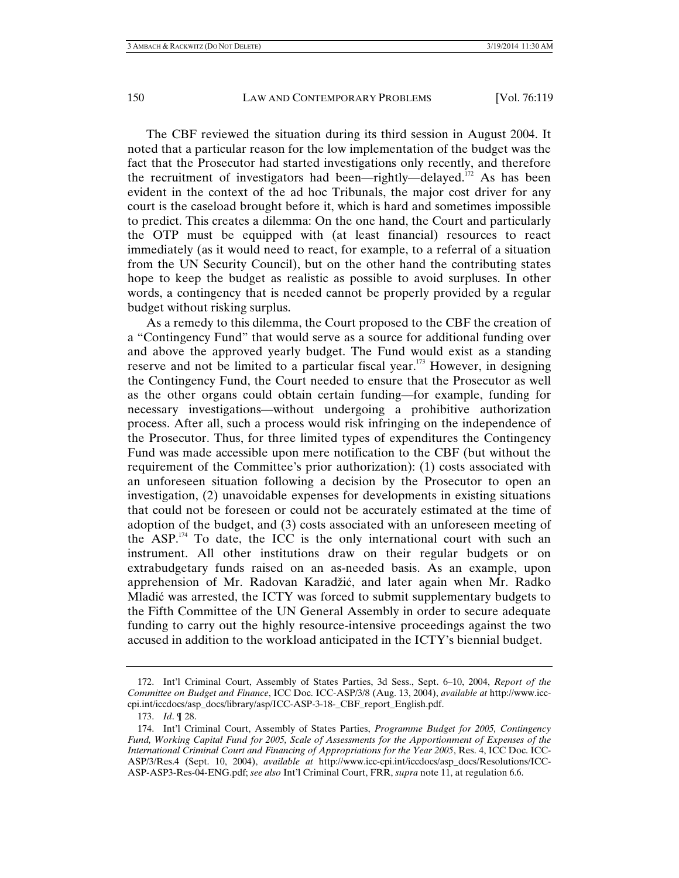The CBF reviewed the situation during its third session in August 2004. It noted that a particular reason for the low implementation of the budget was the fact that the Prosecutor had started investigations only recently, and therefore the recruitment of investigators had been—rightly—delayed.[172] As has been evident in the context of the ad hoc Tribunals, the major cost driver for any court is the caseload brought before it, which is hard and sometimes impossible to predict. This creates a dilemma: On the one hand, the Court and particularly the OTP must be equipped with (at least financial) resources to react immediately (as it would need to react, for example, to a referral of a situation from the UN Security Council), but on the other hand the contributing states hope to keep the budget as realistic as possible to avoid surpluses. In other words, a contingency that is needed cannot be properly provided by a regular budget without risking surplus.

As a remedy to this dilemma, the Court proposed to the CBF the creation of a "Contingency Fund" that would serve as a source for additional funding over and above the approved yearly budget. The Fund would exist as a standing reserve and not be limited to a particular fiscal year.[173] However, in designing the Contingency Fund, the Court needed to ensure that the Prosecutor as well as the other organs could obtain certain funding—for example, funding for necessary investigations—without undergoing a prohibitive authorization process. After all, such a process would risk infringing on the independence of the Prosecutor. Thus, for three limited types of expenditures the Contingency Fund was made accessible upon mere notification to the CBF (but without the requirement of the Committee's prior authorization): (1) costs associated with an unforeseen situation following a decision by the Prosecutor to open an investigation, (2) unavoidable expenses for developments in existing situations that could not be foreseen or could not be accurately estimated at the time of adoption of the budget, and (3) costs associated with an unforeseen meeting of the ASP.[174] To date, the ICC is the only international court with such an instrument. All other institutions draw on their regular budgets or on extrabudgetary funds raised on an as-needed basis. As an example, upon apprehension of Mr. Radovan Karadžić, and later again when Mr. Radko Mladić was arrested, the ICTY was forced to submit supplementary budgets to the Fifth Committee of the UN General Assembly in order to secure adequate funding to carry out the highly resource-intensive proceedings against the two accused in addition to the workload anticipated in the ICTY's biennial budget.

---

172. Int'l Criminal Court, Assembly of States Parties, 3d Sess., Sept. 6–10, 2004, *Report of the Committee on Budget and Finance*, ICC Doc. ICC-ASP/3/8 (Aug. 13, 2004), *available at* http://www.icc-cpi.int/iccdocs/asp_docs/library/asp/ICC-ASP-3-18-_CBF_report_English.pdf.

173. *Id*. ¶ 28.

174. Int'l Criminal Court, Assembly of States Parties, *Programme Budget for 2005, Contingency Fund, Working Capital Fund for 2005, Scale of Assessments for the Apportionment of Expenses of the International Criminal Court and Financing of Appropriations for the Year 2005*, Res. 4, ICC Doc. ICC-ASP/3/Res.4 (Sept. 10, 2004), *available at* http://www.icc-cpi.int/iccdocs/asp_docs/Resolutions/ICC-ASP-ASP3-Res-04-ENG.pdf; *see also* Int'l Criminal Court, FRR, *supra* note 11, at regulation 6.6.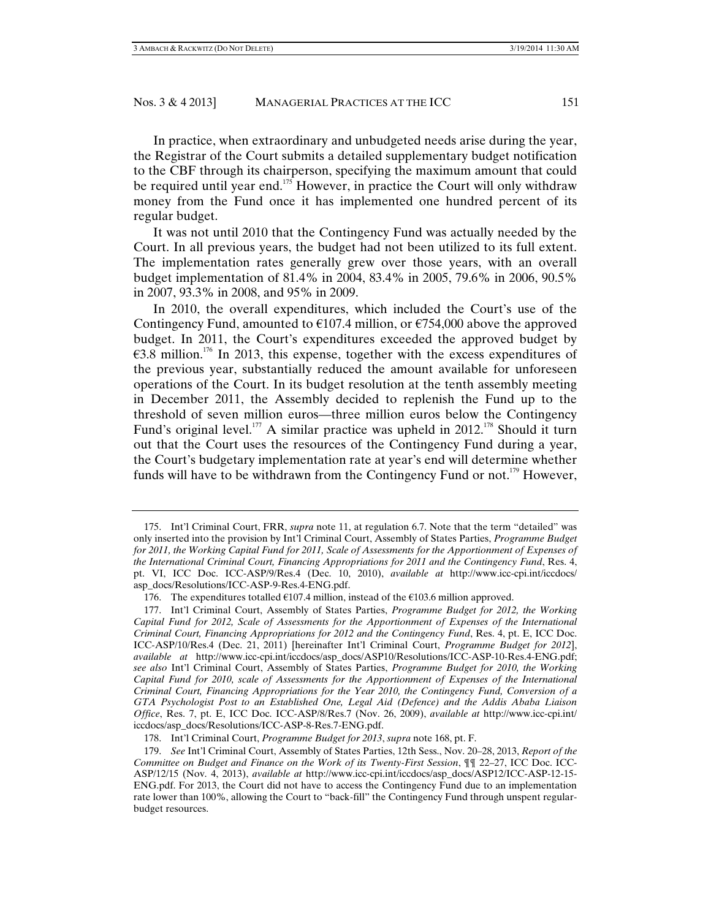In practice, when extraordinary and unbudgeted needs arise during the year, the Registrar of the Court submits a detailed supplementary budget notification to the CBF through its chairperson, specifying the maximum amount that could be required until year end.[175] However, in practice the Court will only withdraw money from the Fund once it has implemented one hundred percent of its regular budget.

It was not until 2010 that the Contingency Fund was actually needed by the Court. In all previous years, the budget had not been utilized to its full extent. The implementation rates generally grew over those years, with an overall budget implementation of 81.4% in 2004, 83.4% in 2005, 79.6% in 2006, 90.5% in 2007, 93.3% in 2008, and 95% in 2009.

In 2010, the overall expenditures, which included the Court's use of the Contingency Fund, amounted to €107.4 million, or €754,000 above the approved budget. In 2011, the Court's expenditures exceeded the approved budget by €3.8 million.[176] In 2013, this expense, together with the excess expenditures of the previous year, substantially reduced the amount available for unforeseen operations of the Court. In its budget resolution at the tenth assembly meeting in December 2011, the Assembly decided to replenish the Fund up to the threshold of seven million euros—three million euros below the Contingency Fund's original level.[177] A similar practice was upheld in 2012.[178] Should it turn out that the Court uses the resources of the Contingency Fund during a year, the Court's budgetary implementation rate at year's end will determine whether funds will have to be withdrawn from the Contingency Fund or not.[179] However,

---

175. Int'l Criminal Court, FRR, *supra* note 11, at regulation 6.7. Note that the term "detailed" was only inserted into the provision by Int'l Criminal Court, Assembly of States Parties, *Programme Budget for 2011, the Working Capital Fund for 2011, Scale of Assessments for the Apportionment of Expenses of the International Criminal Court, Financing Appropriations for 2011 and the Contingency Fund*, Res. 4, pt. VI, ICC Doc. ICC-ASP/9/Res.4 (Dec. 10, 2010), *available at* http://www.icc-cpi.int/iccdocs/asp_docs/Resolutions/ICC-ASP-9-Res.4-ENG.pdf.

176. The expenditures totalled €107.4 million, instead of the €103.6 million approved.

177. Int'l Criminal Court, Assembly of States Parties, *Programme Budget for 2012, the Working Capital Fund for 2012, Scale of Assessments for the Apportionment of Expenses of the International Criminal Court, Financing Appropriations for 2012 and the Contingency Fund*, Res. 4, pt. E, ICC Doc. ICC-ASP/10/Res.4 (Dec. 21, 2011) [hereinafter Int'l Criminal Court, *Programme Budget for 2012*], *available at* http://www.icc-cpi.int/iccdocs/asp_docs/ASP10/Resolutions/ICC-ASP-10-Res.4-ENG.pdf; *see also* Int'l Criminal Court, Assembly of States Parties, *Programme Budget for 2010, the Working Capital Fund for 2010, scale of Assessments for the Apportionment of Expenses of the International Criminal Court, Financing Appropriations for the Year 2010, the Contingency Fund, Conversion of a GTA Psychologist Post to an Established One, Legal Aid (Defence) and the Addis Ababa Liaison Office*, Res. 7, pt. E, ICC Doc. ICC-ASP/8/Res.7 (Nov. 26, 2009), *available at* http://www.icc-cpi.int/iccdocs/asp_docs/Resolutions/ICC-ASP-8-Res.7-ENG.pdf.

178. Int'l Criminal Court, *Programme Budget for 2013*, *supra* note 168, pt. F.

179. *See* Int'l Criminal Court, Assembly of States Parties, 12th Sess., Nov. 20–28, 2013, *Report of the Committee on Budget and Finance on the Work of its Twenty-First Session*, ¶¶ 22–27, ICC Doc. ICC-ASP/12/15 (Nov. 4, 2013), *available at* http://www.icc-cpi.int/iccdocs/asp_docs/ASP12/ICC-ASP-12-15-ENG.pdf. For 2013, the Court did not have to access the Contingency Fund due to an implementation rate lower than 100%, allowing the Court to "back-fill" the Contingency Fund through unspent regular-budget resources.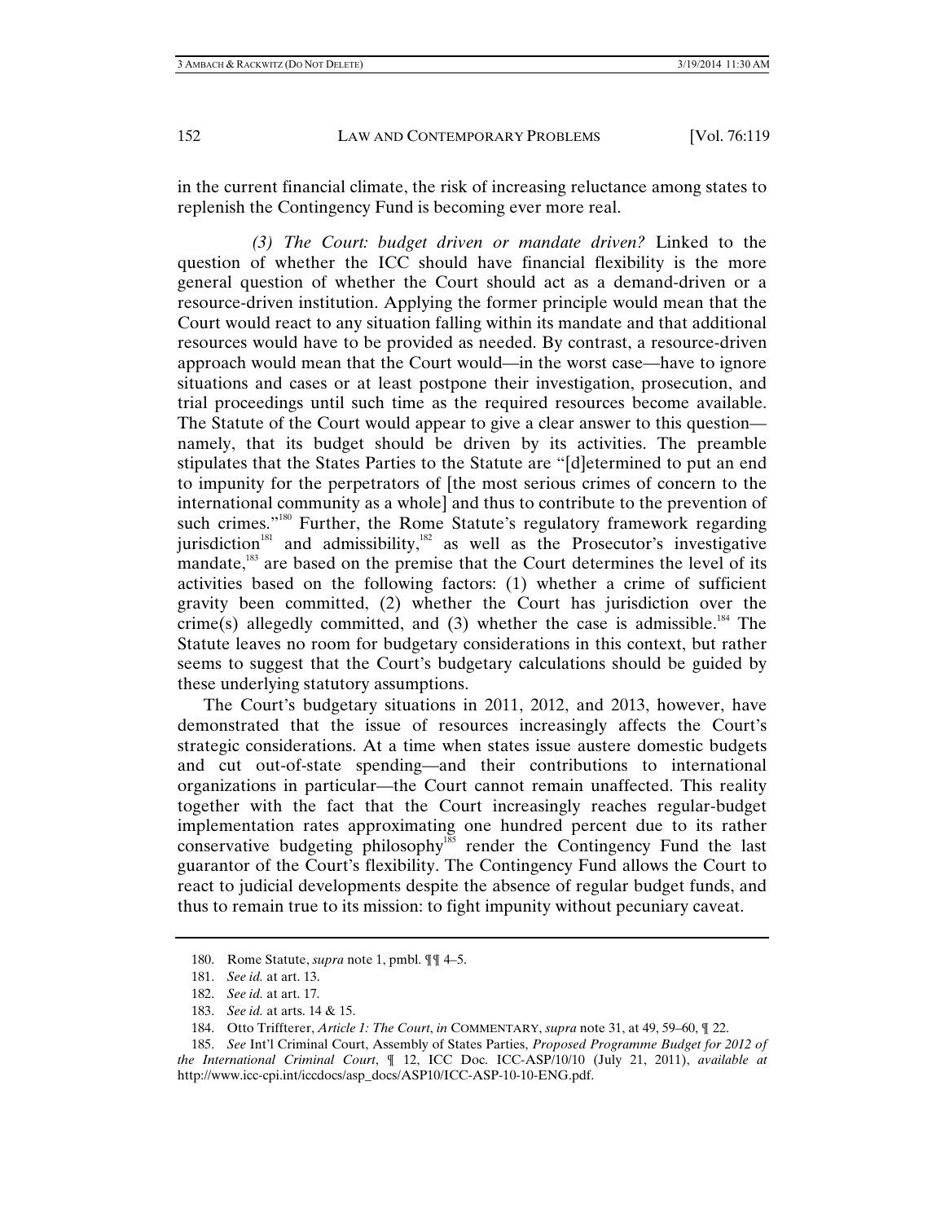in the current financial climate, the risk of increasing reluctance among states to replenish the Contingency Fund is becoming ever more real.

*(3) The Court: budget driven or mandate driven?* Linked to the question of whether the ICC should have financial flexibility is the more general question of whether the Court should act as a demand-driven or a resource-driven institution. Applying the former principle would mean that the Court would react to any situation falling within its mandate and that additional resources would have to be provided as needed. By contrast, a resource-driven approach would mean that the Court would—in the worst case—have to ignore situations and cases or at least postpone their investigation, prosecution, and trial proceedings until such time as the required resources become available. The Statute of the Court would appear to give a clear answer to this question—namely, that its budget should be driven by its activities. The preamble stipulates that the States Parties to the Statute are "[d]etermined to put an end to impunity for the perpetrators of [the most serious crimes of concern to the international community as a whole] and thus to contribute to the prevention of such crimes."[180] Further, the Rome Statute's regulatory framework regarding jurisdiction[181] and admissibility,[182] as well as the Prosecutor's investigative mandate,[183] are based on the premise that the Court determines the level of its activities based on the following factors: (1) whether a crime of sufficient gravity been committed, (2) whether the Court has jurisdiction over the crime(s) allegedly committed, and (3) whether the case is admissible.[184] The Statute leaves no room for budgetary considerations in this context, but rather seems to suggest that the Court's budgetary calculations should be guided by these underlying statutory assumptions.

The Court's budgetary situations in 2011, 2012, and 2013, however, have demonstrated that the issue of resources increasingly affects the Court's strategic considerations. At a time when states issue austere domestic budgets and cut out-of-state spending—and their contributions to international organizations in particular—the Court cannot remain unaffected. This reality together with the fact that the Court increasingly reaches regular-budget implementation rates approximating one hundred percent due to its rather conservative budgeting philosophy[185] render the Contingency Fund the last guarantor of the Court's flexibility. The Contingency Fund allows the Court to react to judicial developments despite the absence of regular budget funds, and thus to remain true to its mission: to fight impunity without pecuniary caveat.

---

180. Rome Statute, *supra* note 1, pmbl. ¶¶ 4–5.

181. *See id.* at art. 13.

182. *See id.* at art. 17.

183. *See id.* at arts. 14 & 15.

184. Otto Triffterer, *Article 1: The Court*, *in* COMMENTARY, *supra* note 31, at 49, 59–60, ¶ 22.

185. *See* Int'l Criminal Court, Assembly of States Parties, *Proposed Programme Budget for 2012 of the International Criminal Court*, ¶ 12, ICC Doc. ICC-ASP/10/10 (July 21, 2011), *available at* http://www.icc-cpi.int/iccdocs/asp_docs/ASP10/ICC-ASP-10-10-ENG.pdf.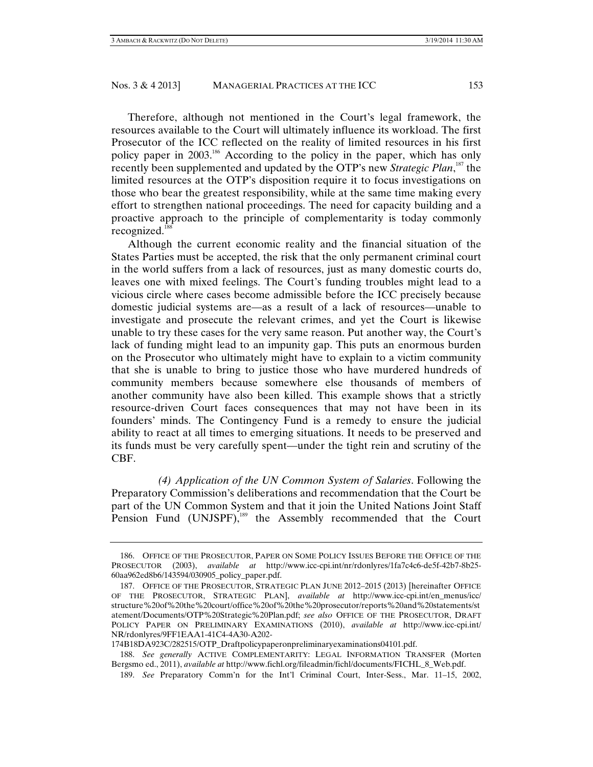Therefore, although not mentioned in the Court's legal framework, the resources available to the Court will ultimately influence its workload. The first Prosecutor of the ICC reflected on the reality of limited resources in his first policy paper in 2003.[186] According to the policy in the paper, which has only recently been supplemented and updated by the OTP's new *Strategic Plan*,[187] the limited resources at the OTP's disposition require it to focus investigations on those who bear the greatest responsibility, while at the same time making every effort to strengthen national proceedings. The need for capacity building and a proactive approach to the principle of complementarity is today commonly recognized.[188]

Although the current economic reality and the financial situation of the States Parties must be accepted, the risk that the only permanent criminal court in the world suffers from a lack of resources, just as many domestic courts do, leaves one with mixed feelings. The Court's funding troubles might lead to a vicious circle where cases become admissible before the ICC precisely because domestic judicial systems are—as a result of a lack of resources—unable to investigate and prosecute the relevant crimes, and yet the Court is likewise unable to try these cases for the very same reason. Put another way, the Court's lack of funding might lead to an impunity gap. This puts an enormous burden on the Prosecutor who ultimately might have to explain to a victim community that she is unable to bring to justice those who have murdered hundreds of community members because somewhere else thousands of members of another community have also been killed. This example shows that a strictly resource-driven Court faces consequences that may not have been in its founders' minds. The Contingency Fund is a remedy to ensure the judicial ability to react at all times to emerging situations. It needs to be preserved and its funds must be very carefully spent—under the tight rein and scrutiny of the CBF.

*(4) Application of the UN Common System of Salaries*. Following the Preparatory Commission's deliberations and recommendation that the Court be part of the UN Common System and that it join the United Nations Joint Staff Pension Fund (UNJSPF),[189] the Assembly recommended that the Court

---

186. OFFICE OF THE PROSECUTOR, PAPER ON SOME POLICY ISSUES BEFORE THE OFFICE OF THE PROSECUTOR (2003), *available at* http://www.icc-cpi.int/nr/rdonlyres/1fa7c4c6-de5f-42b7-8b25-60aa962ed8b6/143594/030905_policy_paper.pdf.

187. OFFICE OF THE PROSECUTOR, STRATEGIC PLAN JUNE 2012–2015 (2013) [hereinafter OFFICE OF THE PROSECUTOR, STRATEGIC PLAN], *available at* http://www.icc-cpi.int/en_menus/icc/structure%20of%20the%20court/office%20of%20the%20prosecutor/reports%20and%20statements/statement/Documents/OTP%20Strategic%20Plan.pdf; *see also* OFFICE OF THE PROSECUTOR, DRAFT POLICY PAPER ON PRELIMINARY EXAMINATIONS (2010), *available at* http://www.icc-cpi.int/NR/rdonlyres/9FF1EAA1-41C4-4A30-A202-174B18DA923C/282515/OTP_Draftpolicypaperonpreliminaryexaminations04101.pdf.

188. *See generally* ACTIVE COMPLEMENTARITY: LEGAL INFORMATION TRANSFER (Morten Bergsmo ed., 2011), *available at* http://www.fichl.org/fileadmin/fichl/documents/FICHL_8_Web.pdf.

189. *See* Preparatory Comm'n for the Int'l Criminal Court, Inter-Sess., Mar. 11–15, 2002,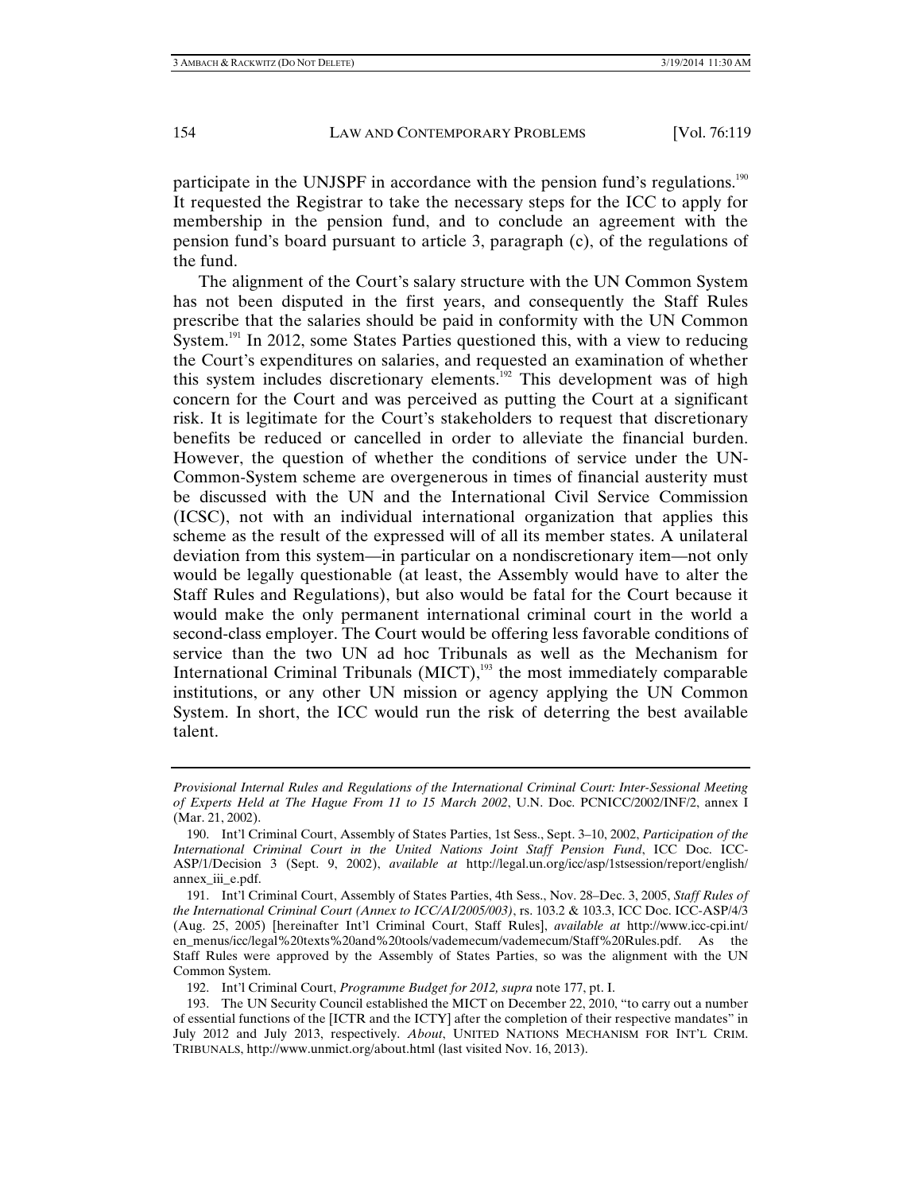participate in the UNJSPF in accordance with the pension fund's regulations.[190] It requested the Registrar to take the necessary steps for the ICC to apply for membership in the pension fund, and to conclude an agreement with the pension fund's board pursuant to article 3, paragraph (c), of the regulations of the fund.

The alignment of the Court's salary structure with the UN Common System has not been disputed in the first years, and consequently the Staff Rules prescribe that the salaries should be paid in conformity with the UN Common System.[191] In 2012, some States Parties questioned this, with a view to reducing the Court's expenditures on salaries, and requested an examination of whether this system includes discretionary elements.[192] This development was of high concern for the Court and was perceived as putting the Court at a significant risk. It is legitimate for the Court's stakeholders to request that discretionary benefits be reduced or cancelled in order to alleviate the financial burden. However, the question of whether the conditions of service under the UN-Common-System scheme are overgenerous in times of financial austerity must be discussed with the UN and the International Civil Service Commission (ICSC), not with an individual international organization that applies this scheme as the result of the expressed will of all its member states. A unilateral deviation from this system—in particular on a nondiscretionary item—not only would be legally questionable (at least, the Assembly would have to alter the Staff Rules and Regulations), but also would be fatal for the Court because it would make the only permanent international criminal court in the world a second-class employer. The Court would be offering less favorable conditions of service than the two UN ad hoc Tribunals as well as the Mechanism for International Criminal Tribunals (MICT),[193] the most immediately comparable institutions, or any other UN mission or agency applying the UN Common System. In short, the ICC would run the risk of deterring the best available talent.

---

*Provisional Internal Rules and Regulations of the International Criminal Court: Inter-Sessional Meeting of Experts Held at The Hague From 11 to 15 March 2002*, U.N. Doc. PCNICC/2002/INF/2, annex I (Mar. 21, 2002).

190. Int'l Criminal Court, Assembly of States Parties, 1st Sess., Sept. 3–10, 2002, *Participation of the International Criminal Court in the United Nations Joint Staff Pension Fund*, ICC Doc. ICC-ASP/1/Decision 3 (Sept. 9, 2002), *available at* http://legal.un.org/icc/asp/1stsession/report/english/annex_iii_e.pdf.

191. Int'l Criminal Court, Assembly of States Parties, 4th Sess., Nov. 28–Dec. 3, 2005, *Staff Rules of the International Criminal Court (Annex to ICC/AI/2005/003)*, rs. 103.2 & 103.3, ICC Doc. ICC-ASP/4/3 (Aug. 25, 2005) [hereinafter Int'l Criminal Court, Staff Rules], *available at* http://www.icc-cpi.int/en_menus/icc/legal%20texts%20and%20tools/vademecum/vademecum/Staff%20Rules.pdf. As the Staff Rules were approved by the Assembly of States Parties, so was the alignment with the UN Common System.

192. Int'l Criminal Court, *Programme Budget for 2012, supra* note 177, pt. I.

193. The UN Security Council established the MICT on December 22, 2010, "to carry out a number of essential functions of the [ICTR and the ICTY] after the completion of their respective mandates" in July 2012 and July 2013, respectively. *About*, UNITED NATIONS MECHANISM FOR INT'L CRIM. TRIBUNALS, http://www.unmict.org/about.html (last visited Nov. 16, 2013).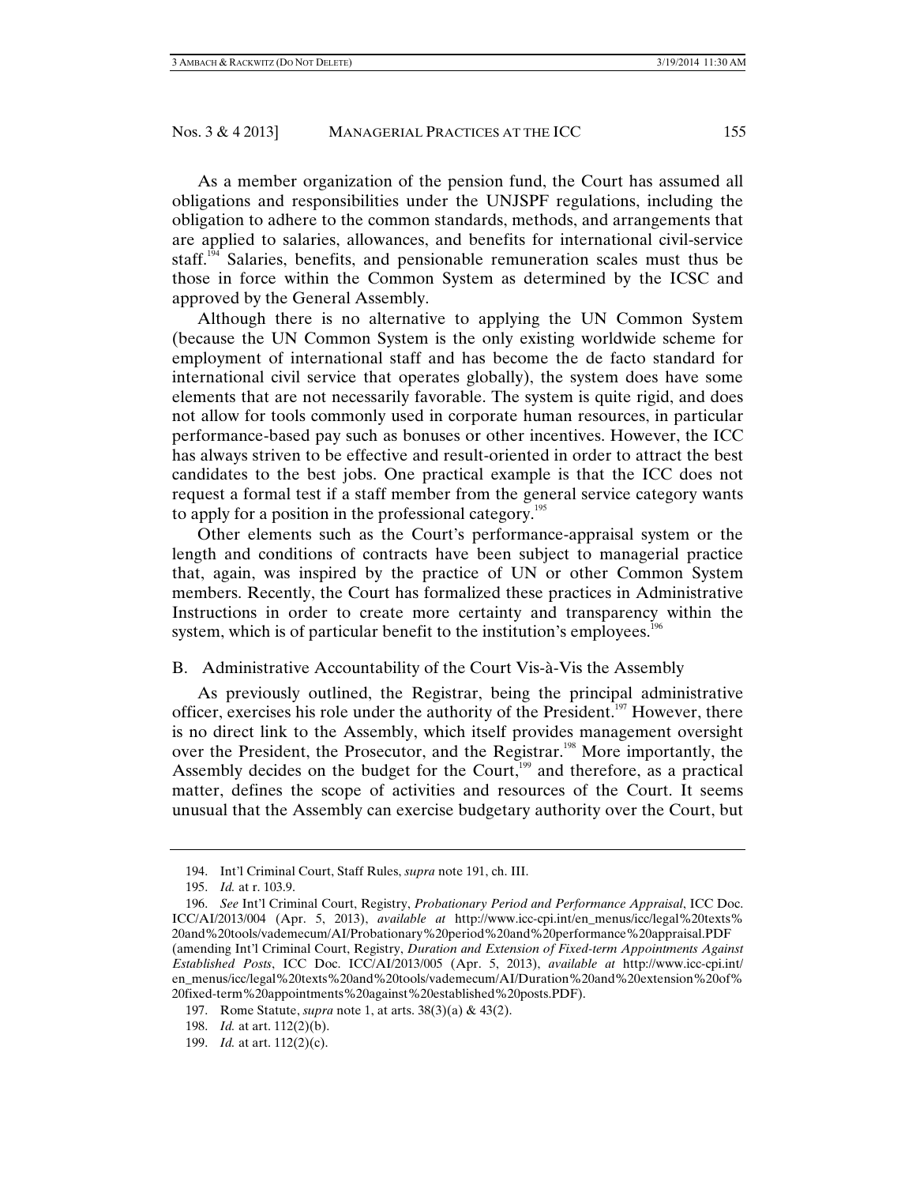As a member organization of the pension fund, the Court has assumed all obligations and responsibilities under the UNJSPF regulations, including the obligation to adhere to the common standards, methods, and arrangements that are applied to salaries, allowances, and benefits for international civil-service staff.[194] Salaries, benefits, and pensionable remuneration scales must thus be those in force within the Common System as determined by the ICSC and approved by the General Assembly.

Although there is no alternative to applying the UN Common System (because the UN Common System is the only existing worldwide scheme for employment of international staff and has become the de facto standard for international civil service that operates globally), the system does have some elements that are not necessarily favorable. The system is quite rigid, and does not allow for tools commonly used in corporate human resources, in particular performance-based pay such as bonuses or other incentives. However, the ICC has always striven to be effective and result-oriented in order to attract the best candidates to the best jobs. One practical example is that the ICC does not request a formal test if a staff member from the general service category wants to apply for a position in the professional category.[195]

Other elements such as the Court's performance-appraisal system or the length and conditions of contracts have been subject to managerial practice that, again, was inspired by the practice of UN or other Common System members. Recently, the Court has formalized these practices in Administrative Instructions in order to create more certainty and transparency within the system, which is of particular benefit to the institution's employees.[196]

### B. Administrative Accountability of the Court Vis-à-Vis the Assembly

As previously outlined, the Registrar, being the principal administrative officer, exercises his role under the authority of the President.[197] However, there is no direct link to the Assembly, which itself provides management oversight over the President, the Prosecutor, and the Registrar.[198] More importantly, the Assembly decides on the budget for the Court,[199] and therefore, as a practical matter, defines the scope of activities and resources of the Court. It seems unusual that the Assembly can exercise budgetary authority over the Court, but

---

194. Int'l Criminal Court, Staff Rules, *supra* note 191, ch. III.

195. *Id.* at r. 103.9.

196. *See* Int'l Criminal Court, Registry, *Probationary Period and Performance Appraisal*, ICC Doc. ICC/AI/2013/004 (Apr. 5, 2013), *available at* http://www.icc-cpi.int/en_menus/icc/legal%20texts%20and%20tools/vademecum/AI/Probationary%20period%20and%20performance%20appraisal.PDF (amending Int'l Criminal Court, Registry, *Duration and Extension of Fixed-term Appointments Against Established Posts*, ICC Doc. ICC/AI/2013/005 (Apr. 5, 2013), *available at* http://www.icc-cpi.int/en_menus/icc/legal%20texts%20and%20tools/vademecum/AI/Duration%20and%20extension%20of%20fixed-term%20appointments%20against%20established%20posts.PDF).

197. Rome Statute, *supra* note 1, at arts. 38(3)(a) & 43(2).

198. *Id.* at art. 112(2)(b).

199. *Id.* at art. 112(2)(c).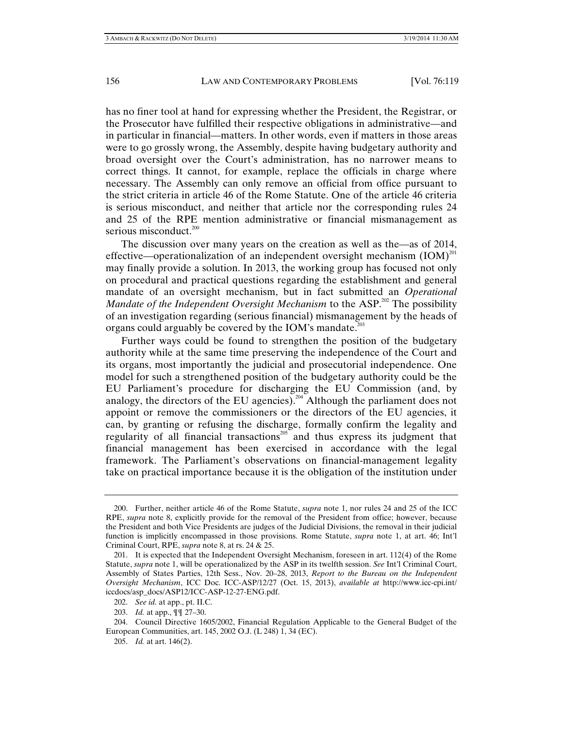has no finer tool at hand for expressing whether the President, the Registrar, or the Prosecutor have fulfilled their respective obligations in administrative—and in particular in financial—matters. In other words, even if matters in those areas were to go grossly wrong, the Assembly, despite having budgetary authority and broad oversight over the Court's administration, has no narrower means to correct things. It cannot, for example, replace the officials in charge where necessary. The Assembly can only remove an official from office pursuant to the strict criteria in article 46 of the Rome Statute. One of the article 46 criteria is serious misconduct, and neither that article nor the corresponding rules 24 and 25 of the RPE mention administrative or financial mismanagement as serious misconduct.[200]

The discussion over many years on the creation as well as the—as of 2014, effective—operationalization of an independent oversight mechanism (IOM)[201] may finally provide a solution. In 2013, the working group has focused not only on procedural and practical questions regarding the establishment and general mandate of an oversight mechanism, but in fact submitted an *Operational Mandate of the Independent Oversight Mechanism* to the ASP.[202] The possibility of an investigation regarding (serious financial) mismanagement by the heads of organs could arguably be covered by the IOM's mandate.[203]

Further ways could be found to strengthen the position of the budgetary authority while at the same time preserving the independence of the Court and its organs, most importantly the judicial and prosecutorial independence. One model for such a strengthened position of the budgetary authority could be the EU Parliament's procedure for discharging the EU Commission (and, by analogy, the directors of the EU agencies).[204] Although the parliament does not appoint or remove the commissioners or the directors of the EU agencies, it can, by granting or refusing the discharge, formally confirm the legality and regularity of all financial transactions[205] and thus express its judgment that financial management has been exercised in accordance with the legal framework. The Parliament's observations on financial-management legality take on practical importance because it is the obligation of the institution under

---

200. Further, neither article 46 of the Rome Statute, *supra* note 1, nor rules 24 and 25 of the ICC RPE, *supra* note 8, explicitly provide for the removal of the President from office; however, because the President and both Vice Presidents are judges of the Judicial Divisions, the removal in their judicial function is implicitly encompassed in those provisions. Rome Statute, *supra* note 1, at art. 46; Int'l Criminal Court, RPE, *supra* note 8, at rs. 24 & 25.

201. It is expected that the Independent Oversight Mechanism, foreseen in art. 112(4) of the Rome Statute, *supra* note 1, will be operationalized by the ASP in its twelfth session. *See* Int'l Criminal Court, Assembly of States Parties, 12th Sess., Nov. 20–28, 2013, *Report to the Bureau on the Independent Oversight Mechanism*, ICC Doc. ICC-ASP/12/27 (Oct. 15, 2013), *available at* http://www.icc-cpi.int/iccdocs/asp_docs/ASP12/ICC-ASP-12-27-ENG.pdf.

202. *See id.* at app., pt. II.C.

203. *Id.* at app., ¶¶ 27–30.

204. Council Directive 1605/2002, Financial Regulation Applicable to the General Budget of the European Communities, art. 145, 2002 O.J. (L 248) 1, 34 (EC).

205. *Id.* at art. 146(2).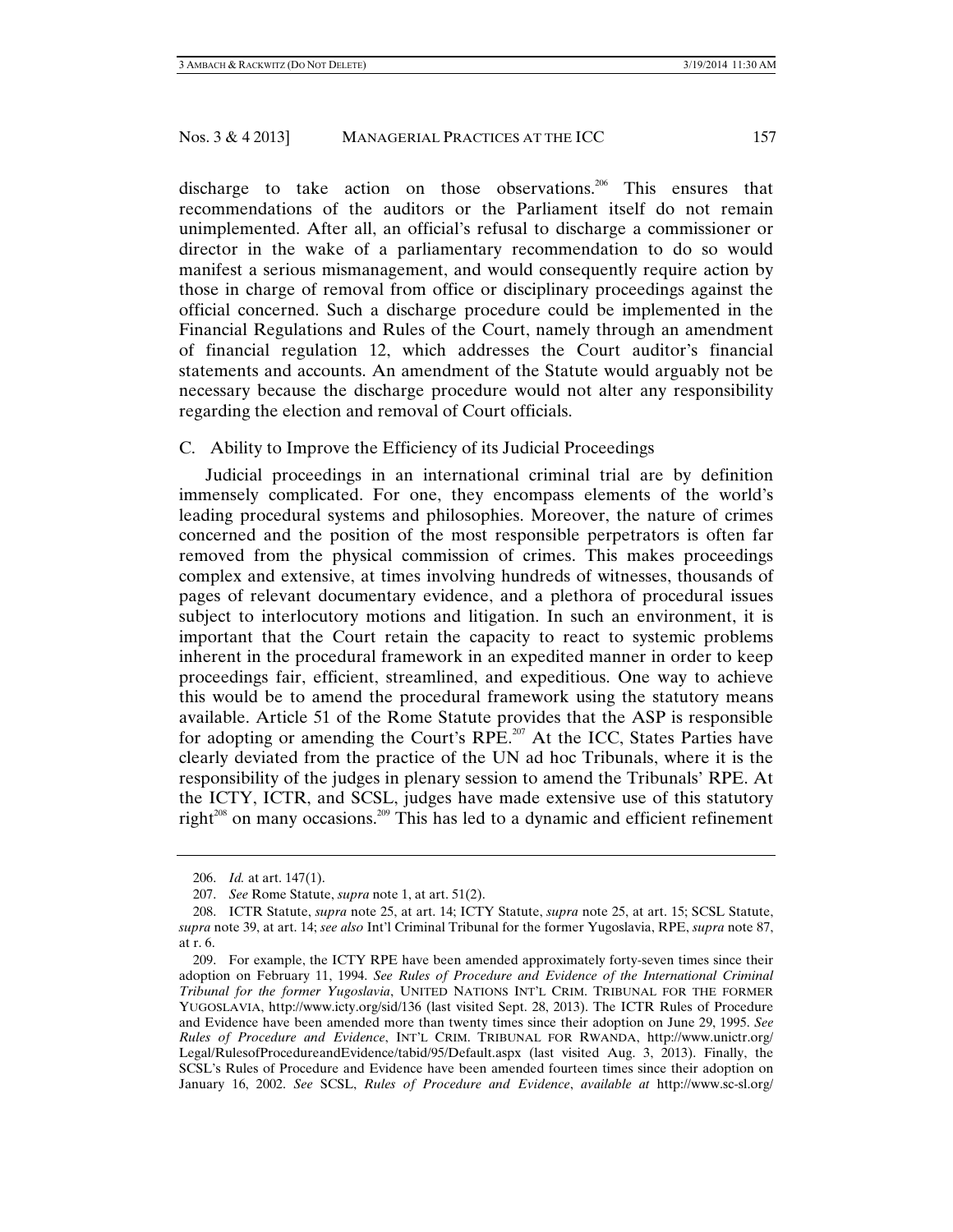discharge to take action on those observations.[206] This ensures that recommendations of the auditors or the Parliament itself do not remain unimplemented. After all, an official's refusal to discharge a commissioner or director in the wake of a parliamentary recommendation to do so would manifest a serious mismanagement, and would consequently require action by those in charge of removal from office or disciplinary proceedings against the official concerned. Such a discharge procedure could be implemented in the Financial Regulations and Rules of the Court, namely through an amendment of financial regulation 12, which addresses the Court auditor's financial statements and accounts. An amendment of the Statute would arguably not be necessary because the discharge procedure would not alter any responsibility regarding the election and removal of Court officials.

### C. Ability to Improve the Efficiency of its Judicial Proceedings

Judicial proceedings in an international criminal trial are by definition immensely complicated. For one, they encompass elements of the world's leading procedural systems and philosophies. Moreover, the nature of crimes concerned and the position of the most responsible perpetrators is often far removed from the physical commission of crimes. This makes proceedings complex and extensive, at times involving hundreds of witnesses, thousands of pages of relevant documentary evidence, and a plethora of procedural issues subject to interlocutory motions and litigation. In such an environment, it is important that the Court retain the capacity to react to systemic problems inherent in the procedural framework in an expedited manner in order to keep proceedings fair, efficient, streamlined, and expeditious. One way to achieve this would be to amend the procedural framework using the statutory means available. Article 51 of the Rome Statute provides that the ASP is responsible for adopting or amending the Court's RPE.[207] At the ICC, States Parties have clearly deviated from the practice of the UN ad hoc Tribunals, where it is the responsibility of the judges in plenary session to amend the Tribunals' RPE. At the ICTY, ICTR, and SCSL, judges have made extensive use of this statutory right[208] on many occasions.[209] This has led to a dynamic and efficient refinement

---

206. *Id.* at art. 147(1).

207. *See* Rome Statute, *supra* note 1, at art. 51(2).

208. ICTR Statute, *supra* note 25, at art. 14; ICTY Statute, *supra* note 25, at art. 15; SCSL Statute, *supra* note 39, at art. 14; *see also* Int'l Criminal Tribunal for the former Yugoslavia, RPE, *supra* note 87, at r. 6.

209. For example, the ICTY RPE have been amended approximately forty-seven times since their adoption on February 11, 1994. *See Rules of Procedure and Evidence of the International Criminal Tribunal for the former Yugoslavia*, UNITED NATIONS INT'L CRIM. TRIBUNAL FOR THE FORMER YUGOSLAVIA, http://www.icty.org/sid/136 (last visited Sept. 28, 2013). The ICTR Rules of Procedure and Evidence have been amended more than twenty times since their adoption on June 29, 1995. *See Rules of Procedure and Evidence*, INT'L CRIM. TRIBUNAL FOR RWANDA, http://www.unictr.org/Legal/RulesofProcedureandEvidence/tabid/95/Default.aspx (last visited Aug. 3, 2013). Finally, the SCSL's Rules of Procedure and Evidence have been amended fourteen times since their adoption on January 16, 2002. *See* SCSL, *Rules of Procedure and Evidence*, *available at* http://www.sc-sl.org/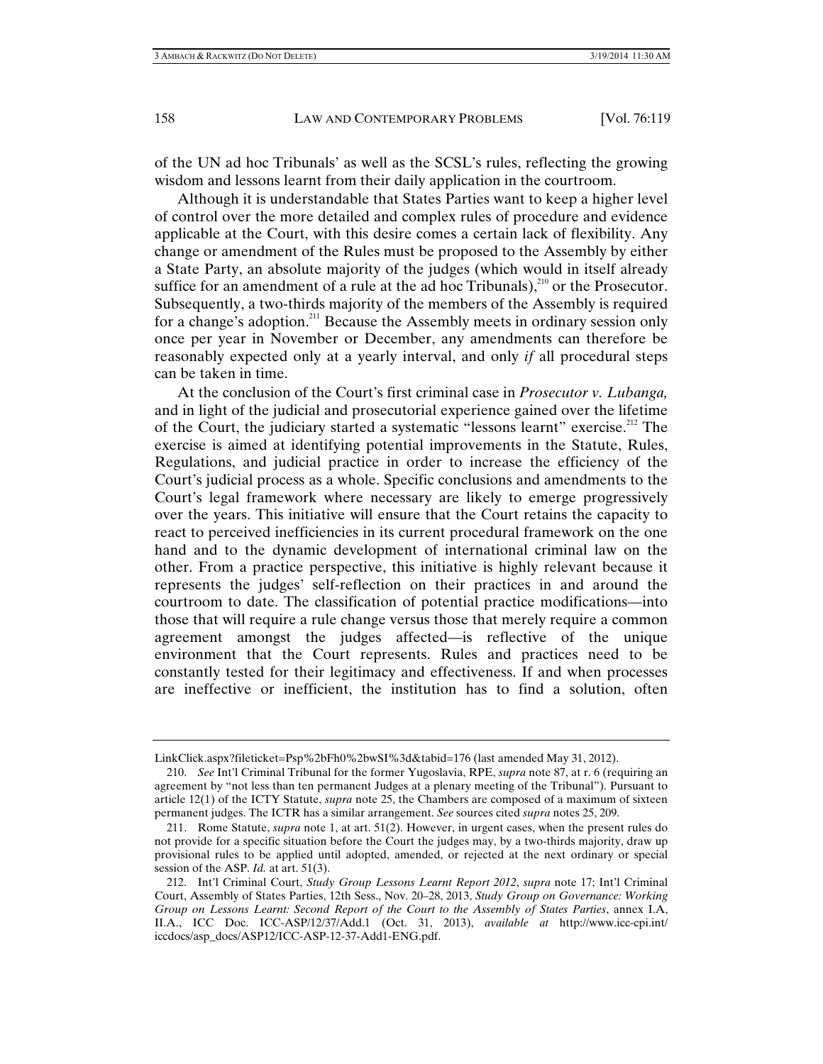of the UN ad hoc Tribunals' as well as the SCSL's rules, reflecting the growing wisdom and lessons learnt from their daily application in the courtroom.

Although it is understandable that States Parties want to keep a higher level of control over the more detailed and complex rules of procedure and evidence applicable at the Court, with this desire comes a certain lack of flexibility. Any change or amendment of the Rules must be proposed to the Assembly by either a State Party, an absolute majority of the judges (which would in itself already suffice for an amendment of a rule at the ad hoc Tribunals),[210] or the Prosecutor. Subsequently, a two-thirds majority of the members of the Assembly is required for a change's adoption.[211] Because the Assembly meets in ordinary session only once per year in November or December, any amendments can therefore be reasonably expected only at a yearly interval, and only *if* all procedural steps can be taken in time.

At the conclusion of the Court's first criminal case in *Prosecutor v. Lubanga,* and in light of the judicial and prosecutorial experience gained over the lifetime of the Court, the judiciary started a systematic "lessons learnt" exercise.[212] The exercise is aimed at identifying potential improvements in the Statute, Rules, Regulations, and judicial practice in order to increase the efficiency of the Court's judicial process as a whole. Specific conclusions and amendments to the Court's legal framework where necessary are likely to emerge progressively over the years. This initiative will ensure that the Court retains the capacity to react to perceived inefficiencies in its current procedural framework on the one hand and to the dynamic development of international criminal law on the other. From a practice perspective, this initiative is highly relevant because it represents the judges' self-reflection on their practices in and around the courtroom to date. The classification of potential practice modifications—into those that will require a rule change versus those that merely require a common agreement amongst the judges affected—is reflective of the unique environment that the Court represents. Rules and practices need to be constantly tested for their legitimacy and effectiveness. If and when processes are ineffective or inefficient, the institution has to find a solution, often

---

LinkClick.aspx?fileticket=Psp%2bFh0%2bwSI%3d&tabid=176 (last amended May 31, 2012).

210. *See* Int'l Criminal Tribunal for the former Yugoslavia, RPE, *supra* note 87, at r. 6 (requiring an agreement by "not less than ten permanent Judges at a plenary meeting of the Tribunal"). Pursuant to article 12(1) of the ICTY Statute, *supra* note 25, the Chambers are composed of a maximum of sixteen permanent judges. The ICTR has a similar arrangement. *See* sources cited *supra* notes 25, 209.

211. Rome Statute, *supra* note 1, at art. 51(2). However, in urgent cases, when the present rules do not provide for a specific situation before the Court the judges may, by a two-thirds majority, draw up provisional rules to be applied until adopted, amended, or rejected at the next ordinary or special session of the ASP. *Id.* at art. 51(3).

212. Int'l Criminal Court, *Study Group Lessons Learnt Report 2012*, *supra* note 17; Int'l Criminal Court, Assembly of States Parties, 12th Sess., Nov. 20–28, 2013, *Study Group on Governance: Working Group on Lessons Learnt: Second Report of the Court to the Assembly of States Parties*, annex I.A, II.A., ICC Doc. ICC-ASP/12/37/Add.1 (Oct. 31, 2013), *available at* http://www.icc-cpi.int/iccdocs/asp_docs/ASP12/ICC-ASP-12-37-Add1-ENG.pdf.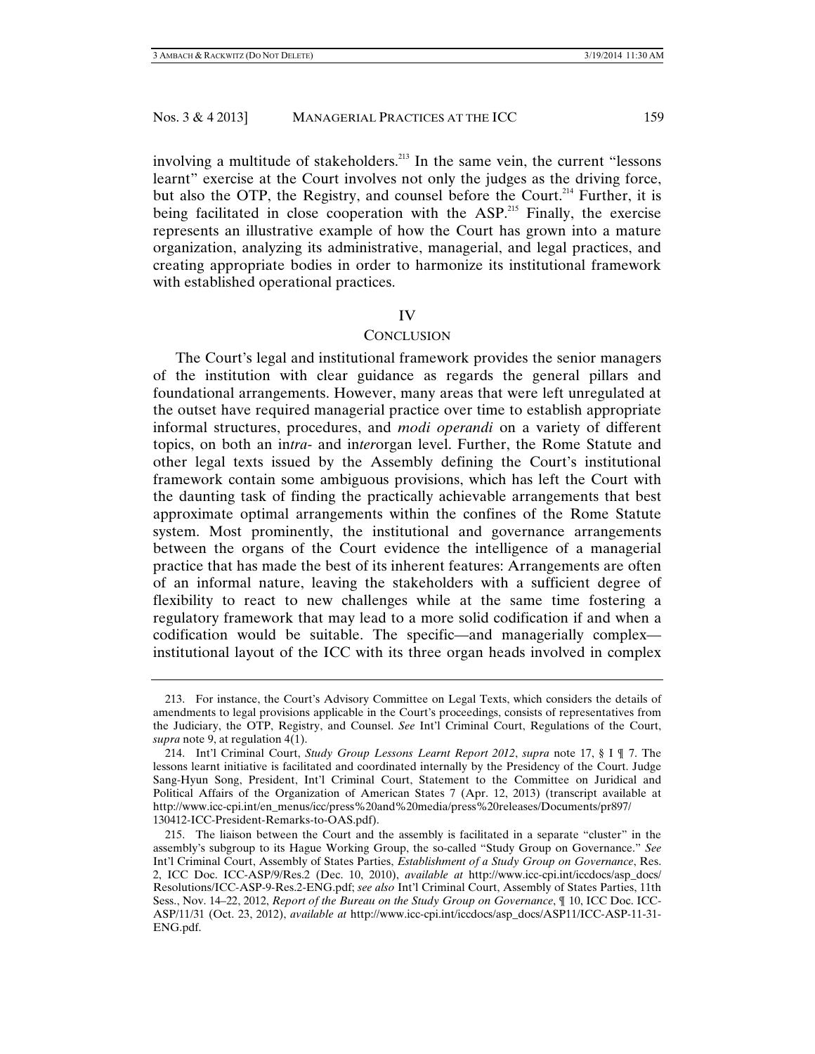involving a multitude of stakeholders.[213] In the same vein, the current "lessons learnt" exercise at the Court involves not only the judges as the driving force, but also the OTP, the Registry, and counsel before the Court.[214] Further, it is being facilitated in close cooperation with the ASP.[215] Finally, the exercise represents an illustrative example of how the Court has grown into a mature organization, analyzing its administrative, managerial, and legal practices, and creating appropriate bodies in order to harmonize its institutional framework with established operational practices.

## IV
## CONCLUSION

The Court's legal and institutional framework provides the senior managers of the institution with clear guidance as regards the general pillars and foundational arrangements. However, many areas that were left unregulated at the outset have required managerial practice over time to establish appropriate informal structures, procedures, and *modi operandi* on a variety of different topics, on both an in*tra*- and in*ter*organ level. Further, the Rome Statute and other legal texts issued by the Assembly defining the Court's institutional framework contain some ambiguous provisions, which has left the Court with the daunting task of finding the practically achievable arrangements that best approximate optimal arrangements within the confines of the Rome Statute system. Most prominently, the institutional and governance arrangements between the organs of the Court evidence the intelligence of a managerial practice that has made the best of its inherent features: Arrangements are often of an informal nature, leaving the stakeholders with a sufficient degree of flexibility to react to new challenges while at the same time fostering a regulatory framework that may lead to a more solid codification if and when a codification would be suitable. The specific—and managerially complex—institutional layout of the ICC with its three organ heads involved in complex

---

213. For instance, the Court's Advisory Committee on Legal Texts, which considers the details of amendments to legal provisions applicable in the Court's proceedings, consists of representatives from the Judiciary, the OTP, Registry, and Counsel. *See* Int'l Criminal Court, Regulations of the Court, *supra* note 9, at regulation 4(1).

214. Int'l Criminal Court, *Study Group Lessons Learnt Report 2012*, *supra* note 17, § I ¶ 7. The lessons learnt initiative is facilitated and coordinated internally by the Presidency of the Court. Judge Sang-Hyun Song, President, Int'l Criminal Court, Statement to the Committee on Juridical and Political Affairs of the Organization of American States 7 (Apr. 12, 2013) (transcript available at http://www.icc-cpi.int/en_menus/icc/press%20and%20media/press%20releases/Documents/pr897/130412-ICC-President-Remarks-to-OAS.pdf).

215. The liaison between the Court and the assembly is facilitated in a separate "cluster" in the assembly's subgroup to its Hague Working Group, the so-called "Study Group on Governance." *See* Int'l Criminal Court, Assembly of States Parties, *Establishment of a Study Group on Governance*, Res. 2, ICC Doc. ICC-ASP/9/Res.2 (Dec. 10, 2010), *available at* http://www.icc-cpi.int/iccdocs/asp_docs/Resolutions/ICC-ASP-9-Res.2-ENG.pdf; *see also* Int'l Criminal Court, Assembly of States Parties, 11th Sess., Nov. 14–22, 2012, *Report of the Bureau on the Study Group on Governance*, ¶ 10, ICC Doc. ICC-ASP/11/31 (Oct. 23, 2012), *available at* http://www.icc-cpi.int/iccdocs/asp_docs/ASP11/ICC-ASP-11-31-ENG.pdf.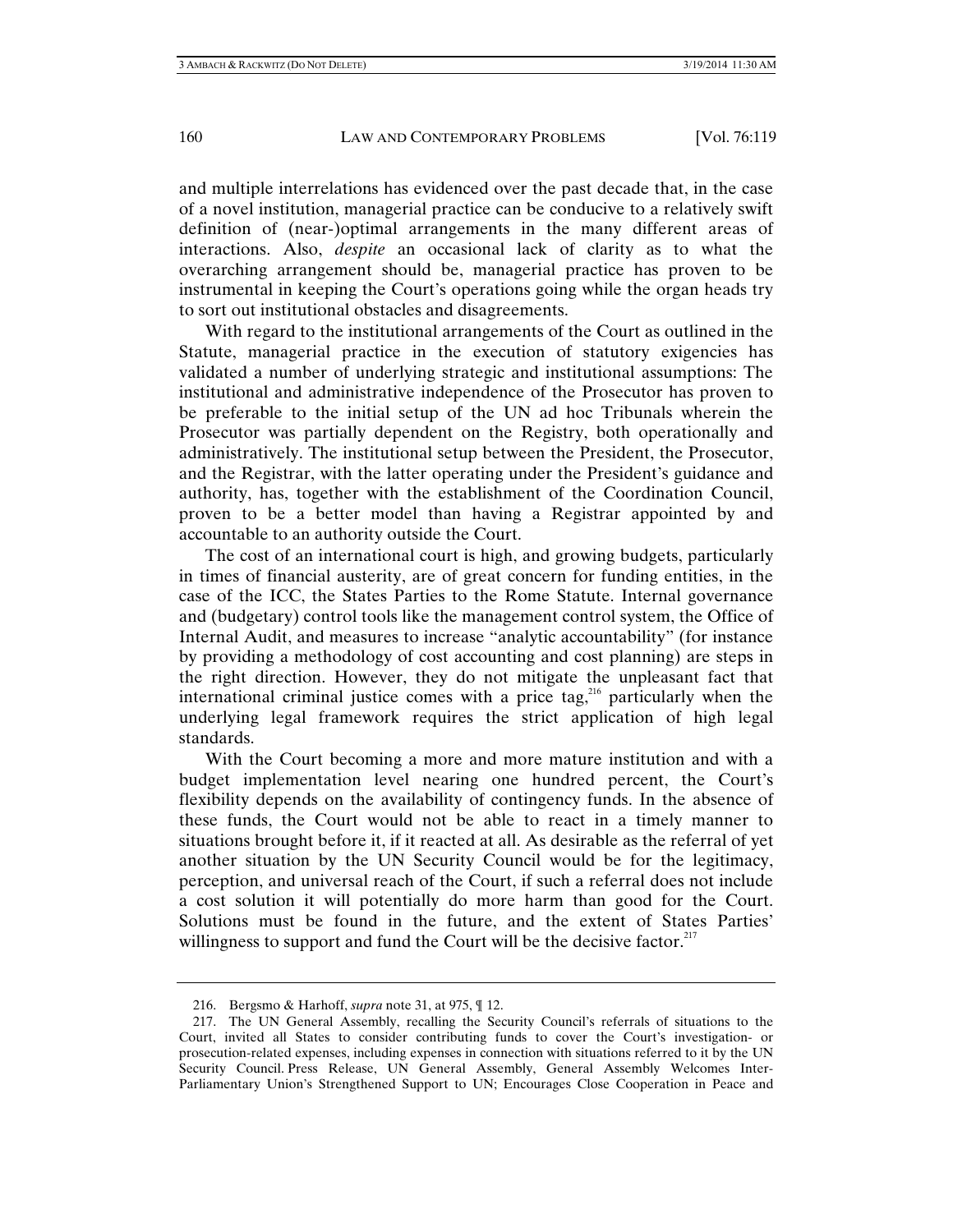and multiple interrelations has evidenced over the past decade that, in the case of a novel institution, managerial practice can be conducive to a relatively swift definition of (near-)optimal arrangements in the many different areas of interactions. Also, *despite* an occasional lack of clarity as to what the overarching arrangement should be, managerial practice has proven to be instrumental in keeping the Court's operations going while the organ heads try to sort out institutional obstacles and disagreements.

With regard to the institutional arrangements of the Court as outlined in the Statute, managerial practice in the execution of statutory exigencies has validated a number of underlying strategic and institutional assumptions: The institutional and administrative independence of the Prosecutor has proven to be preferable to the initial setup of the UN ad hoc Tribunals wherein the Prosecutor was partially dependent on the Registry, both operationally and administratively. The institutional setup between the President, the Prosecutor, and the Registrar, with the latter operating under the President's guidance and authority, has, together with the establishment of the Coordination Council, proven to be a better model than having a Registrar appointed by and accountable to an authority outside the Court.

The cost of an international court is high, and growing budgets, particularly in times of financial austerity, are of great concern for funding entities, in the case of the ICC, the States Parties to the Rome Statute. Internal governance and (budgetary) control tools like the management control system, the Office of Internal Audit, and measures to increase "analytic accountability" (for instance by providing a methodology of cost accounting and cost planning) are steps in the right direction. However, they do not mitigate the unpleasant fact that international criminal justice comes with a price tag,[216] particularly when the underlying legal framework requires the strict application of high legal standards.

With the Court becoming a more and more mature institution and with a budget implementation level nearing one hundred percent, the Court's flexibility depends on the availability of contingency funds. In the absence of these funds, the Court would not be able to react in a timely manner to situations brought before it, if it reacted at all. As desirable as the referral of yet another situation by the UN Security Council would be for the legitimacy, perception, and universal reach of the Court, if such a referral does not include a cost solution it will potentially do more harm than good for the Court. Solutions must be found in the future, and the extent of States Parties' willingness to support and fund the Court will be the decisive factor.[217]

---

216. Bergsmo & Harhoff, *supra* note 31, at 975, ¶ 12.

217. The UN General Assembly, recalling the Security Council's referrals of situations to the Court, invited all States to consider contributing funds to cover the Court's investigation- or prosecution-related expenses, including expenses in connection with situations referred to it by the UN Security Council. Press Release, UN General Assembly, General Assembly Welcomes Inter-Parliamentary Union's Strengthened Support to UN; Encourages Close Cooperation in Peace and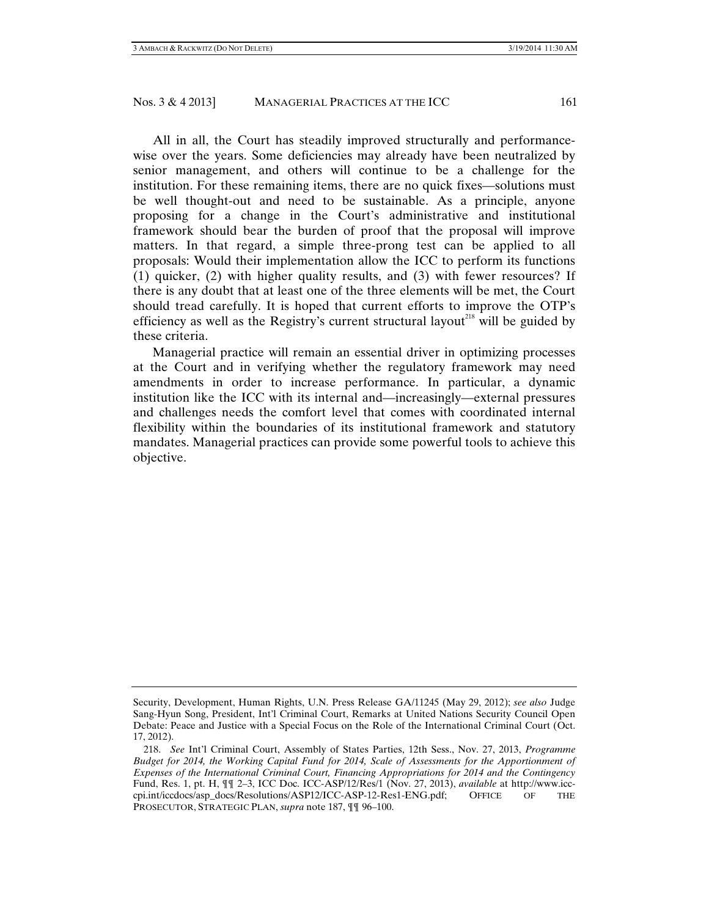All in all, the Court has steadily improved structurally and performance-wise over the years. Some deficiencies may already have been neutralized by senior management, and others will continue to be a challenge for the institution. For these remaining items, there are no quick fixes—solutions must be well thought-out and need to be sustainable. As a principle, anyone proposing for a change in the Court's administrative and institutional framework should bear the burden of proof that the proposal will improve matters. In that regard, a simple three-prong test can be applied to all proposals: Would their implementation allow the ICC to perform its functions (1) quicker, (2) with higher quality results, and (3) with fewer resources? If there is any doubt that at least one of the three elements will be met, the Court should tread carefully. It is hoped that current efforts to improve the OTP's efficiency as well as the Registry's current structural layout[218] will be guided by these criteria.

Managerial practice will remain an essential driver in optimizing processes at the Court and in verifying whether the regulatory framework may need amendments in order to increase performance. In particular, a dynamic institution like the ICC with its internal and—increasingly—external pressures and challenges needs the comfort level that comes with coordinated internal flexibility within the boundaries of its institutional framework and statutory mandates. Managerial practices can provide some powerful tools to achieve this objective.

---

Security, Development, Human Rights, U.N. Press Release GA/11245 (May 29, 2012); *see also* Judge Sang-Hyun Song, President, Int'l Criminal Court, Remarks at United Nations Security Council Open Debate: Peace and Justice with a Special Focus on the Role of the International Criminal Court (Oct. 17, 2012).

218. *See* Int'l Criminal Court, Assembly of States Parties, 12th Sess., Nov. 27, 2013, *Programme Budget for 2014, the Working Capital Fund for 2014, Scale of Assessments for the Apportionment of Expenses of the International Criminal Court, Financing Appropriations for 2014 and the Contingency* Fund, Res. 1, pt. H, ¶¶ 2–3, ICC Doc. ICC-ASP/12/Res/1 (Nov. 27, 2013), *available* at http://www.icc-cpi.int/iccdocs/asp_docs/Resolutions/ASP12/ICC-ASP-12-Res1-ENG.pdf; OFFICE OF THE PROSECUTOR, STRATEGIC PLAN, *supra* note 187, ¶¶ 96–100.